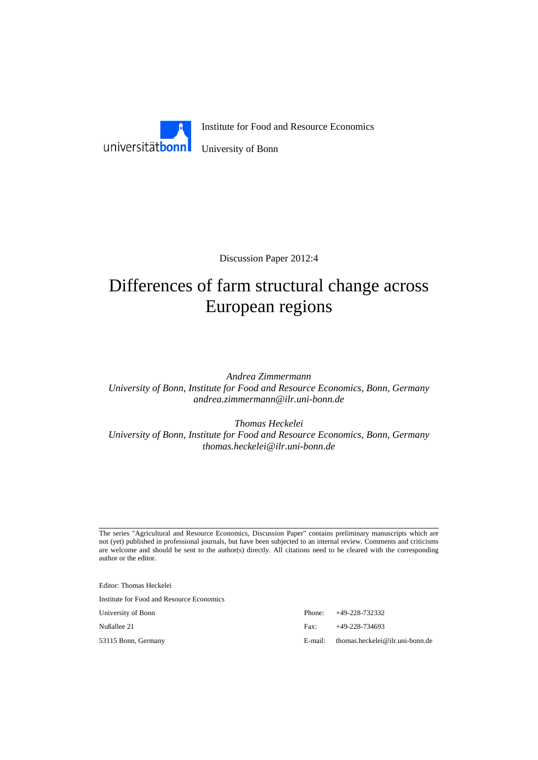universitätbonn

Institute for Food and Resource Economics

University of Bonn

Discussion Paper 2012:4

# Differences of farm structural change across European regions

*Andrea Zimmermann*
*University of Bonn, Institute for Food and Resource Economics, Bonn, Germany*
*andrea.zimmermann@ilr.uni-bonn.de*

*Thomas Heckelei*
*University of Bonn, Institute for Food and Resource Economics, Bonn, Germany*
*thomas.heckelei@ilr.uni-bonn.de*

---

The series "Agricultural and Resource Economics, Discussion Paper" contains preliminary manuscripts which are not (yet) published in professional journals, but have been subjected to an internal review. Comments and criticisms are welcome and should be sent to the author(s) directly. All citations need to be cleared with the corresponding author or the editor.

Editor: Thomas Heckelei

Institute for Food and Resource Economics

University of Bonn

Nußallee 21

53115 Bonn, Germany

Phone: +49-228-732332

Fax: +49-228-734693

E-mail: thomas.heckelei@ilr.uni-bonn.de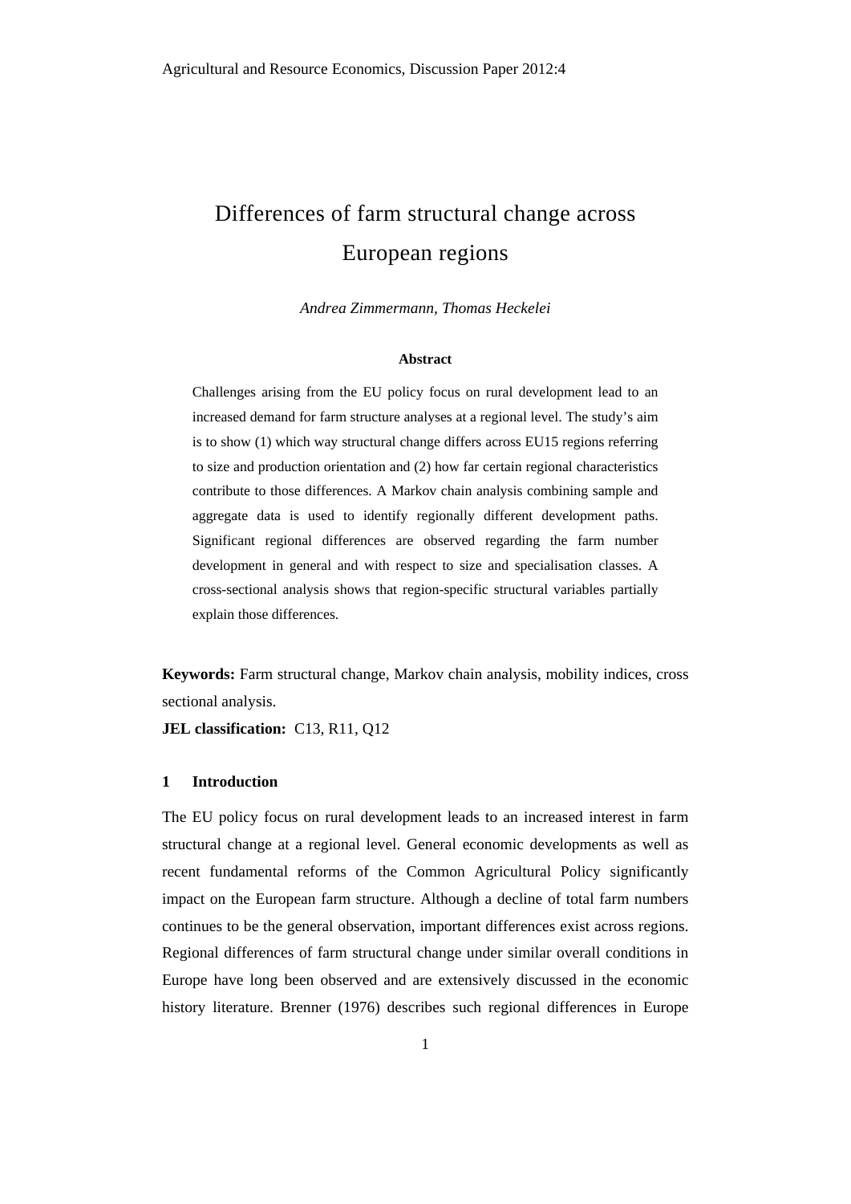# Differences of farm structural change across European regions

*Andrea Zimmermann, Thomas Heckelei*

**Abstract**

Challenges arising from the EU policy focus on rural development lead to an increased demand for farm structure analyses at a regional level. The study's aim is to show (1) which way structural change differs across EU15 regions referring to size and production orientation and (2) how far certain regional characteristics contribute to those differences. A Markov chain analysis combining sample and aggregate data is used to identify regionally different development paths. Significant regional differences are observed regarding the farm number development in general and with respect to size and specialisation classes. A cross-sectional analysis shows that region-specific structural variables partially explain those differences.

**Keywords:** Farm structural change, Markov chain analysis, mobility indices, cross sectional analysis.

**JEL classification:** C13, R11, Q12

## 1 Introduction

The EU policy focus on rural development leads to an increased interest in farm structural change at a regional level. General economic developments as well as recent fundamental reforms of the Common Agricultural Policy significantly impact on the European farm structure. Although a decline of total farm numbers continues to be the general observation, important differences exist across regions. Regional differences of farm structural change under similar overall conditions in Europe have long been observed and are extensively discussed in the economic history literature. Brenner (1976) describes such regional differences in Europe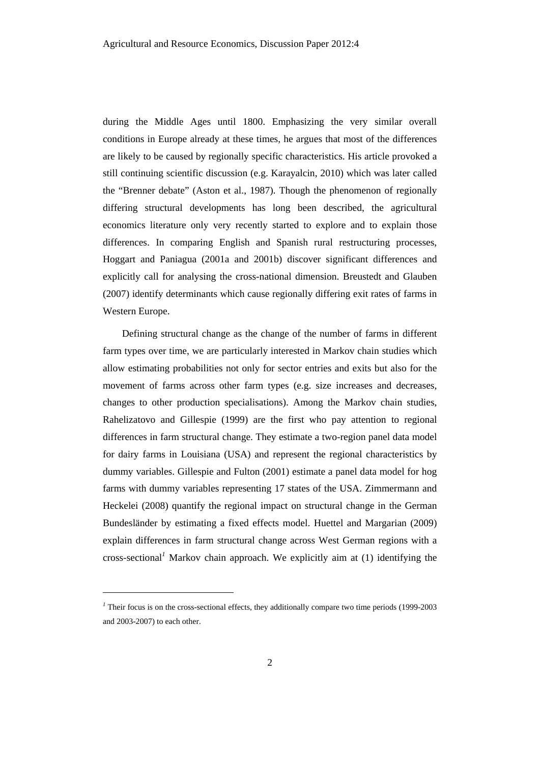during the Middle Ages until 1800. Emphasizing the very similar overall conditions in Europe already at these times, he argues that most of the differences are likely to be caused by regionally specific characteristics. His article provoked a still continuing scientific discussion (e.g. Karayalcin, 2010) which was later called the "Brenner debate" (Aston et al., 1987). Though the phenomenon of regionally differing structural developments has long been described, the agricultural economics literature only very recently started to explore and to explain those differences. In comparing English and Spanish rural restructuring processes, Hoggart and Paniagua (2001a and 2001b) discover significant differences and explicitly call for analysing the cross-national dimension. Breustedt and Glauben (2007) identify determinants which cause regionally differing exit rates of farms in Western Europe.

Defining structural change as the change of the number of farms in different farm types over time, we are particularly interested in Markov chain studies which allow estimating probabilities not only for sector entries and exits but also for the movement of farms across other farm types (e.g. size increases and decreases, changes to other production specialisations). Among the Markov chain studies, Rahelizatovo and Gillespie (1999) are the first who pay attention to regional differences in farm structural change. They estimate a two-region panel data model for dairy farms in Louisiana (USA) and represent the regional characteristics by dummy variables. Gillespie and Fulton (2001) estimate a panel data model for hog farms with dummy variables representing 17 states of the USA. Zimmermann and Heckelei (2008) quantify the regional impact on structural change in the German Bundesländer by estimating a fixed effects model. Huettel and Margarian (2009) explain differences in farm structural change across West German regions with a cross-sectional[1] Markov chain approach. We explicitly aim at (1) identifying the

[1] Their focus is on the cross-sectional effects, they additionally compare two time periods (1999-2003 and 2003-2007) to each other.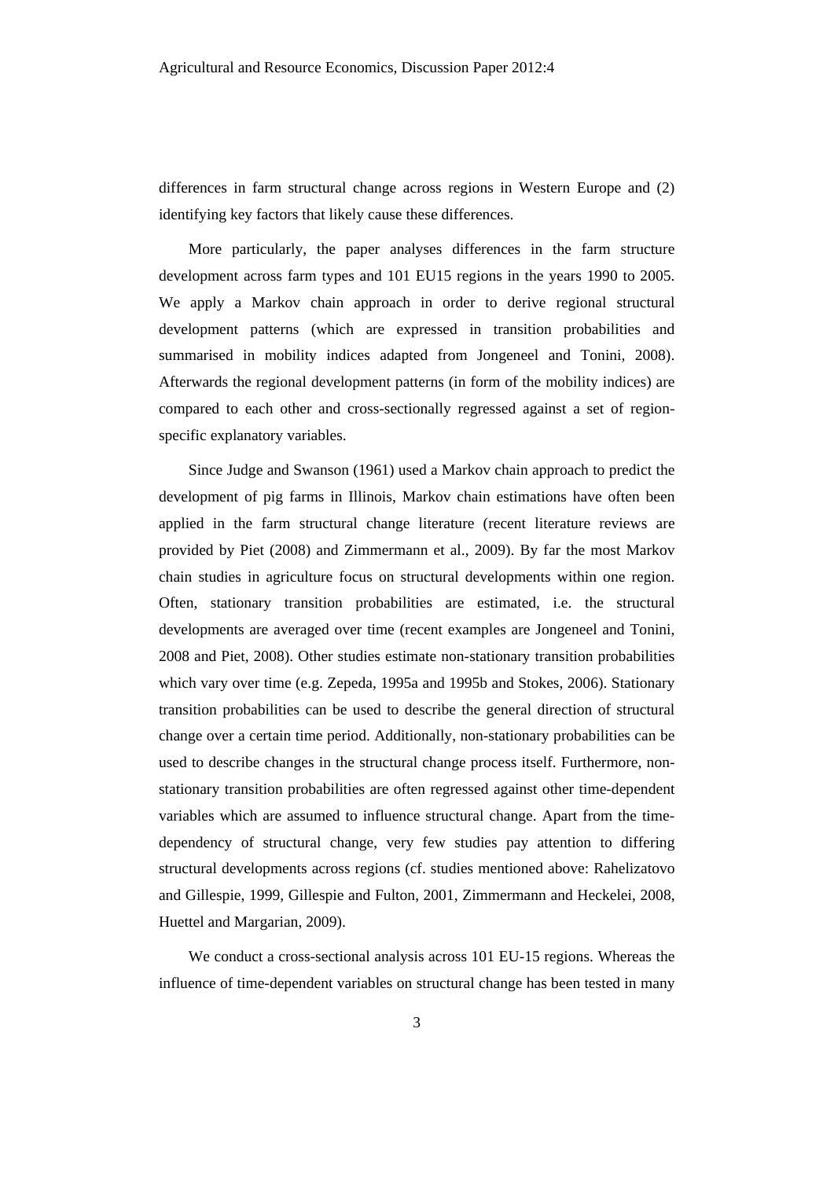differences in farm structural change across regions in Western Europe and (2) identifying key factors that likely cause these differences.

More particularly, the paper analyses differences in the farm structure development across farm types and 101 EU15 regions in the years 1990 to 2005. We apply a Markov chain approach in order to derive regional structural development patterns (which are expressed in transition probabilities and summarised in mobility indices adapted from Jongeneel and Tonini, 2008). Afterwards the regional development patterns (in form of the mobility indices) are compared to each other and cross-sectionally regressed against a set of region-specific explanatory variables.

Since Judge and Swanson (1961) used a Markov chain approach to predict the development of pig farms in Illinois, Markov chain estimations have often been applied in the farm structural change literature (recent literature reviews are provided by Piet (2008) and Zimmermann et al., 2009). By far the most Markov chain studies in agriculture focus on structural developments within one region. Often, stationary transition probabilities are estimated, i.e. the structural developments are averaged over time (recent examples are Jongeneel and Tonini, 2008 and Piet, 2008). Other studies estimate non-stationary transition probabilities which vary over time (e.g. Zepeda, 1995a and 1995b and Stokes, 2006). Stationary transition probabilities can be used to describe the general direction of structural change over a certain time period. Additionally, non-stationary probabilities can be used to describe changes in the structural change process itself. Furthermore, non-stationary transition probabilities are often regressed against other time-dependent variables which are assumed to influence structural change. Apart from the time-dependency of structural change, very few studies pay attention to differing structural developments across regions (cf. studies mentioned above: Rahelizatovo and Gillespie, 1999, Gillespie and Fulton, 2001, Zimmermann and Heckelei, 2008, Huettel and Margarian, 2009).

We conduct a cross-sectional analysis across 101 EU-15 regions. Whereas the influence of time-dependent variables on structural change has been tested in many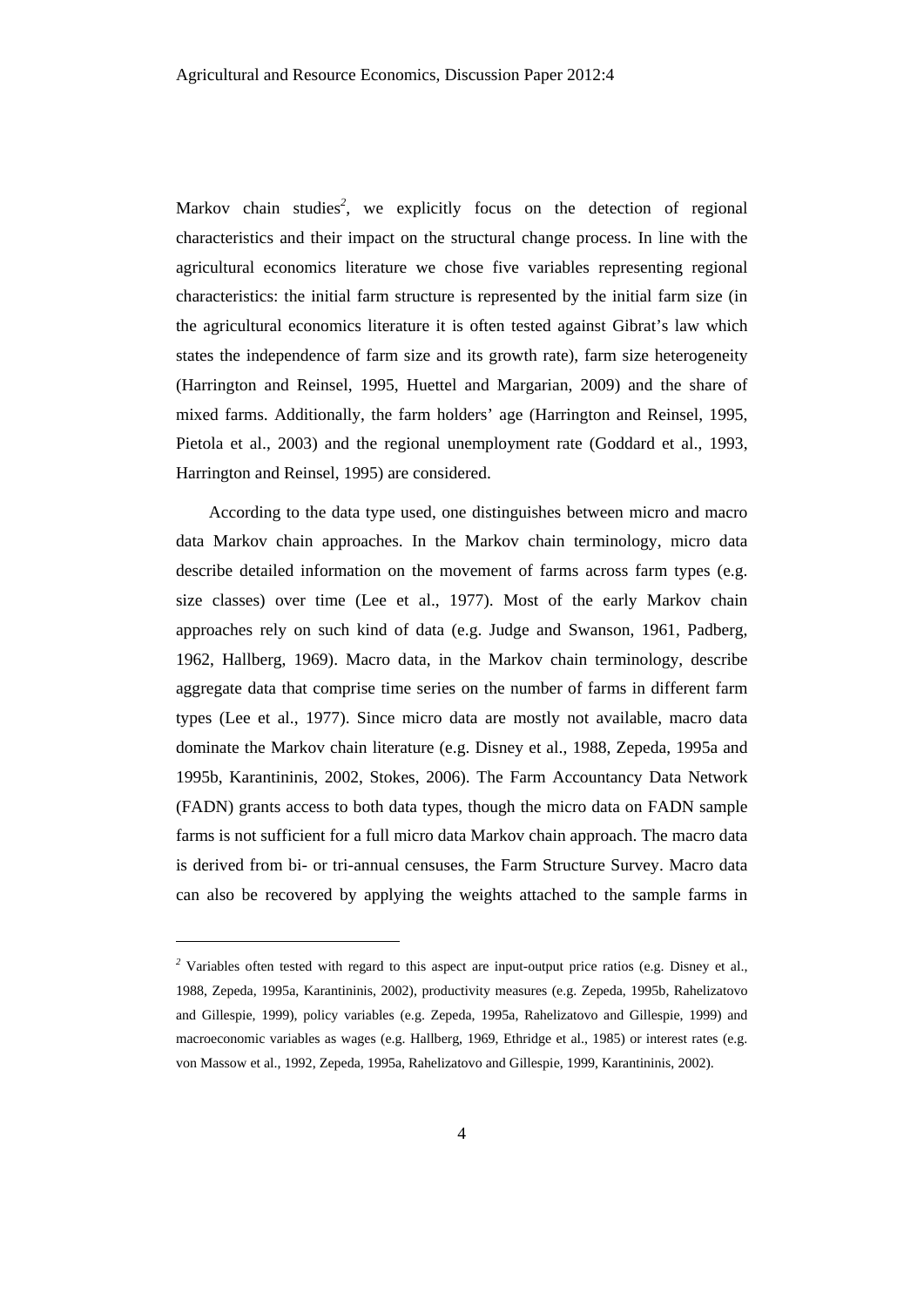Markov chain studies[2], we explicitly focus on the detection of regional characteristics and their impact on the structural change process. In line with the agricultural economics literature we chose five variables representing regional characteristics: the initial farm structure is represented by the initial farm size (in the agricultural economics literature it is often tested against Gibrat's law which states the independence of farm size and its growth rate), farm size heterogeneity (Harrington and Reinsel, 1995, Huettel and Margarian, 2009) and the share of mixed farms. Additionally, the farm holders' age (Harrington and Reinsel, 1995, Pietola et al., 2003) and the regional unemployment rate (Goddard et al., 1993, Harrington and Reinsel, 1995) are considered.

According to the data type used, one distinguishes between micro and macro data Markov chain approaches. In the Markov chain terminology, micro data describe detailed information on the movement of farms across farm types (e.g. size classes) over time (Lee et al., 1977). Most of the early Markov chain approaches rely on such kind of data (e.g. Judge and Swanson, 1961, Padberg, 1962, Hallberg, 1969). Macro data, in the Markov chain terminology, describe aggregate data that comprise time series on the number of farms in different farm types (Lee et al., 1977). Since micro data are mostly not available, macro data dominate the Markov chain literature (e.g. Disney et al., 1988, Zepeda, 1995a and 1995b, Karantininis, 2002, Stokes, 2006). The Farm Accountancy Data Network (FADN) grants access to both data types, though the micro data on FADN sample farms is not sufficient for a full micro data Markov chain approach. The macro data is derived from bi- or tri-annual censuses, the Farm Structure Survey. Macro data can also be recovered by applying the weights attached to the sample farms in

---

[2] Variables often tested with regard to this aspect are input-output price ratios (e.g. Disney et al., 1988, Zepeda, 1995a, Karantininis, 2002), productivity measures (e.g. Zepeda, 1995b, Rahelizatovo and Gillespie, 1999), policy variables (e.g. Zepeda, 1995a, Rahelizatovo and Gillespie, 1999) and macroeconomic variables as wages (e.g. Hallberg, 1969, Ethridge et al., 1985) or interest rates (e.g. von Massow et al., 1992, Zepeda, 1995a, Rahelizatovo and Gillespie, 1999, Karantininis, 2002).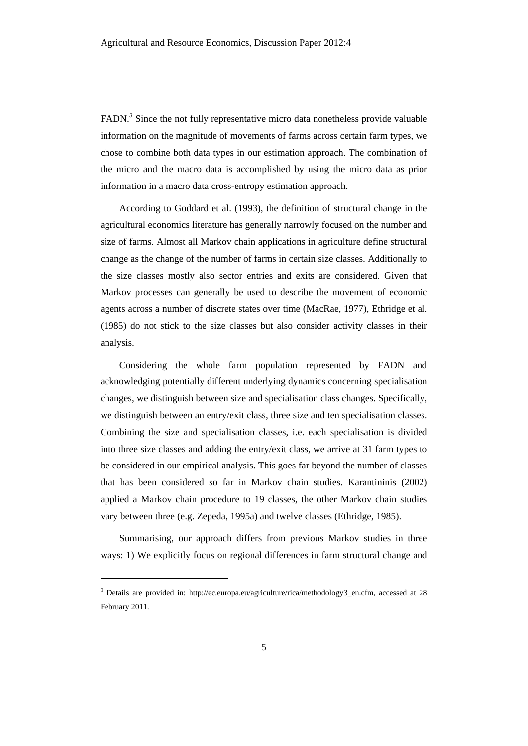FADN.[3] Since the not fully representative micro data nonetheless provide valuable information on the magnitude of movements of farms across certain farm types, we chose to combine both data types in our estimation approach. The combination of the micro and the macro data is accomplished by using the micro data as prior information in a macro data cross-entropy estimation approach.

According to Goddard et al. (1993), the definition of structural change in the agricultural economics literature has generally narrowly focused on the number and size of farms. Almost all Markov chain applications in agriculture define structural change as the change of the number of farms in certain size classes. Additionally to the size classes mostly also sector entries and exits are considered. Given that Markov processes can generally be used to describe the movement of economic agents across a number of discrete states over time (MacRae, 1977), Ethridge et al. (1985) do not stick to the size classes but also consider activity classes in their analysis.

Considering the whole farm population represented by FADN and acknowledging potentially different underlying dynamics concerning specialisation changes, we distinguish between size and specialisation class changes. Specifically, we distinguish between an entry/exit class, three size and ten specialisation classes. Combining the size and specialisation classes, i.e. each specialisation is divided into three size classes and adding the entry/exit class, we arrive at 31 farm types to be considered in our empirical analysis. This goes far beyond the number of classes that has been considered so far in Markov chain studies. Karantininis (2002) applied a Markov chain procedure to 19 classes, the other Markov chain studies vary between three (e.g. Zepeda, 1995a) and twelve classes (Ethridge, 1985).

Summarising, our approach differs from previous Markov studies in three ways: 1) We explicitly focus on regional differences in farm structural change and

[3] Details are provided in: http://ec.europa.eu/agriculture/rica/methodology3_en.cfm, accessed at 28 February 2011.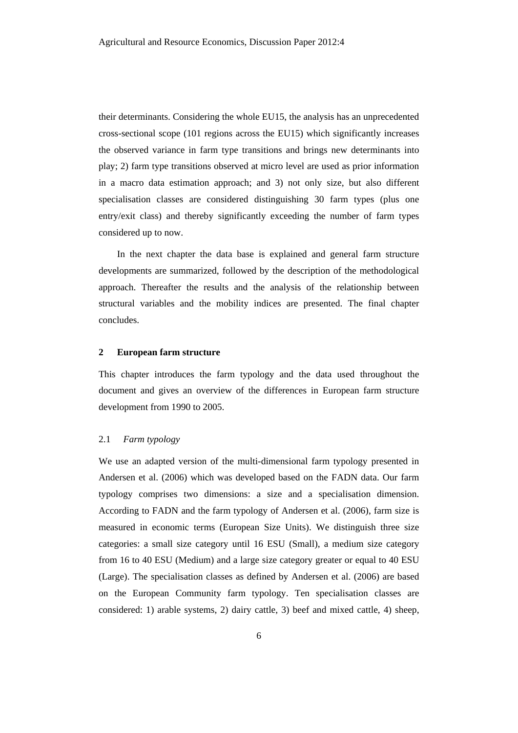their determinants. Considering the whole EU15, the analysis has an unprecedented cross-sectional scope (101 regions across the EU15) which significantly increases the observed variance in farm type transitions and brings new determinants into play; 2) farm type transitions observed at micro level are used as prior information in a macro data estimation approach; and 3) not only size, but also different specialisation classes are considered distinguishing 30 farm types (plus one entry/exit class) and thereby significantly exceeding the number of farm types considered up to now.

In the next chapter the data base is explained and general farm structure developments are summarized, followed by the description of the methodological approach. Thereafter the results and the analysis of the relationship between structural variables and the mobility indices are presented. The final chapter concludes.

## 2 European farm structure

This chapter introduces the farm typology and the data used throughout the document and gives an overview of the differences in European farm structure development from 1990 to 2005.

### 2.1 *Farm typology*

We use an adapted version of the multi-dimensional farm typology presented in Andersen et al. (2006) which was developed based on the FADN data. Our farm typology comprises two dimensions: a size and a specialisation dimension. According to FADN and the farm typology of Andersen et al. (2006), farm size is measured in economic terms (European Size Units). We distinguish three size categories: a small size category until 16 ESU (Small), a medium size category from 16 to 40 ESU (Medium) and a large size category greater or equal to 40 ESU (Large). The specialisation classes as defined by Andersen et al. (2006) are based on the European Community farm typology. Ten specialisation classes are considered: 1) arable systems, 2) dairy cattle, 3) beef and mixed cattle, 4) sheep,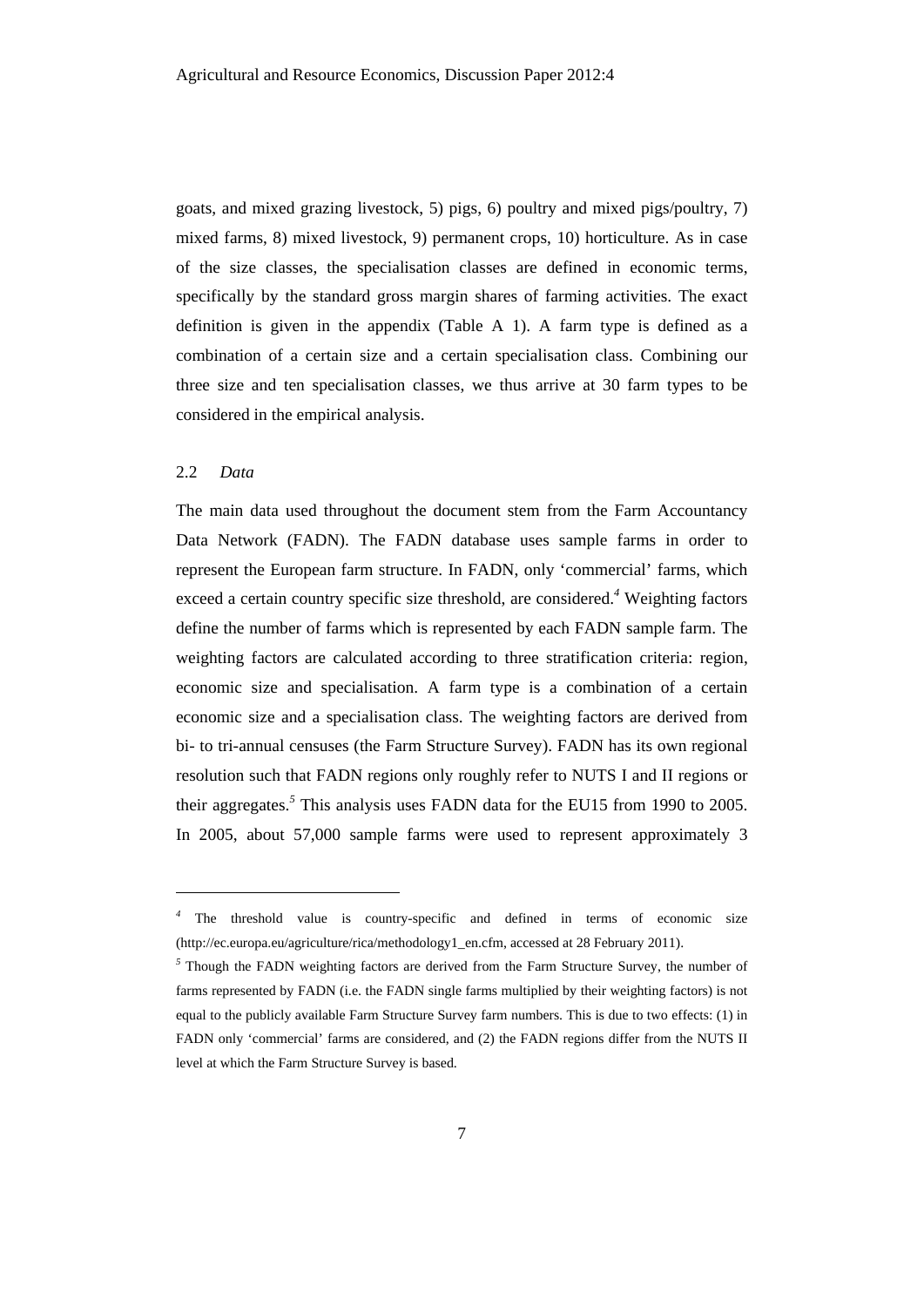goats, and mixed grazing livestock, 5) pigs, 6) poultry and mixed pigs/poultry, 7) mixed farms, 8) mixed livestock, 9) permanent crops, 10) horticulture. As in case of the size classes, the specialisation classes are defined in economic terms, specifically by the standard gross margin shares of farming activities. The exact definition is given in the appendix (Table A 1). A farm type is defined as a combination of a certain size and a certain specialisation class. Combining our three size and ten specialisation classes, we thus arrive at 30 farm types to be considered in the empirical analysis.

### 2.2 *Data*

The main data used throughout the document stem from the Farm Accountancy Data Network (FADN). The FADN database uses sample farms in order to represent the European farm structure. In FADN, only 'commercial' farms, which exceed a certain country specific size threshold, are considered.[4] Weighting factors define the number of farms which is represented by each FADN sample farm. The weighting factors are calculated according to three stratification criteria: region, economic size and specialisation. A farm type is a combination of a certain economic size and a specialisation class. The weighting factors are derived from bi- to tri-annual censuses (the Farm Structure Survey). FADN has its own regional resolution such that FADN regions only roughly refer to NUTS I and II regions or their aggregates.[5] This analysis uses FADN data for the EU15 from 1990 to 2005. In 2005, about 57,000 sample farms were used to represent approximately 3

---

[4] The threshold value is country-specific and defined in terms of economic size (http://ec.europa.eu/agriculture/rica/methodology1_en.cfm, accessed at 28 February 2011).

[5] Though the FADN weighting factors are derived from the Farm Structure Survey, the number of farms represented by FADN (i.e. the FADN single farms multiplied by their weighting factors) is not equal to the publicly available Farm Structure Survey farm numbers. This is due to two effects: (1) in FADN only 'commercial' farms are considered, and (2) the FADN regions differ from the NUTS II level at which the Farm Structure Survey is based.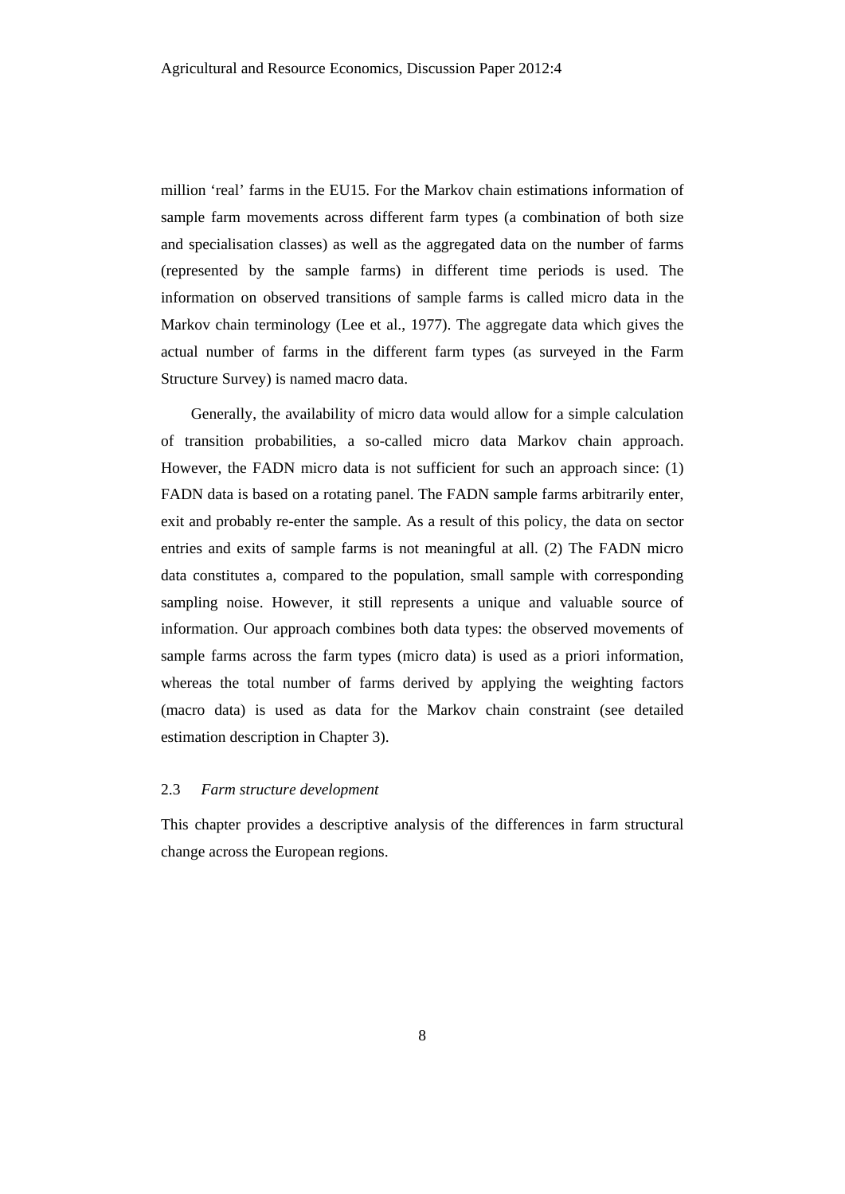million ‘real’ farms in the EU15. For the Markov chain estimations information of sample farm movements across different farm types (a combination of both size and specialisation classes) as well as the aggregated data on the number of farms (represented by the sample farms) in different time periods is used. The information on observed transitions of sample farms is called micro data in the Markov chain terminology (Lee et al., 1977). The aggregate data which gives the actual number of farms in the different farm types (as surveyed in the Farm Structure Survey) is named macro data.

Generally, the availability of micro data would allow for a simple calculation of transition probabilities, a so-called micro data Markov chain approach. However, the FADN micro data is not sufficient for such an approach since: (1) FADN data is based on a rotating panel. The FADN sample farms arbitrarily enter, exit and probably re-enter the sample. As a result of this policy, the data on sector entries and exits of sample farms is not meaningful at all. (2) The FADN micro data constitutes a, compared to the population, small sample with corresponding sampling noise. However, it still represents a unique and valuable source of information. Our approach combines both data types: the observed movements of sample farms across the farm types (micro data) is used as a priori information, whereas the total number of farms derived by applying the weighting factors (macro data) is used as data for the Markov chain constraint (see detailed estimation description in Chapter 3).

## 2.3 *Farm structure development*

This chapter provides a descriptive analysis of the differences in farm structural change across the European regions.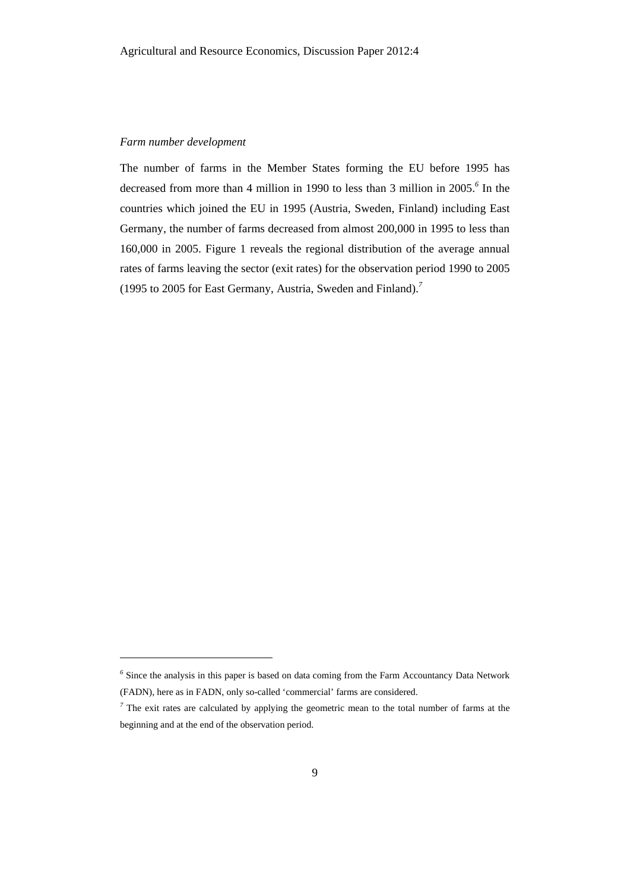*Farm number development*

The number of farms in the Member States forming the EU before 1995 has decreased from more than 4 million in 1990 to less than 3 million in 2005.[6] In the countries which joined the EU in 1995 (Austria, Sweden, Finland) including East Germany, the number of farms decreased from almost 200,000 in 1995 to less than 160,000 in 2005. Figure 1 reveals the regional distribution of the average annual rates of farms leaving the sector (exit rates) for the observation period 1990 to 2005 (1995 to 2005 for East Germany, Austria, Sweden and Finland).[7]

---

[6] Since the analysis in this paper is based on data coming from the Farm Accountancy Data Network (FADN), here as in FADN, only so-called 'commercial' farms are considered.

[7] The exit rates are calculated by applying the geometric mean to the total number of farms at the beginning and at the end of the observation period.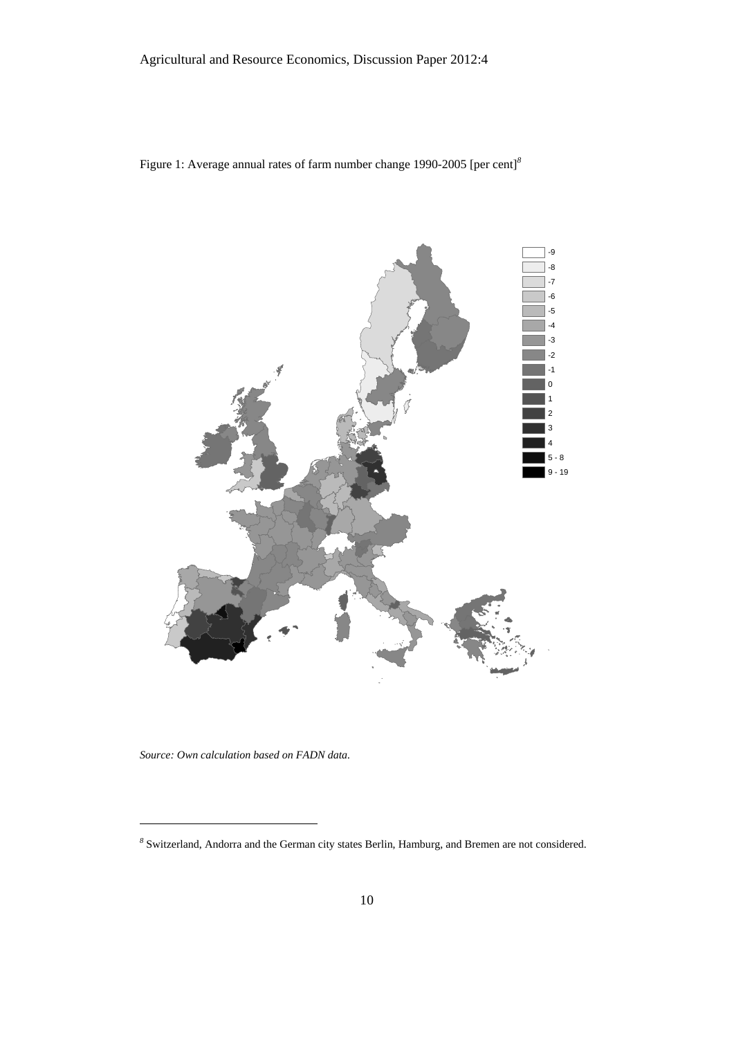Figure 1: Average annual rates of farm number change 1990-2005 [per cent][8]

*Source: Own calculation based on FADN data.*

---

[8] Switzerland, Andorra and the German city states Berlin, Hamburg, and Bremen are not considered.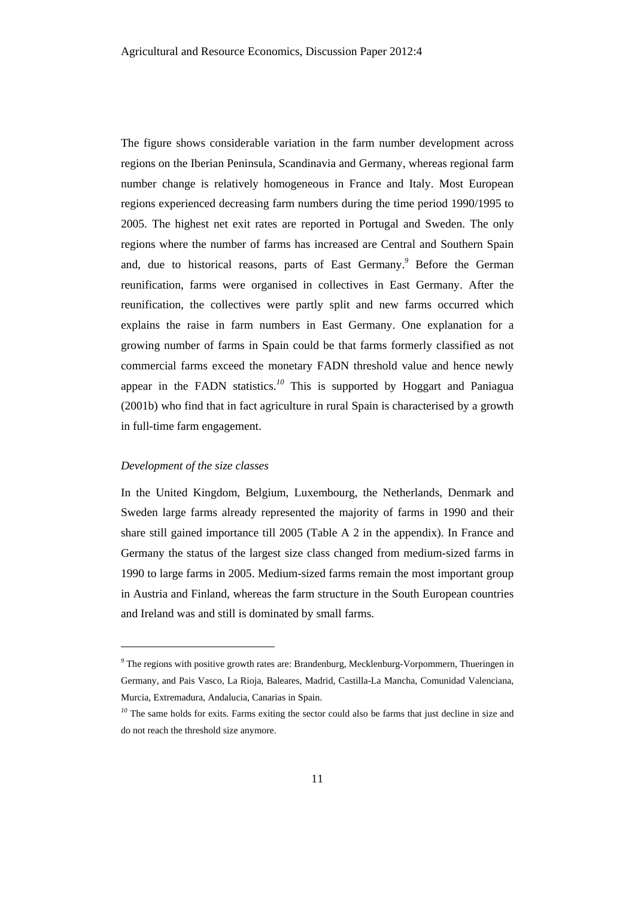The figure shows considerable variation in the farm number development across regions on the Iberian Peninsula, Scandinavia and Germany, whereas regional farm number change is relatively homogeneous in France and Italy. Most European regions experienced decreasing farm numbers during the time period 1990/1995 to 2005. The highest net exit rates are reported in Portugal and Sweden. The only regions where the number of farms has increased are Central and Southern Spain and, due to historical reasons, parts of East Germany.[9] Before the German reunification, farms were organised in collectives in East Germany. After the reunification, the collectives were partly split and new farms occurred which explains the raise in farm numbers in East Germany. One explanation for a growing number of farms in Spain could be that farms formerly classified as not commercial farms exceed the monetary FADN threshold value and hence newly appear in the FADN statistics.[10] This is supported by Hoggart and Paniagua (2001b) who find that in fact agriculture in rural Spain is characterised by a growth in full-time farm engagement.

*Development of the size classes*

In the United Kingdom, Belgium, Luxembourg, the Netherlands, Denmark and Sweden large farms already represented the majority of farms in 1990 and their share still gained importance till 2005 (Table A 2 in the appendix). In France and Germany the status of the largest size class changed from medium-sized farms in 1990 to large farms in 2005. Medium-sized farms remain the most important group in Austria and Finland, whereas the farm structure in the South European countries and Ireland was and still is dominated by small farms.

---

[9] The regions with positive growth rates are: Brandenburg, Mecklenburg-Vorpommern, Thueringen in Germany, and Pais Vasco, La Rioja, Baleares, Madrid, Castilla-La Mancha, Comunidad Valenciana, Murcia, Extremadura, Andalucia, Canarias in Spain.

[10] The same holds for exits. Farms exiting the sector could also be farms that just decline in size and do not reach the threshold size anymore.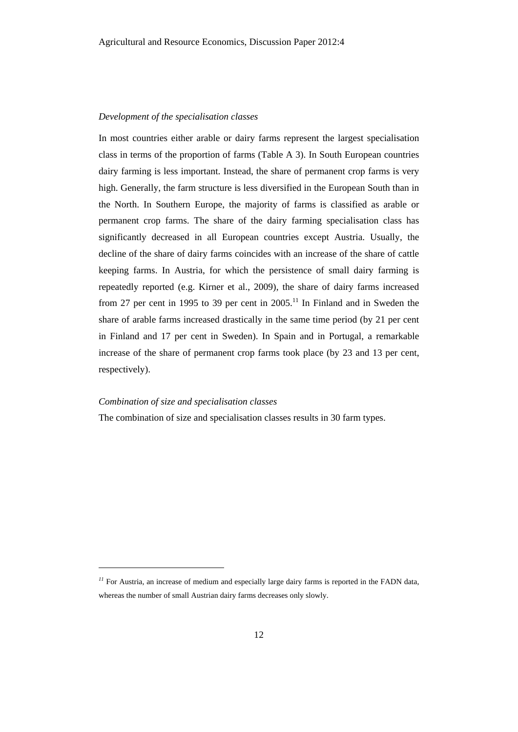*Development of the specialisation classes*

In most countries either arable or dairy farms represent the largest specialisation class in terms of the proportion of farms (Table A 3). In South European countries dairy farming is less important. Instead, the share of permanent crop farms is very high. Generally, the farm structure is less diversified in the European South than in the North. In Southern Europe, the majority of farms is classified as arable or permanent crop farms. The share of the dairy farming specialisation class has significantly decreased in all European countries except Austria. Usually, the decline of the share of dairy farms coincides with an increase of the share of cattle keeping farms. In Austria, for which the persistence of small dairy farming is repeatedly reported (e.g. Kirner et al., 2009), the share of dairy farms increased from 27 per cent in 1995 to 39 per cent in 2005.[11] In Finland and in Sweden the share of arable farms increased drastically in the same time period (by 21 per cent in Finland and 17 per cent in Sweden). In Spain and in Portugal, a remarkable increase of the share of permanent crop farms took place (by 23 and 13 per cent, respectively).

*Combination of size and specialisation classes*

The combination of size and specialisation classes results in 30 farm types.

---

[11] For Austria, an increase of medium and especially large dairy farms is reported in the FADN data, whereas the number of small Austrian dairy farms decreases only slowly.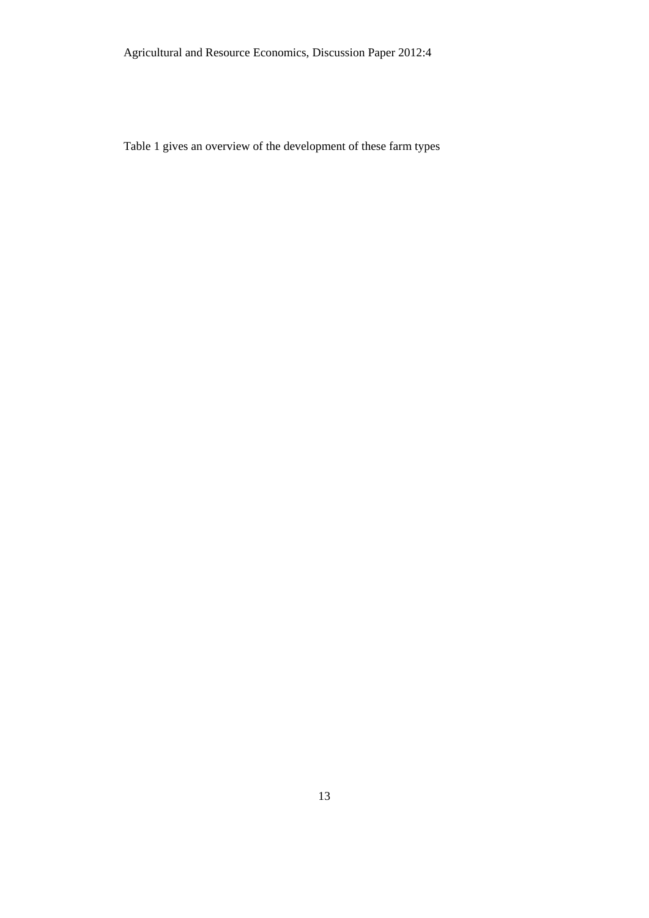Table 1 gives an overview of the development of these farm types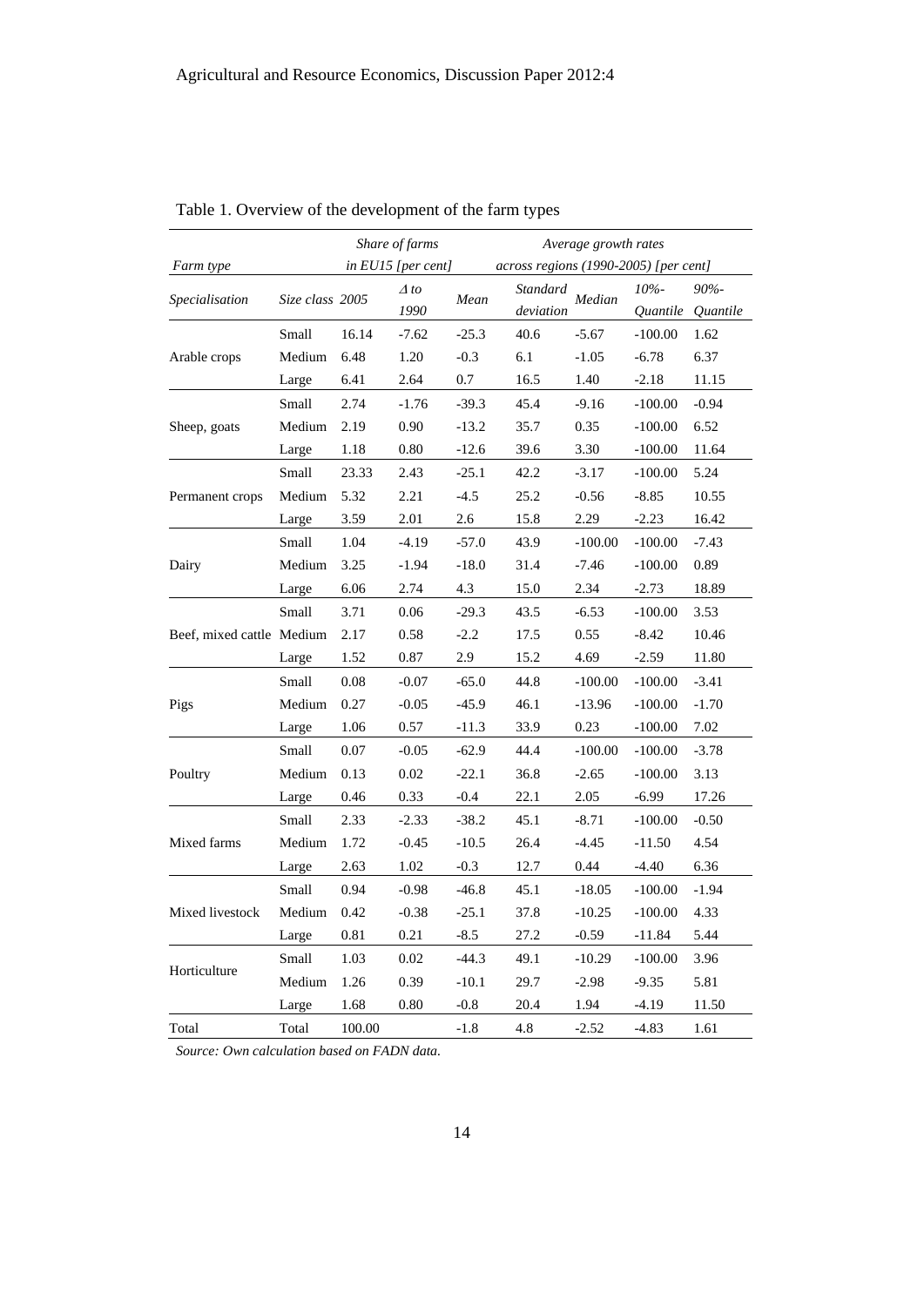Table 1. Overview of the development of the farm types

| *Farm type* | | *Share of farms in EU15 [per cent]* | | *Average growth rates across regions (1990-2005) [per cent]* | | | | |
|---|---|---|---|---|---|---|---|---|
| *Specialisation* | *Size class* | *2005* | *Δ to 1990* | *Mean* | *Standard deviation* | *Median* | *10%-Quantile* | *90%-Quantile* |
| Arable crops | Small | 16.14 | -7.62 | -25.3 | 40.6 | -5.67 | -100.00 | 1.62 |
| | Medium | 6.48 | 1.20 | -0.3 | 6.1 | -1.05 | -6.78 | 6.37 |
| | Large | 6.41 | 2.64 | 0.7 | 16.5 | 1.40 | -2.18 | 11.15 |
| Sheep, goats | Small | 2.74 | -1.76 | -39.3 | 45.4 | -9.16 | -100.00 | -0.94 |
| | Medium | 2.19 | 0.90 | -13.2 | 35.7 | 0.35 | -100.00 | 6.52 |
| | Large | 1.18 | 0.80 | -12.6 | 39.6 | 3.30 | -100.00 | 11.64 |
| Permanent crops | Small | 23.33 | 2.43 | -25.1 | 42.2 | -3.17 | -100.00 | 5.24 |
| | Medium | 5.32 | 2.21 | -4.5 | 25.2 | -0.56 | -8.85 | 10.55 |
| | Large | 3.59 | 2.01 | 2.6 | 15.8 | 2.29 | -2.23 | 16.42 |
| Dairy | Small | 1.04 | -4.19 | -57.0 | 43.9 | -100.00 | -100.00 | -7.43 |
| | Medium | 3.25 | -1.94 | -18.0 | 31.4 | -7.46 | -100.00 | 0.89 |
| | Large | 6.06 | 2.74 | 4.3 | 15.0 | 2.34 | -2.73 | 18.89 |
| Beef, mixed cattle | Small | 3.71 | 0.06 | -29.3 | 43.5 | -6.53 | -100.00 | 3.53 |
| | Medium | 2.17 | 0.58 | -2.2 | 17.5 | 0.55 | -8.42 | 10.46 |
| | Large | 1.52 | 0.87 | 2.9 | 15.2 | 4.69 | -2.59 | 11.80 |
| Pigs | Small | 0.08 | -0.07 | -65.0 | 44.8 | -100.00 | -100.00 | -3.41 |
| | Medium | 0.27 | -0.05 | -45.9 | 46.1 | -13.96 | -100.00 | -1.70 |
| | Large | 1.06 | 0.57 | -11.3 | 33.9 | 0.23 | -100.00 | 7.02 |
| Poultry | Small | 0.07 | -0.05 | -62.9 | 44.4 | -100.00 | -100.00 | -3.78 |
| | Medium | 0.13 | 0.02 | -22.1 | 36.8 | -2.65 | -100.00 | 3.13 |
| | Large | 0.46 | 0.33 | -0.4 | 22.1 | 2.05 | -6.99 | 17.26 |
| Mixed farms | Small | 2.33 | -2.33 | -38.2 | 45.1 | -8.71 | -100.00 | -0.50 |
| | Medium | 1.72 | -0.45 | -10.5 | 26.4 | -4.45 | -11.50 | 4.54 |
| | Large | 2.63 | 1.02 | -0.3 | 12.7 | 0.44 | -4.40 | 6.36 |
| Mixed livestock | Small | 0.94 | -0.98 | -46.8 | 45.1 | -18.05 | -100.00 | -1.94 |
| | Medium | 0.42 | -0.38 | -25.1 | 37.8 | -10.25 | -100.00 | 4.33 |
| | Large | 0.81 | 0.21 | -8.5 | 27.2 | -0.59 | -11.84 | 5.44 |
| Horticulture | Small | 1.03 | 0.02 | -44.3 | 49.1 | -10.29 | -100.00 | 3.96 |
| | Medium | 1.26 | 0.39 | -10.1 | 29.7 | -2.98 | -9.35 | 5.81 |
| | Large | 1.68 | 0.80 | -0.8 | 20.4 | 1.94 | -4.19 | 11.50 |
| Total | Total | 100.00 | | -1.8 | 4.8 | -2.52 | -4.83 | 1.61 |

*Source: Own calculation based on FADN data.*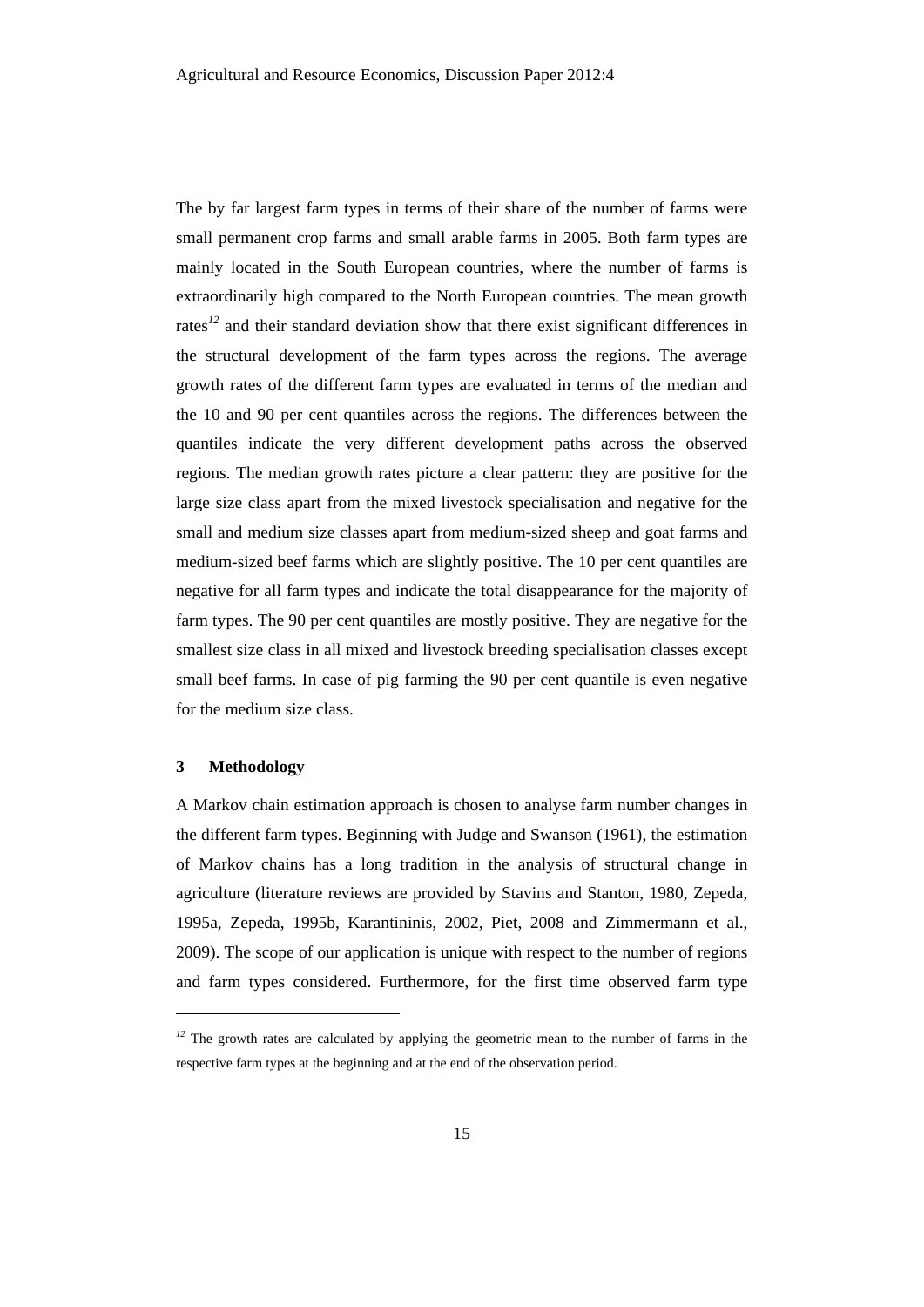The by far largest farm types in terms of their share of the number of farms were small permanent crop farms and small arable farms in 2005. Both farm types are mainly located in the South European countries, where the number of farms is extraordinarily high compared to the North European countries. The mean growth rates[12] and their standard deviation show that there exist significant differences in the structural development of the farm types across the regions. The average growth rates of the different farm types are evaluated in terms of the median and the 10 and 90 per cent quantiles across the regions. The differences between the quantiles indicate the very different development paths across the observed regions. The median growth rates picture a clear pattern: they are positive for the large size class apart from the mixed livestock specialisation and negative for the small and medium size classes apart from medium-sized sheep and goat farms and medium-sized beef farms which are slightly positive. The 10 per cent quantiles are negative for all farm types and indicate the total disappearance for the majority of farm types. The 90 per cent quantiles are mostly positive. They are negative for the smallest size class in all mixed and livestock breeding specialisation classes except small beef farms. In case of pig farming the 90 per cent quantile is even negative for the medium size class.

## 3 Methodology

A Markov chain estimation approach is chosen to analyse farm number changes in the different farm types. Beginning with Judge and Swanson (1961), the estimation of Markov chains has a long tradition in the analysis of structural change in agriculture (literature reviews are provided by Stavins and Stanton, 1980, Zepeda, 1995a, Zepeda, 1995b, Karantininis, 2002, Piet, 2008 and Zimmermann et al., 2009). The scope of our application is unique with respect to the number of regions and farm types considered. Furthermore, for the first time observed farm type

---

[12] The growth rates are calculated by applying the geometric mean to the number of farms in the respective farm types at the beginning and at the end of the observation period.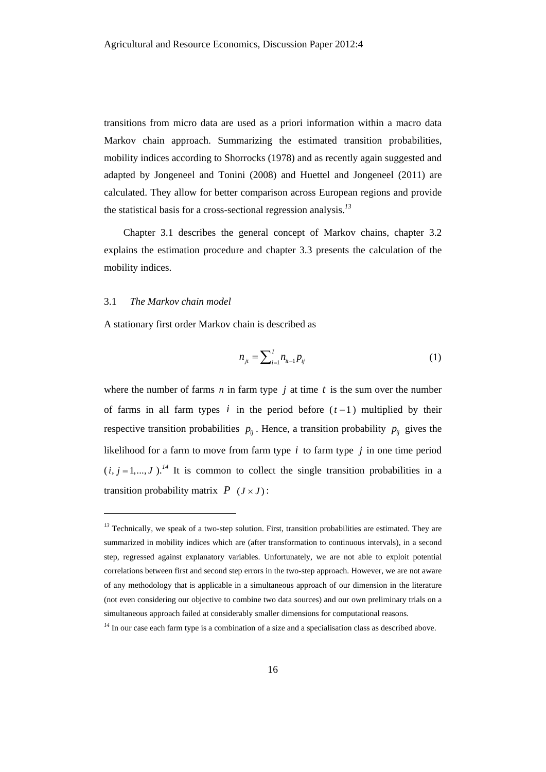transitions from micro data are used as a priori information within a macro data Markov chain approach. Summarizing the estimated transition probabilities, mobility indices according to Shorrocks (1978) and as recently again suggested and adapted by Jongeneel and Tonini (2008) and Huettel and Jongeneel (2011) are calculated. They allow for better comparison across European regions and provide the statistical basis for a cross-sectional regression analysis.[13]

Chapter 3.1 describes the general concept of Markov chains, chapter 3.2 explains the estimation procedure and chapter 3.3 presents the calculation of the mobility indices.

## 3.1 *The Markov chain model*

A stationary first order Markov chain is described as

$$n_{jt} = \sum_{i=1}^{I} n_{it-1} p_{ij} \tag{1}$$

where the number of farms $n$ in farm type $j$ at time $t$ is the sum over the number of farms in all farm types $i$ in the period before $(t-1)$ multiplied by their respective transition probabilities $p_{ij}$. Hence, a transition probability $p_{ij}$ gives the likelihood for a farm to move from farm type $i$ to farm type $j$ in one time period $(i, j = 1,..., J)$.[14] It is common to collect the single transition probabilities in a transition probability matrix $P$ $(J \times J)$:

---

[13] Technically, we speak of a two-step solution. First, transition probabilities are estimated. They are summarized in mobility indices which are (after transformation to continuous intervals), in a second step, regressed against explanatory variables. Unfortunately, we are not able to exploit potential correlations between first and second step errors in the two-step approach. However, we are not aware of any methodology that is applicable in a simultaneous approach of our dimension in the literature (not even considering our objective to combine two data sources) and our own preliminary trials on a simultaneous approach failed at considerably smaller dimensions for computational reasons.

[14] In our case each farm type is a combination of a size and a specialisation class as described above.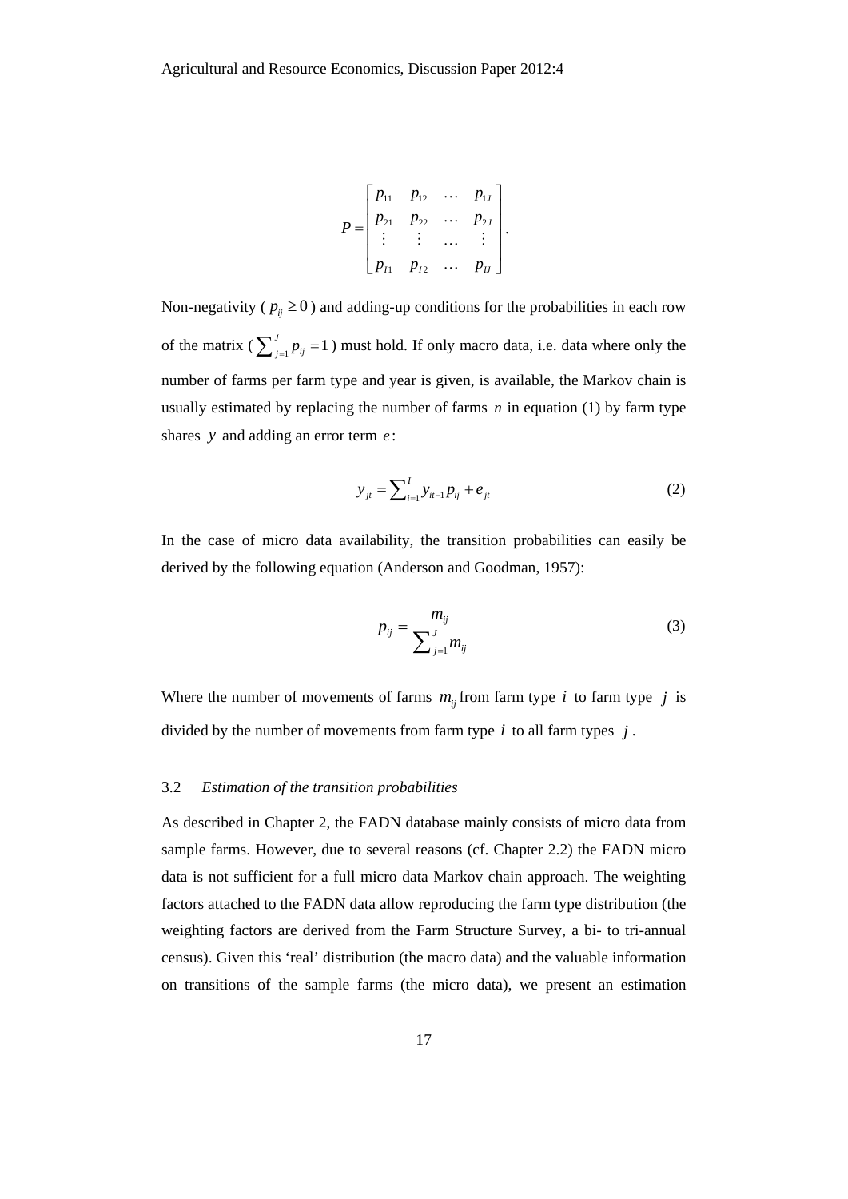$$P = \begin{bmatrix} p_{11} & p_{12} & \cdots & p_{1J} \\ p_{21} & p_{22} & \cdots & p_{2J} \\ \vdots & \vdots & \cdots & \vdots \\ p_{I1} & p_{I2} & \cdots & p_{IJ} \end{bmatrix}.$$

Non-negativity ( $p_{ij} \geq 0$ ) and adding-up conditions for the probabilities in each row of the matrix ( $\sum_{j=1}^{J} p_{ij} = 1$ ) must hold. If only macro data, i.e. data where only the number of farms per farm type and year is given, is available, the Markov chain is usually estimated by replacing the number of farms $n$ in equation (1) by farm type shares $y$ and adding an error term $e$:

$$y_{jt} = \sum_{i=1}^{I} y_{it-1} p_{ij} + e_{jt} \tag{2}$$

In the case of micro data availability, the transition probabilities can easily be derived by the following equation (Anderson and Goodman, 1957):

$$p_{ij} = \frac{m_{ij}}{\sum_{j=1}^{J} m_{ij}} \tag{3}$$

Where the number of movements of farms $m_{ij}$ from farm type $i$ to farm type $j$ is divided by the number of movements from farm type $i$ to all farm types $j$.

### 3.2 *Estimation of the transition probabilities*

As described in Chapter 2, the FADN database mainly consists of micro data from sample farms. However, due to several reasons (cf. Chapter 2.2) the FADN micro data is not sufficient for a full micro data Markov chain approach. The weighting factors attached to the FADN data allow reproducing the farm type distribution (the weighting factors are derived from the Farm Structure Survey, a bi- to tri-annual census). Given this 'real' distribution (the macro data) and the valuable information on transitions of the sample farms (the micro data), we present an estimation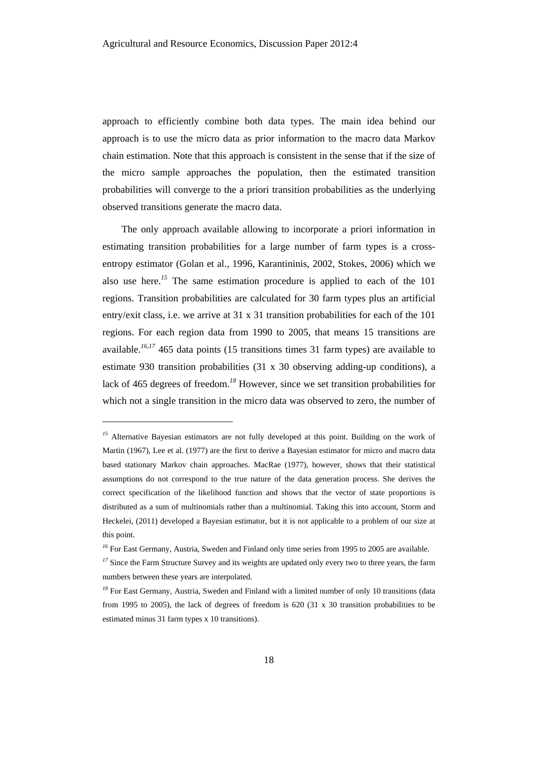approach to efficiently combine both data types. The main idea behind our approach is to use the micro data as prior information to the macro data Markov chain estimation. Note that this approach is consistent in the sense that if the size of the micro sample approaches the population, then the estimated transition probabilities will converge to the a priori transition probabilities as the underlying observed transitions generate the macro data.

The only approach available allowing to incorporate a priori information in estimating transition probabilities for a large number of farm types is a cross-entropy estimator (Golan et al., 1996, Karantininis, 2002, Stokes, 2006) which we also use here.[15] The same estimation procedure is applied to each of the 101 regions. Transition probabilities are calculated for 30 farm types plus an artificial entry/exit class, i.e. we arrive at 31 x 31 transition probabilities for each of the 101 regions. For each region data from 1990 to 2005, that means 15 transitions are available.[16,17] 465 data points (15 transitions times 31 farm types) are available to estimate 930 transition probabilities (31 x 30 observing adding-up conditions), a lack of 465 degrees of freedom.[18] However, since we set transition probabilities for which not a single transition in the micro data was observed to zero, the number of

---

[15] Alternative Bayesian estimators are not fully developed at this point. Building on the work of Martin (1967), Lee et al. (1977) are the first to derive a Bayesian estimator for micro and macro data based stationary Markov chain approaches. MacRae (1977), however, shows that their statistical assumptions do not correspond to the true nature of the data generation process. She derives the correct specification of the likelihood function and shows that the vector of state proportions is distributed as a sum of multinomials rather than a multinomial. Taking this into account, Storm and Heckelei, (2011) developed a Bayesian estimator, but it is not applicable to a problem of our size at this point.

[16] For East Germany, Austria, Sweden and Finland only time series from 1995 to 2005 are available.

[17] Since the Farm Structure Survey and its weights are updated only every two to three years, the farm numbers between these years are interpolated.

[18] For East Germany, Austria, Sweden and Finland with a limited number of only 10 transitions (data from 1995 to 2005), the lack of degrees of freedom is 620 (31 x 30 transition probabilities to be estimated minus 31 farm types x 10 transitions).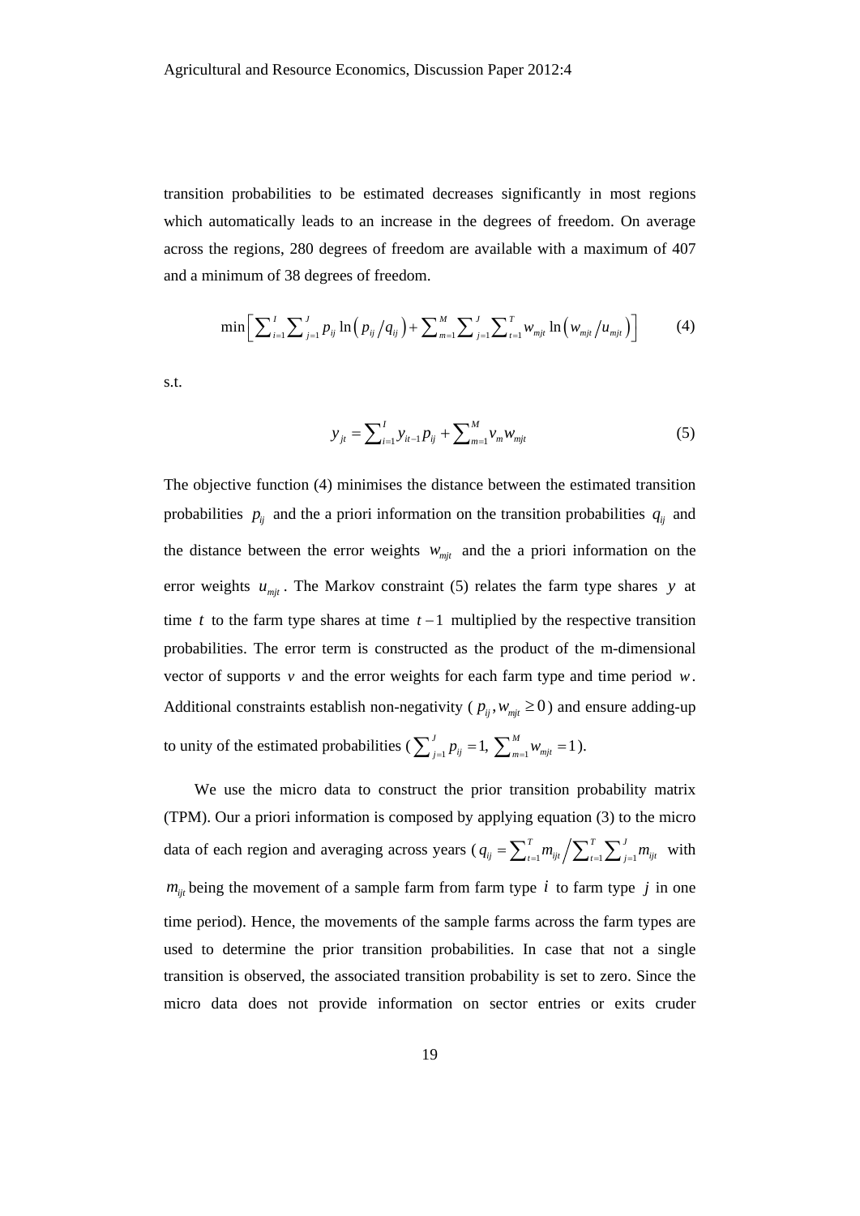transition probabilities to be estimated decreases significantly in most regions which automatically leads to an increase in the degrees of freedom. On average across the regions, 280 degrees of freedom are available with a maximum of 407 and a minimum of 38 degrees of freedom.

$$\min\left[\sum_{i=1}^{I}\sum_{j=1}^{J} p_{ij}\ln\left(p_{ij}/q_{ij}\right)+\sum_{m=1}^{M}\sum_{j=1}^{J}\sum_{t=1}^{T} w_{mjt}\ln\left(w_{mjt}/u_{mjt}\right)\right] \tag{4}$$

s.t.

$$y_{jt}=\sum_{i=1}^{I} y_{it-1}p_{ij}+\sum_{m=1}^{M} v_m w_{mjt} \tag{5}$$

The objective function (4) minimises the distance between the estimated transition probabilities $p_{ij}$ and the a priori information on the transition probabilities $q_{ij}$ and the distance between the error weights $w_{mjt}$ and the a priori information on the error weights $u_{mjt}$. The Markov constraint (5) relates the farm type shares $y$ at time $t$ to the farm type shares at time $t-1$ multiplied by the respective transition probabilities. The error term is constructed as the product of the m-dimensional vector of supports $v$ and the error weights for each farm type and time period $w$. Additional constraints establish non-negativity ($p_{ij}, w_{mjt} \geq 0$) and ensure adding-up to unity of the estimated probabilities ($\sum_{j=1}^{J} p_{ij}=1,\ \sum_{m=1}^{M} w_{mjt}=1$).

We use the micro data to construct the prior transition probability matrix (TPM). Our a priori information is composed by applying equation (3) to the micro data of each region and averaging across years ($q_{ij}=\sum_{t=1}^{T} m_{ijt}\Big/\sum_{t=1}^{T}\sum_{j=1}^{J} m_{ijt}$ with $m_{ijt}$ being the movement of a sample farm from farm type $i$ to farm type $j$ in one time period). Hence, the movements of the sample farms across the farm types are used to determine the prior transition probabilities. In case that not a single transition is observed, the associated transition probability is set to zero. Since the micro data does not provide information on sector entries or exits cruder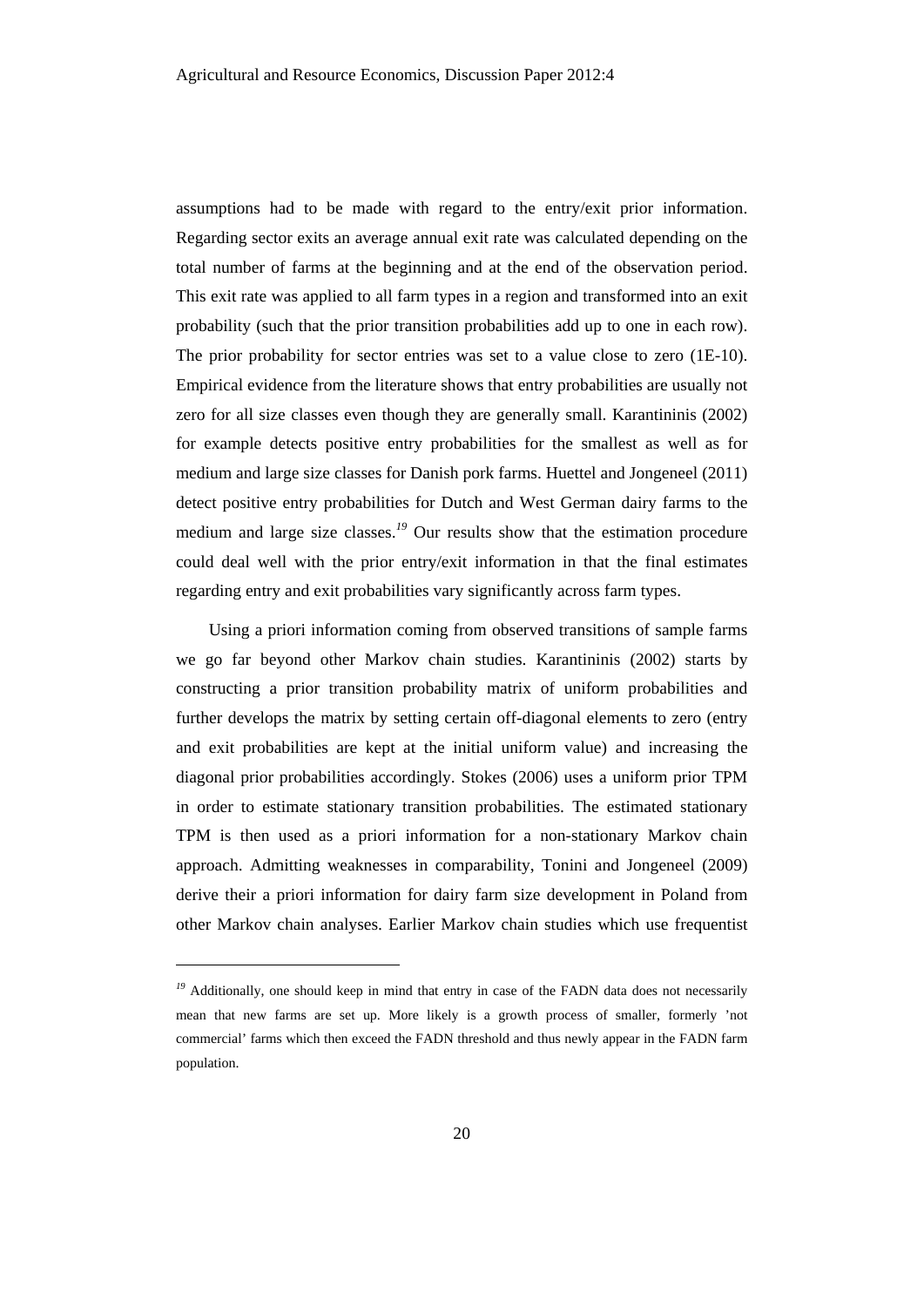assumptions had to be made with regard to the entry/exit prior information. Regarding sector exits an average annual exit rate was calculated depending on the total number of farms at the beginning and at the end of the observation period. This exit rate was applied to all farm types in a region and transformed into an exit probability (such that the prior transition probabilities add up to one in each row). The prior probability for sector entries was set to a value close to zero (1E-10). Empirical evidence from the literature shows that entry probabilities are usually not zero for all size classes even though they are generally small. Karantininis (2002) for example detects positive entry probabilities for the smallest as well as for medium and large size classes for Danish pork farms. Huettel and Jongeneel (2011) detect positive entry probabilities for Dutch and West German dairy farms to the medium and large size classes.[19] Our results show that the estimation procedure could deal well with the prior entry/exit information in that the final estimates regarding entry and exit probabilities vary significantly across farm types.

Using a priori information coming from observed transitions of sample farms we go far beyond other Markov chain studies. Karantininis (2002) starts by constructing a prior transition probability matrix of uniform probabilities and further develops the matrix by setting certain off-diagonal elements to zero (entry and exit probabilities are kept at the initial uniform value) and increasing the diagonal prior probabilities accordingly. Stokes (2006) uses a uniform prior TPM in order to estimate stationary transition probabilities. The estimated stationary TPM is then used as a priori information for a non-stationary Markov chain approach. Admitting weaknesses in comparability, Tonini and Jongeneel (2009) derive their a priori information for dairy farm size development in Poland from other Markov chain analyses. Earlier Markov chain studies which use frequentist

---

[19] Additionally, one should keep in mind that entry in case of the FADN data does not necessarily mean that new farms are set up. More likely is a growth process of smaller, formerly 'not commercial' farms which then exceed the FADN threshold and thus newly appear in the FADN farm population.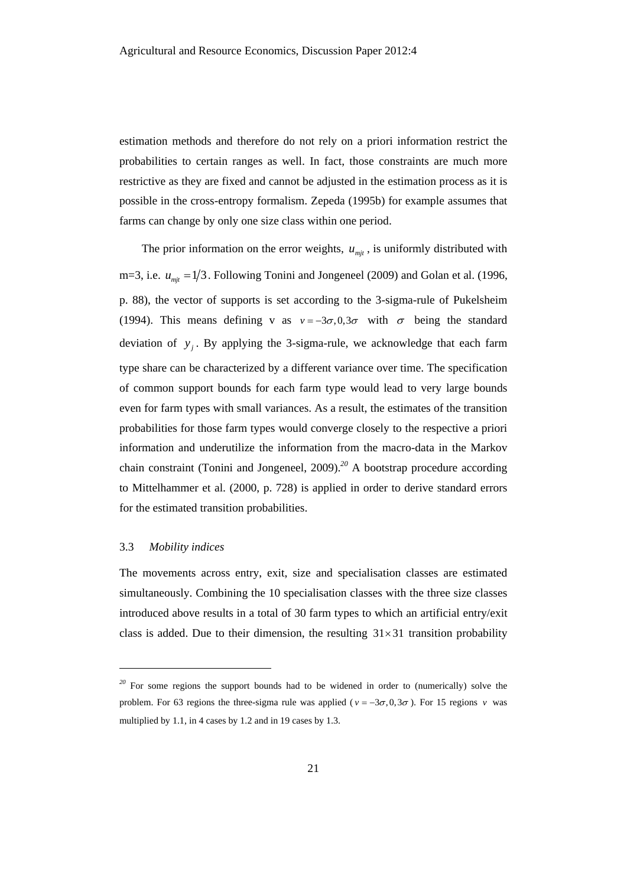estimation methods and therefore do not rely on a priori information restrict the probabilities to certain ranges as well. In fact, those constraints are much more restrictive as they are fixed and cannot be adjusted in the estimation process as it is possible in the cross-entropy formalism. Zepeda (1995b) for example assumes that farms can change by only one size class within one period.

The prior information on the error weights, $u_{mjt}$, is uniformly distributed with m=3, i.e. $u_{mjt} = 1/3$. Following Tonini and Jongeneel (2009) and Golan et al. (1996, p. 88), the vector of supports is set according to the 3-sigma-rule of Pukelsheim (1994). This means defining v as $v = -3\sigma, 0, 3\sigma$ with $\sigma$ being the standard deviation of $y_j$. By applying the 3-sigma-rule, we acknowledge that each farm type share can be characterized by a different variance over time. The specification of common support bounds for each farm type would lead to very large bounds even for farm types with small variances. As a result, the estimates of the transition probabilities for those farm types would converge closely to the respective a priori information and underutilize the information from the macro-data in the Markov chain constraint (Tonini and Jongeneel, 2009).[20] A bootstrap procedure according to Mittelhammer et al. (2000, p. 728) is applied in order to derive standard errors for the estimated transition probabilities.

### 3.3 *Mobility indices*

The movements across entry, exit, size and specialisation classes are estimated simultaneously. Combining the 10 specialisation classes with the three size classes introduced above results in a total of 30 farm types to which an artificial entry/exit class is added. Due to their dimension, the resulting $31 \times 31$ transition probability

---

[20] For some regions the support bounds had to be widened in order to (numerically) solve the problem. For 63 regions the three-sigma rule was applied ($v = -3\sigma, 0, 3\sigma$). For 15 regions $v$ was multiplied by 1.1, in 4 cases by 1.2 and in 19 cases by 1.3.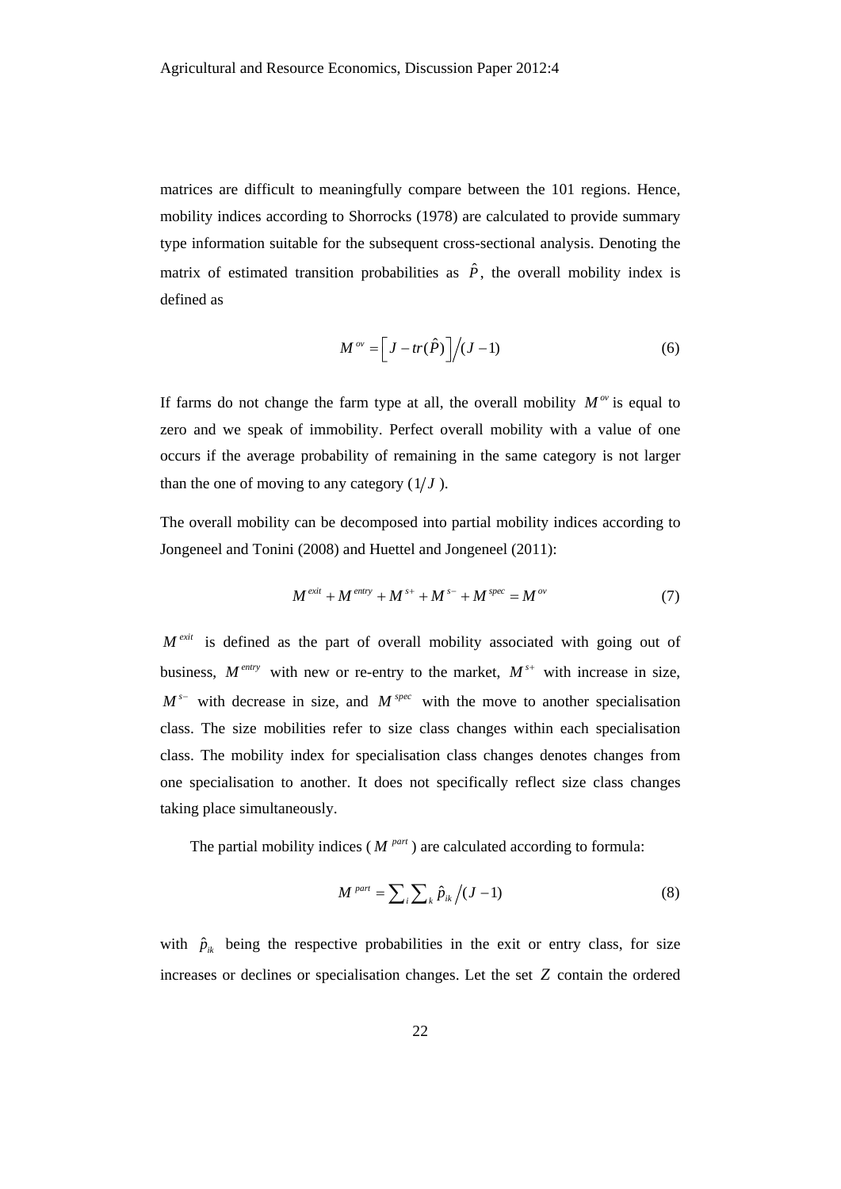matrices are difficult to meaningfully compare between the 101 regions. Hence, mobility indices according to Shorrocks (1978) are calculated to provide summary type information suitable for the subsequent cross-sectional analysis. Denoting the matrix of estimated transition probabilities as $\hat{P}$, the overall mobility index is defined as

$$M^{ov} = \left[ J - tr(\hat{P}) \right] \Big/ (J-1) \tag{6}$$

If farms do not change the farm type at all, the overall mobility $M^{ov}$ is equal to zero and we speak of immobility. Perfect overall mobility with a value of one occurs if the average probability of remaining in the same category is not larger than the one of moving to any category ($1/J$).

The overall mobility can be decomposed into partial mobility indices according to Jongeneel and Tonini (2008) and Huettel and Jongeneel (2011):

$$M^{exit} + M^{entry} + M^{s+} + M^{s-} + M^{spec} = M^{ov} \tag{7}$$

$M^{exit}$ is defined as the part of overall mobility associated with going out of business, $M^{entry}$ with new or re-entry to the market, $M^{s+}$ with increase in size, $M^{s-}$ with decrease in size, and $M^{spec}$ with the move to another specialisation class. The size mobilities refer to size class changes within each specialisation class. The mobility index for specialisation class changes denotes changes from one specialisation to another. It does not specifically reflect size class changes taking place simultaneously.

The partial mobility indices ($M^{part}$) are calculated according to formula:

$$M^{part} = \sum_i \sum_k \hat{p}_{ik} \Big/ (J-1) \tag{8}$$

with $\hat{p}_{ik}$ being the respective probabilities in the exit or entry class, for size increases or declines or specialisation changes. Let the set $Z$ contain the ordered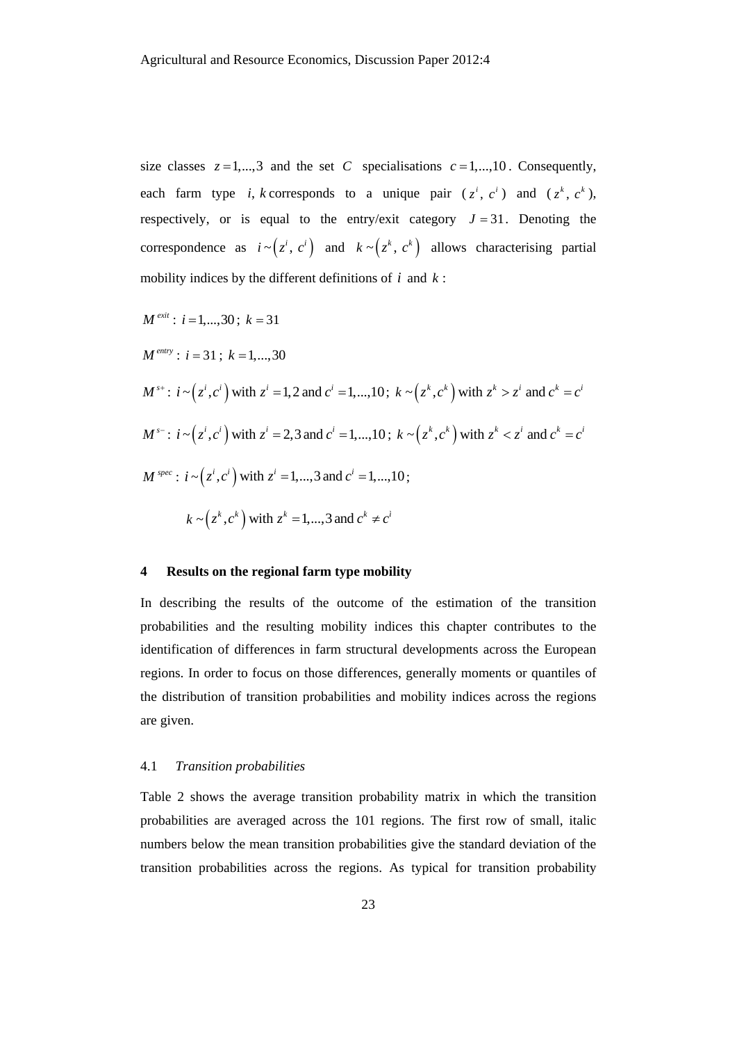size classes $z = 1,...,3$ and the set $C$ specialisations $c = 1,...,10$. Consequently, each farm type $i, k$ corresponds to a unique pair ($z^i$, $c^i$) and ($z^k$, $c^k$), respectively, or is equal to the entry/exit category $J = 31$. Denoting the correspondence as $i \sim \left(z^i,\, c^i\right)$ and $k \sim \left(z^k,\, c^k\right)$ allows characterising partial mobility indices by the different definitions of $i$ and $k$:

$M^{exit}$: $i = 1,...,30$; $k = 31$

$M^{entry}$: $i = 31$; $k = 1,...,30$

$M^{s+}$: $i \sim \left(z^i, c^i\right)$ with $z^i = 1,2$ and $c^i = 1,...,10$; $k \sim \left(z^k, c^k\right)$ with $z^k > z^i$ and $c^k = c^i$

$M^{s-}$: $i \sim \left(z^i, c^i\right)$ with $z^i = 2,3$ and $c^i = 1,...,10$; $k \sim \left(z^k, c^k\right)$ with $z^k < z^i$ and $c^k = c^i$

$M^{spec}$: $i \sim \left(z^i, c^i\right)$ with $z^i = 1,...,3$ and $c^i = 1,...,10$;

$k \sim \left(z^k, c^k\right)$ with $z^k = 1,...,3$ and $c^k \neq c^i$

## 4 Results on the regional farm type mobility

In describing the results of the outcome of the estimation of the transition probabilities and the resulting mobility indices this chapter contributes to the identification of differences in farm structural developments across the European regions. In order to focus on those differences, generally moments or quantiles of the distribution of transition probabilities and mobility indices across the regions are given.

### 4.1 *Transition probabilities*

Table 2 shows the average transition probability matrix in which the transition probabilities are averaged across the 101 regions. The first row of small, italic numbers below the mean transition probabilities give the standard deviation of the transition probabilities across the regions. As typical for transition probability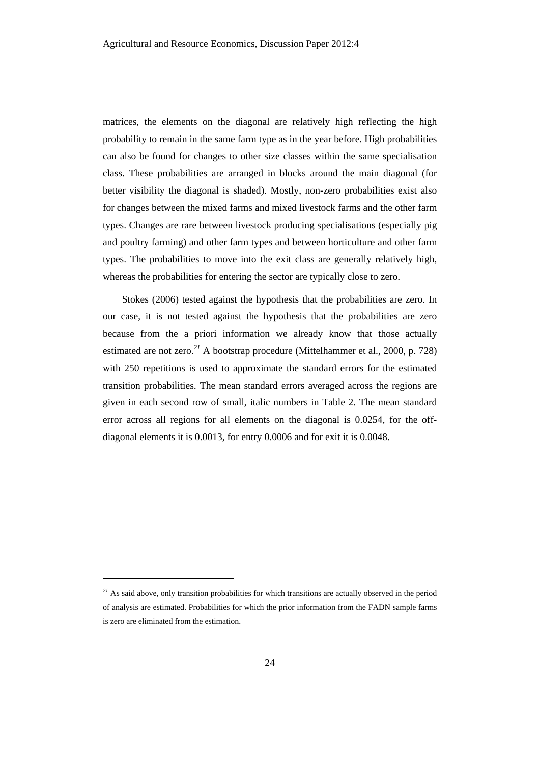matrices, the elements on the diagonal are relatively high reflecting the high probability to remain in the same farm type as in the year before. High probabilities can also be found for changes to other size classes within the same specialisation class. These probabilities are arranged in blocks around the main diagonal (for better visibility the diagonal is shaded). Mostly, non-zero probabilities exist also for changes between the mixed farms and mixed livestock farms and the other farm types. Changes are rare between livestock producing specialisations (especially pig and poultry farming) and other farm types and between horticulture and other farm types. The probabilities to move into the exit class are generally relatively high, whereas the probabilities for entering the sector are typically close to zero.

Stokes (2006) tested against the hypothesis that the probabilities are zero. In our case, it is not tested against the hypothesis that the probabilities are zero because from the a priori information we already know that those actually estimated are not zero.[21] A bootstrap procedure (Mittelhammer et al., 2000, p. 728) with 250 repetitions is used to approximate the standard errors for the estimated transition probabilities. The mean standard errors averaged across the regions are given in each second row of small, italic numbers in Table 2. The mean standard error across all regions for all elements on the diagonal is 0.0254, for the off-diagonal elements it is 0.0013, for entry 0.0006 and for exit it is 0.0048.

---

[21] As said above, only transition probabilities for which transitions are actually observed in the period of analysis are estimated. Probabilities for which the prior information from the FADN sample farms is zero are eliminated from the estimation.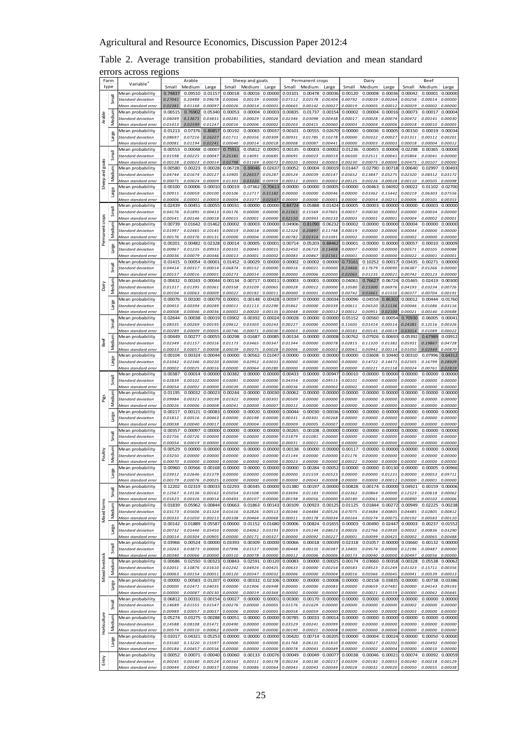Table 2. Average transition probabilities, standard deviation and mean standard errors across regions

| Farm type | | Variable[a] | Arable | | | Sheep and goats | | | Permanent crops | | | Dairy | | | Beef | | |
|---|---|---|---|---|---|---|---|---|---|---|---|---|---|---|---|---|---|
| | | | Small | Medium | Large | Small | Medium | Large | Small | Medium | Large | Small | Medium | Large | Small | Medium | Large |
| Arable | Small | Mean probability | 0.74837 | 0.09510 | 0.01157 | 0.00018 | 0.00016 | 0.00000 | 0.03101 | 0.00478 | 0.00036 | 0.00120 | 0.00008 | 0.00036 | 0.00042 | 0.00001 | 0.00000 |
| | | *Standard deviation* | *0.27041* | *0.20488* | *0.09678* | *0.00066* | *0.00139* | *0.00000* | *0.07112* | *0.02578* | *0.00304* | *0.00792* | *0.00039* | *0.00264* | *0.00258* | *0.00014* | *0.00000* |
| | | *Mean standard error* | *0.02381* | *0.01168* | *0.00097* | *0.00026* | *0.00014* | *0.00001* | *0.00665* | *0.00142* | *0.00027* | *0.00019* | *0.00005* | *0.00012* | *0.00029* | *0.00002* | *0.00000* |
| | Medium | Mean probability | 0.06515 | 0.76902 | 0.05340 | 0.00053 | 0.00004 | 0.00003 | 0.00835 | 0.01737 | 0.00154 | 0.00002 | 0.00004 | 0.00016 | 0.00073 | 0.00017 | 0.00004 |
| | | *Standard deviation* | *0.06049* | *0.13671* | *0.03831* | *0.00281* | *0.00029* | *0.00026* | *0.02346* | *0.03098* | *0.00438* | *0.00017* | *0.00028* | *0.00074* | *0.00472* | *0.00141* | *0.00030* |
| | | *Mean standard error* | *0.01413* | *0.02599* | *0.01247* | *0.00016* | *0.00006* | *0.00002* | *0.00203* | *0.00415* | *0.00060* | *0.00003* | *0.00004* | *0.00006* | *0.00018* | *0.00010* | *0.00005* |
| | Large | Mean probability | 0.01213 | 0.07376 | 0.80857 | 0.00192 | 0.00065 | 0.00037 | 0.00101 | 0.00555 | 0.02670 | 0.00000 | 0.00036 | 0.00005 | 0.00150 | 0.00019 | 0.00034 |
| | | *Standard deviation* | *0.08697* | *0.07216* | *0.16227* | *0.01711* | *0.00356* | *0.00309* | *0.00931* | *0.01785* | *0.10278* | *0.00000* | *0.00322* | *0.00027* | *0.01311* | *0.00112* | *0.00201* |
| | | *Mean standard error* | *0.00081* | *0.01194* | *0.02241* | *0.00040* | *0.00014* | *0.00018* | *0.00008* | *0.00087* | *0.00441* | *0.00000* | *0.00003* | *0.00003* | *0.00018* | *0.00004* | *0.00012* |
| Sheep and goats | Small | Mean probability | 0.00553 | 0.00048 | 0.00007 | 0.75911 | 0.05812 | 0.00091 | 0.00135 | 0.00003 | 0.00002 | 0.01236 | 0.00455 | 0.00004 | 0.02298 | 0.00365 | 0.00000 |
| | | *Standard deviation* | *0.01598* | *0.00225* | *0.00047* | *0.25181* | *0.14091* | *0.00685* | *0.00695* | *0.00023* | *0.00019* | *0.06500* | *0.02511* | *0.00041* | *0.05804* | *0.03041* | *0.00000* |
| | | *Mean standard error* | *0.00128* | *0.00023* | *0.00014* | *0.02798* | *0.01169* | *0.00072* | *0.00020* | *0.00003* | *0.00003* | *0.00230* | *0.00075* | *0.00000* | *0.00475* | *0.00107* | *0.00000* |
| | Medium | Mean probability | 0.00580 | 0.00223 | 0.00028 | 0.06728 | 0.69046 | 0.02637 | 0.00052 | 0.00004 | 0.00019 | 0.01447 | 0.02790 | 0.00718 | 0.00640 | 0.02997 | 0.00493 |
| | | *Standard deviation* | *0.04744* | *0.01674* | *0.00127* | *0.10905* | *0.26557* | *0.05287* | *0.00524* | *0.00039* | *0.00147* | *0.05652* | *0.13847* | *0.05275* | *0.02320* | *0.08312* | *0.03172* |
| | | *Mean standard error* | *0.00075* | *0.00024* | *0.00009* | *0.01303* | *0.03320* | *0.00959* | *0.00012* | *0.00001* | *0.00002* | *0.00125* | *0.00226* | *0.00028* | *0.00110* | *0.00505* | *0.00098* |
| | Large | Mean probability | 0.00100 | 0.00006 | 0.00010 | 0.00019 | 0.07362 | 0.70613 | 0.00000 | 0.00000 | 0.00005 | 0.00000 | 0.00463 | 0.04092 | 0.00022 | 0.01102 | 0.02700 |
| | | *Standard deviation* | *0.00915* | *0.00059* | *0.00100* | *0.00106* | *0.12717* | *0.31182* | *0.00000* | *0.00000* | *0.00046* | *0.00000* | *0.03362* | *0.15442* | *0.00219* | *0.06303* | *0.07556* |
| | | *Mean standard error* | *0.00006* | *0.00001* | *0.00003* | *0.00004* | *0.01077* | *0.02547* | *0.00000* | *0.00000* | *0.00001* | *0.00000* | *0.00054* | *0.00251* | *0.00006* | *0.00101* | *0.00353* |
| Permanent crops | Small | Mean probability | 0.02439 | 0.00451 | 0.00055 | 0.00031 | 0.00000 | 0.00000 | 0.84724 | 0.05888 | 0.01424 | 0.00005 | 0.00003 | 0.00000 | 0.00000 | 0.00003 | 0.00000 |
| | | *Standard deviation* | *0.04176* | *0.01895* | *0.00413* | *0.00176* | *0.00000* | *0.00000* | *0.21561* | *0.15569* | *0.07601* | *0.00037* | *0.00030* | *0.00002* | *0.00000* | *0.00034* | *0.00000* |
| | | *Mean standard error* | *0.00541* | *0.00146* | *0.00018* | *0.00015* | *0.00001* | *0.00000* | *0.02150* | *0.00943* | *0.00233* | *0.00003* | *0.00001* | *0.00001* | *0.00004* | *0.00002* | *0.00001* |
| | Medium | Mean probability | 0.00739 | 0.01642 | 0.01462 | 0.00002 | 0.00003 | 0.00000 | 0.04906 | 0.81090 | 0.06232 | 0.00002 | 0.00000 | 0.00000 | 0.00004 | 0.00000 | 0.00000 |
| | | *Standard deviation* | *0.01997* | *0.02465* | *0.10145* | *0.00019* | *0.00018* | *0.00000* | *0.12324* | *0.20897* | *0.11748* | *0.00019* | *0.00000* | *0.00000* | *0.00044* | *0.00000* | *0.00000* |
| | | *Mean standard error* | *0.00176* | *0.00376* | *0.00131* | *0.00000* | *0.00004* | *0.00000* | *0.00782* | *0.02314* | *0.01091* | *0.00002* | *0.00000* | *0.00000* | *0.00002* | *0.00000* | *0.00000* |
| | Large | Mean probability | 0.00201 | 0.00482 | 0.02328 | 0.00014 | 0.00005 | 0.00001 | 0.00714 | 0.05203 | 0.88462 | 0.00001 | 0.00000 | 0.00000 | 0.00057 | 0.00010 | 0.00009 |
| | | *Standard deviation* | *0.00967* | *0.01235* | *0.09933* | *0.00101* | *0.00045* | *0.00015* | *0.02450* | *0.06723* | *0.13408* | *0.00007* | *0.00000* | *0.00000* | *0.00571* | *0.00105* | *0.00088* |
| | | *Mean standard error* | *0.00036* | *0.00079* | *0.00346* | *0.00013* | *0.00001* | *0.00002* | *0.00083* | *0.00867* | *0.01561* | *0.00001* | *0.00000* | *0.00000* | *0.00022* | *0.00001* | *0.00001* |
| Dairy | Small | Mean probability | 0.01415 | 0.00054 | 0.00001 | 0.01452 | 0.00029 | 0.00000 | 0.00002 | 0.00002 | 0.00000 | 0.73161 | 0.10252 | 0.00017 | 0.03435 | 0.00271 | 0.00000 |
| | | *Standard deviation* | *0.04414* | *0.00317* | *0.00014* | *0.06874* | *0.00152* | *0.00000* | *0.00016* | *0.00021* | *0.00000* | *0.23466* | *0.17679* | *0.00090* | *0.06387* | *0.01266* | *0.00000* |
| | | *Mean standard error* | *0.00157* | *0.00016* | *0.00001* | *0.00273* | *0.00014* | *0.00000* | *0.00000* | *0.00006* | *0.00000* | *0.02065* | *0.01235* | *0.00021* | *0.00742* | *0.00123* | *0.00000* |
| | Medium | Mean probability | 0.00432 | 0.00243 | 0.00044 | 0.00134 | 0.00717 | 0.00011 | 0.00003 | 0.00001 | 0.00000 | 0.04061 | 0.76627 | 0.06724 | 0.01465 | 0.02419 | 0.00300 |
| | | *Standard deviation* | *0.01317* | *0.01395* | *0.00361* | *0.00558* | *0.03109* | *0.00065* | *0.00028* | *0.00012* | *0.00000* | *0.10580* | *0.15300* | *0.06976* | *0.04193* | *0.03234* | *0.00726* |
| | | *Mean standard error* | *0.00104* | *0.00063* | *0.00009* | *0.00022* | *0.00182* | *0.00011* | *0.00000* | *0.00001* | *0.00000* | *0.00742* | *0.02661* | *0.01550* | *0.00377* | *0.00704* | *0.00191* |
| | Large | Mean probability | 0.00076 | 0.00100 | 0.00079 | 0.00001 | 0.00148 | 0.00428 | 0.00597 | 0.00000 | 0.00034 | 0.00096 | 0.04558 | 0.86302 | 0.00012 | 0.00444 | 0.01760 |
| | | *Standard deviation* | *0.00453* | *0.00394* | *0.00289* | *0.00011* | *0.01113* | *0.02290* | *0.05862* | *0.00000* | *0.00339* | *0.00611* | *0.06520* | *0.11136* | *0.00046* | *0.01086* | *0.03116* |
| | | *Mean standard error* | *0.00008* | *0.00046* | *0.00036* | *0.00001* | *0.00020* | *0.00135* | *0.00048* | *0.00000* | *0.00012* | *0.00012* | *0.00951* | *0.02100* | *0.00021* | *0.00140* | *0.00688* |
| Beef | Small | Mean probability | 0.02644 | 0.00038 | 0.00019 | 0.03902 | 0.00392 | 0.00024 | 0.00028 | 0.00000 | 0.00000 | 0.05152 | 0.00560 | 0.00054 | 0.70930 | 0.06005 | 0.00041 |
| | | *Standard deviation* | *0.08335* | *0.00269* | *0.00195* | *0.09612* | *0.03303* | *0.00243* | *0.00227* | *0.00000* | *0.00000* | *0.11605* | *0.01414* | *0.00514* | *0.24281* | *0.12516* | *0.00326* |
| | | *Mean standard error* | *0.00289* | *0.00009* | *0.00005* | *0.00746* | *0.00071* | *0.00030* | *0.00003* | *0.00000* | *0.00000* | *0.00583* | *0.00145* | *0.00019* | *0.03014* | *0.01089* | *0.00022* |
| | Medium | Mean probability | 0.00449 | 0.00277 | 0.00055 | 0.00298 | 0.01687 | 0.00085 | 0.00134 | 0.00000 | 0.00008 | 0.00762 | 0.07926 | 0.00693 | 0.05392 | 0.67989 | 0.03912 |
| | | *Standard deviation* | *0.02349* | *0.01157* | *0.00316* | *0.01173* | *0.03465* | *0.00347* | *0.01344* | *0.00000* | *0.00078* | *0.02815* | *0.11320* | *0.01382* | *0.05931* | *0.19867* | *0.04728* |
| | | *Mean standard error* | *0.00033* | *0.00057* | *0.00008* | *0.00039* | *0.00375* | *0.00028* | *0.00006* | *0.00000* | *0.00002* | *0.00061* | *0.00942* | *0.00114* | *0.01050* | *0.02949* | *0.00870* |
| | Large | Mean probability | 0.00104 | 0.00324 | 0.00044 | 0.00000 | 0.00562 | 0.01047 | 0.00000 | 0.00000 | 0.00000 | 0.00000 | 0.03608 | 0.10440 | 0.00310 | 0.07996 | 0.64312 |
| | | *Standard deviation* | *0.01042* | *0.02346* | *0.00220* | *0.00000* | *0.02952* | *0.03031* | *0.00000* | *0.00000* | *0.00000* | *0.00000* | *0.14722* | *0.14471* | *0.02505* | *0.16799* | *0.28929* |
| | | *Mean standard error* | *0.00002* | *0.00025* | *0.00016* | *0.00000* | *0.00064* | *0.00280* | *0.00000* | *0.00000* | *0.00000* | *0.00000* | *0.00221* | *0.01158* | *0.00024* | *0.00761* | *0.02819* |
| Pigs | Small | Mean probability | 0.00387 | 0.00014 | 0.00000 | 0.00382 | 0.00000 | 0.00000 | 0.00433 | 0.00000 | 0.00947 | 0.00010 | 0.00000 | 0.00000 | 0.00000 | 0.00000 | 0.00000 |
| | | *Standard deviation* | *0.02839* | *0.00102* | *0.00000* | *0.03081* | *0.00000* | *0.00000* | *0.04354* | *0.00000* | *0.09515* | *0.00101* | *0.00000* | *0.00000* | *0.00000* | *0.00000* | *0.00000* |
| | | *Mean standard error* | *0.00054* | *0.00002* | *0.00000* | *0.00039* | *0.00000* | *0.00000* | *0.00036* | *0.00000* | *0.00002* | *0.00002* | *0.00000* | *0.00000* | *0.00000* | *0.00000* | *0.00000* |
| | Medium | Mean probability | 0.01195 | 0.00032 | 0.00023 | 0.00244 | 0.00000 | 0.00030 | 0.00062 | 0.00000 | 0.00000 | 0.00000 | 0.00000 | 0.00000 | 0.00000 | 0.00000 | 0.00000 |
| | | *Standard deviation* | *0.09984* | *0.00321* | *0.00199* | *0.01922* | *0.00000* | *0.00301* | *0.00509* | *0.00000* | *0.00000* | *0.00000* | *0.00000* | *0.00000* | *0.00000* | *0.00000* | *0.00000* |
| | | *Mean standard error* | *0.00026* | *0.00006* | *0.00008* | *0.00041* | *0.00000* | *0.00007* | *0.00012* | *0.00000* | *0.00000* | *0.00000* | *0.00000* | *0.00000* | *0.00000* | *0.00000* | *0.00000* |
| | Large | Mean probability | 0.00217 | 0.00121 | 0.00083 | 0.00000 | 0.00020 | 0.00000 | 0.00044 | 0.00030 | 0.00036 | 0.00000 | 0.00000 | 0.00000 | 0.00000 | 0.00000 | 0.00000 |
| | | *Standard deviation* | *0.01812* | *0.00516* | *0.00463* | *0.00000* | *0.00198* | *0.00000* | *0.00331* | *0.00301* | *0.00268* | *0.00000* | *0.00000* | *0.00000* | *0.00000* | *0.00000* | *0.00000* |
| | | *Mean standard error* | *0.00038* | *0.00040* | *0.00017* | *0.00000* | *0.00004* | *0.00000* | *0.00009* | *0.00005* | *0.00007* | *0.00000* | *0.00000* | *0.00000* | *0.00000* | *0.00000* | *0.00000* |
| Poultry | Small | Mean probability | 0.00357 | 0.00097 | 0.00000 | 0.00000 | 0.00000 | 0.00000 | 0.00265 | 0.00108 | 0.00000 | 0.00000 | 0.00000 | 0.00000 | 0.00000 | 0.00000 | 0.00000 |
| | | *Standard deviation* | *0.02756* | *0.00726* | *0.00000* | *0.00000* | *0.00000* | *0.00000* | *0.01879* | *0.01081* | *0.00000* | *0.00000* | *0.00000* | *0.00000* | *0.00000* | *0.00000* | *0.00000* |
| | | *Mean standard error* | *0.00054* | *0.00019* | *0.00000* | *0.00000* | *0.00000* | *0.00000* | *0.00031* | *0.00021* | *0.00000* | *0.00000* | *0.00000* | *0.00000* | *0.00000* | *0.00000* | *0.00000* |
| | Medium | Mean probability | 0.00529 | 0.00000 | 0.00000 | 0.00000 | 0.00000 | 0.00000 | 0.00138 | 0.00000 | 0.00000 | 0.00117 | 0.00000 | 0.00000 | 0.00000 | 0.00000 | 0.00000 |
| | | *Standard deviation* | *0.03250* | *0.00000* | *0.00000* | *0.00000* | *0.00000* | *0.00000* | *0.01144* | *0.00000* | *0.00000* | *0.01176* | *0.00000* | *0.00000* | *0.00000* | *0.00000* | *0.00000* |
| | | *Mean standard error* | *0.00070* | *0.00000* | *0.00000* | *0.00000* | *0.00000* | *0.00000* | *0.00023* | *0.00000* | *0.00000* | *0.00022* | *0.00000* | *0.00000* | *0.00000* | *0.00000* | *0.00000* |
| | Large | Mean probability | 0.00960 | 0.00566 | 0.00168 | 0.00000 | 0.00000 | 0.00000 | 0.00000 | 0.00284 | 0.00052 | 0.00000 | 0.00000 | 0.00130 | 0.00000 | 0.00005 | 0.00966 |
| | | *Standard deviation* | *0.03912* | *0.02646* | *0.01379* | *0.00000* | *0.00000* | *0.00000* | *0.00000* | *0.01559* | *0.00523* | *0.00000* | *0.00000* | *0.01231* | *0.00000* | *0.00053* | *0.09711* |
| | | *Mean standard error* | *0.00179* | *0.00076* | *0.00025* | *0.00000* | *0.00000* | *0.00000* | *0.00000* | *0.00043* | *0.00008* | *0.00000* | *0.00000* | *0.00012* | *0.00000* | *0.00001* | *0.00000* |
| Mixed farms | Small | Mean probability | 0.12202 | 0.02319 | 0.00033 | 0.02293 | 0.00345 | 0.00000 | 0.01380 | 0.00197 | 0.00000 | 0.00828 | 0.00174 | 0.00000 | 0.04921 | 0.00159 | 0.00006 |
| | | *Standard deviation* | *0.12567* | *0.10136* | *0.00162* | *0.05054* | *0.01508* | *0.00000* | *0.03694* | *0.01183* | *0.00000* | *0.02362* | *0.00864* | *0.00000* | *0.12523* | *0.00618* | *0.00062* |
| | | *Mean standard error* | *0.01623* | *0.00326* | *0.00014* | *0.00493* | *0.00107* | *0.00000* | *0.00198* | *0.00056* | *0.00000* | *0.00180* | *0.00061* | *0.00000* | *0.00890* | *0.00102* | *0.00006* |
| | Medium | Mean probability | 0.01839 | 0.05962 | 0.00844 | 0.00663 | 0.01863 | 0.00143 | 0.00109 | 0.00923 | 0.00125 | 0.01125 | 0.01844 | 0.00272 | 0.00949 | 0.02225 | 0.00238 |
| | | *Standard deviation* | *0.03173* | *0.05606* | *0.01324* | *0.01616* | *0.02826* | *0.00513* | *0.00346* | *0.04484* | *0.00526* | *0.07075* | *0.03684* | *0.00805* | *0.04485* | *0.02805* | *0.00812* |
| | | *Mean standard error* | *0.00333* | *0.01050* | *0.00213* | *0.00108* | *0.00464* | *0.00068* | *0.00011* | *0.00178* | *0.00034* | *0.00164* | *0.00274* | *0.00075* | *0.00192* | *0.00583* | *0.00110* |
| | Large | Mean probability | 0.00142 | 0.01889 | 0.05587 | 0.00000 | 0.01152 | 0.01680 | 0.00006 | 0.00824 | 0.01655 | 0.00003 | 0.00490 | 0.02447 | 0.00003 | 0.00237 | 0.01552 |
| | | *Standard deviation* | *0.00732* | *0.05446* | *0.05450* | *0.00000* | *0.04062* | *0.03193* | *0.00059* | *0.05144* | *0.08623* | *0.00026* | *0.02766* | *0.03930* | *0.00032* | *0.00836* | *0.03290* |
| | | *Mean standard error* | *0.00014* | *0.00304* | *0.00905* | *0.00000* | *0.00171* | *0.00327* | *0.00000* | *0.00092* | *0.00227* | *0.00001* | *0.00099* | *0.00425* | *0.00002* | *0.00065* | *0.00488* |
| Mixed livestock | Small | Mean probability | 0.03966 | 0.00524 | 0.00000 | 0.03393 | 0.00309 | 0.00000 | 0.00066 | 0.00018 | 0.00039 | 0.02318 | 0.01057 | 0.00000 | 0.03660 | 0.00132 | 0.00000 |
| | | *Standard deviation* | *0.10263* | *0.03873* | *0.00000* | *0.07996* | *0.01537* | *0.00000* | *0.00448* | *0.00135* | *0.00387* | *0.10405* | *0.09574* | *0.00000* | *0.12196* | *0.00487* | *0.00000* |
| | | *Mean standard error* | *0.00340* | *0.00066* | *0.00000* | *0.00510* | *0.00078* | *0.00000* | *0.00012* | *0.00006* | *0.00006* | *0.00173* | *0.00040* | *0.00000* | *0.00497* | *0.00056* | *0.00000* |
| | Medium | Mean probability | 0.00686 | 0.02550 | 0.00323 | 0.00843 | 0.02591 | 0.00120 | 0.00083 | 0.00000 | 0.00025 | 0.00174 | 0.03660 | 0.00358 | 0.00328 | 0.05538 | 0.00062 |
| | | *Standard deviation* | *0.02051* | *0.10876* | *0.01610* | *0.02242* | *0.04924* | *0.00425* | *0.00633* | *0.00000* | *0.00254* | *0.00583* | *0.08523* | *0.01249* | *0.01323* | *0.15711* | *0.00356* |
| | | *Mean standard error* | *0.00063* | *0.00154* | *0.00051* | *0.00120* | *0.00347* | *0.00032* | *0.00006* | *0.00000* | *0.00004* | *0.00016* | *0.00366* | *0.00045* | *0.00041* | *0.00539* | *0.00013* |
| | Large | Mean probability | 0.00000 | 0.00583 | 0.01207 | 0.00000 | 0.00332 | 0.02106 | 0.00000 | 0.00000 | 0.00008 | 0.00000 | 0.00158 | 0.03835 | 0.00000 | 0.00738 | 0.03386 |
| | | *Standard deviation* | *0.00000* | *0.02471* | *0.04035* | *0.00000* | *0.01906* | *0.06948* | *0.00000* | *0.00000* | *0.00083* | *0.00000* | *0.00659* | *0.07481* | *0.00000* | *0.04143* | *0.09193* |
| | | *Mean standard error* | *0.00000* | *0.00087* | *0.00130* | *0.00000* | *0.00019* | *0.00368* | *0.00000* | *0.00000* | *0.00003* | *0.00000* | *0.00021* | *0.00559* | *0.00000* | *0.00062* | *0.00445* |
| Horticulture | Small | Mean probability | 0.06812 | 0.00331 | 0.00154 | 0.00027 | 0.00000 | 0.00001 | 0.00300 | 0.00170 | 0.00000 | 0.00000 | 0.00000 | 0.00000 | 0.00000 | 0.00000 | 0.00000 |
| | | *Standard deviation* | *0.14689* | *0.01555* | *0.01547* | *0.00276* | *0.00000* | *0.00005* | *0.01576* | *0.01629* | *0.00000* | *0.00000* | *0.00000* | *0.00000* | *0.00002* | *0.00000* | *0.00000* |
| | | *Mean standard error* | *0.00989* | *0.00057* | *0.00037* | *0.00006* | *0.00000* | *0.00005* | *0.00058* | *0.00059* | *0.00000* | *0.00000* | *0.00000* | *0.00000* | *0.00003* | *0.00000* | *0.00000* |
| | Medium | Mean probability | 0.05274 | 0.03275 | 0.00288 | 0.00051 | 0.00000 | 0.00000 | 0.00785 | 0.00033 | 0.00014 | 0.00000 | 0.00000 | 0.00000 | 0.00000 | 0.00000 | 0.00000 |
| | | *Standard deviation* | *0.14588* | *0.08108* | *0.01471* | *0.00490* | *0.00000* | *0.00000* | *0.03529* | *0.00241* | *0.00099* | *0.00000* | *0.00000* | *0.00000* | *0.00000* | *0.00000* | *0.00000* |
| | | *Mean standard error* | *0.00574* | *0.00510* | *0.00062* | *0.00009* | *0.00000* | *0.00000* | *0.00190* | *0.00021* | *0.00008* | *0.00000* | *0.00000* | *0.00000* | *0.00000* | *0.00000* | *0.00000* |
| | Large | Mean probability | 0.01017 | 0.04321 | 0.05253 | 0.00000 | 0.00000 | 0.00000 | 0.00420 | 0.00714 | 0.00205 | 0.00000 | 0.00004 | 0.00024 | 0.00000 | 0.00050 | 0.00000 |
| | | *Standard deviation* | *0.03160* | *0.13220* | *0.15597* | *0.00000* | *0.00000* | *0.00000* | *0.01768* | *0.06131* | *0.01810* | *0.00000* | *0.00027* | *0.00202* | *0.00000* | *0.00492* | *0.00000* |
| | | *Mean standard error* | *0.00184* | *0.00457* | *0.00556* | *0.00000* | *0.00000* | *0.00000* | *0.00078* | *0.00043* | *0.00049* | *0.00000* | *0.00002* | *0.00004* | *0.00000* | *0.00010* | *0.00000* |
| Entry | | Mean probability | 0.00052 | 0.00071 | 0.00040 | 0.00060 | 0.00133 | 0.00076 | 0.00049 | 0.00049 | 0.00077 | 0.00038 | 0.00046 | 0.00021 | 0.00074 | 0.00092 | 0.00059 |
| | | *Standard deviation* | *0.00245* | *0.00180* | *0.00124* | *0.00163* | *0.00311* | *0.00178* | *0.00234* | *0.00130* | *0.00217* | *0.00209* | *0.00182* | *0.00055* | *0.00240* | *0.00218* | *0.00129* |
| | | *Mean standard error* | *0.00044* | *0.00043* | *0.00037* | *0.00066* | *0.00086* | *0.00064* | *0.00043* | *0.00043* | *0.00049* | *0.00028* | *0.00032* | *0.00020* | *0.00050* | *0.00055* | *0.00038* |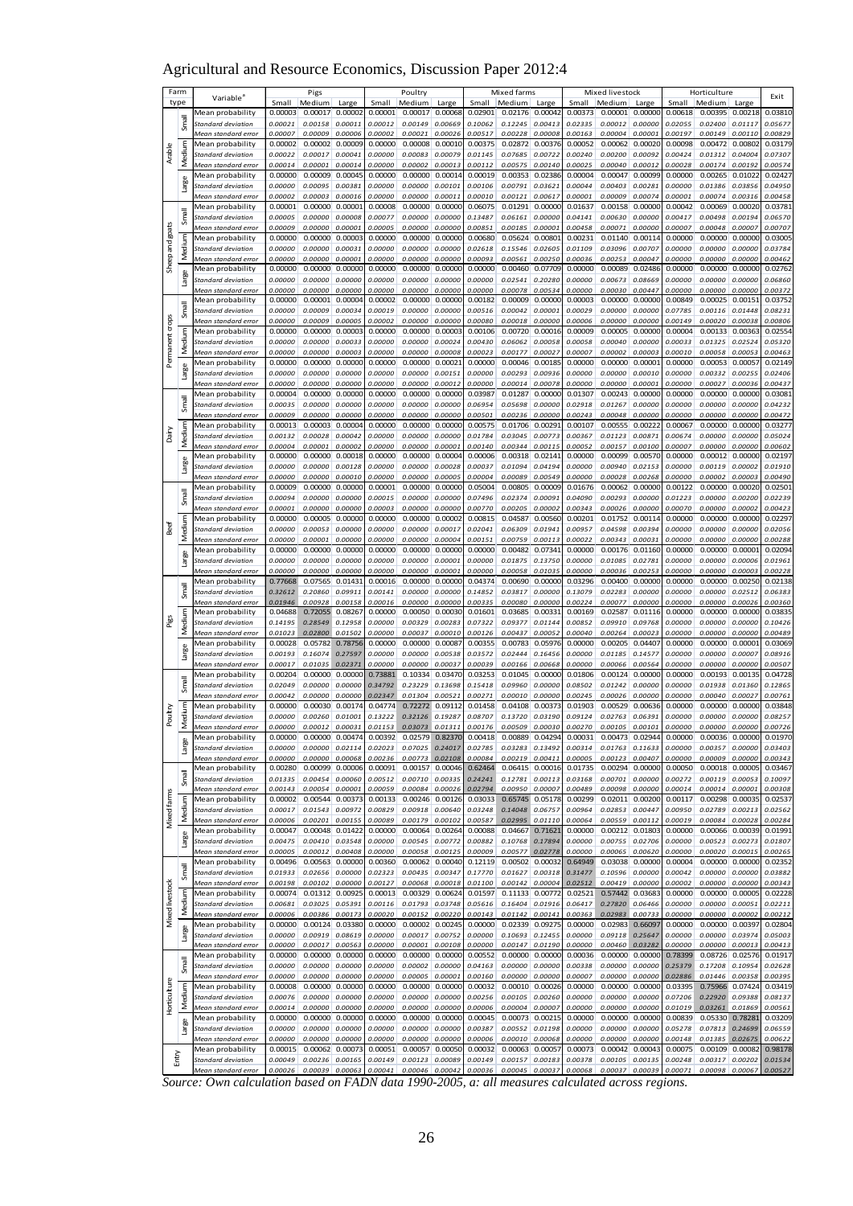| Farm type | | Variable[a] | Pigs Small | Pigs Medium | Pigs Large | Poultry Small | Poultry Medium | Poultry Large | Mixed farms Small | Mixed farms Medium | Mixed farms Large | Mixed livestock Small | Mixed livestock Medium | Mixed livestock Large | Horticulture Small | Horticulture Medium | Horticulture Large | Exit |
|---|---|---|---|---|---|---|---|---|---|---|---|---|---|---|---|---|---|---|
| Arable | Small | Mean probability | 0.00003 | 0.00017 | 0.00002 | 0.00001 | 0.00017 | 0.00068 | 0.02901 | 0.02176 | 0.00042 | 0.00373 | 0.00001 | 0.00000 | 0.00618 | 0.00395 | 0.00218 | 0.03810 |
| | | *Standard deviation* | *0.00021* | *0.00158* | *0.00011* | *0.00012* | *0.00149* | *0.00669* | *0.10062* | *0.12245* | *0.00413* | *0.02335* | *0.00012* | *0.00000* | *0.02055* | *0.02400* | *0.01117* | *0.05677* |
| | | *Mean standard error* | *0.00007* | *0.00009* | *0.00006* | *0.00002* | *0.00021* | *0.00026* | *0.00517* | *0.00228* | *0.00008* | *0.00163* | *0.00004* | *0.00001* | *0.00197* | *0.00149* | *0.00110* | *0.00829* |
| | Medium | Mean probability | 0.00002 | 0.00002 | 0.00009 | 0.00000 | 0.00008 | 0.00010 | 0.00375 | 0.02872 | 0.00376 | 0.00052 | 0.00062 | 0.00002 | 0.00098 | 0.00472 | 0.00802 | 0.03179 |
| | | *Standard deviation* | *0.00022* | *0.00017* | *0.00041* | *0.00000* | *0.00083* | *0.00079* | *0.01145* | *0.07685* | *0.00722* | *0.00240* | *0.00200* | *0.00092* | *0.00424* | *0.01312* | *0.04004* | *0.07307* |
| | | *Mean standard error* | *0.00014* | *0.00001* | *0.00014* | *0.00000* | *0.00002* | *0.00013* | *0.00112* | *0.00575* | *0.00140* | *0.00025* | *0.00040* | *0.00012* | *0.00028* | *0.00174* | *0.00192* | *0.00574* |
| | Large | Mean probability | 0.00000 | 0.00009 | 0.00045 | 0.00000 | 0.00000 | 0.00014 | 0.00019 | 0.00353 | 0.02386 | 0.00004 | 0.00047 | 0.00099 | 0.00000 | 0.00265 | 0.01022 | 0.02427 |
| | | *Standard deviation* | *0.00000* | *0.00095* | *0.00381* | *0.00000* | *0.00000* | *0.00101* | *0.00106* | *0.00791* | *0.03621* | *0.00044* | *0.00403* | *0.00281* | *0.00000* | *0.01386* | *0.03856* | *0.04950* |
| | | *Mean standard error* | *0.00002* | *0.00003* | *0.00016* | *0.00000* | *0.00000* | *0.00011* | *0.00010* | *0.00121* | *0.00617* | *0.00001* | *0.00009* | *0.00074* | *0.00001* | *0.00074* | *0.00316* | *0.00458* |
| Sheep and goats | Small | Mean probability | 0.00001 | 0.00000 | 0.00001 | 0.00008 | 0.00000 | 0.00000 | 0.06075 | 0.01291 | 0.00000 | 0.01637 | 0.00158 | 0.00000 | 0.00042 | 0.00069 | 0.00020 | 0.03781 |
| | | *Standard deviation* | *0.00005* | *0.00000* | *0.00008* | *0.00077* | *0.00000* | *0.00000* | *0.13487* | *0.06161* | *0.00000* | *0.04141* | *0.00630* | *0.00000* | *0.00417* | *0.00498* | *0.00194* | *0.06570* |
| | | *Mean standard error* | *0.00009* | *0.00000* | *0.00001* | *0.00005* | *0.00000* | *0.00000* | *0.00851* | *0.00185* | *0.00001* | *0.00458* | *0.00071* | *0.00000* | *0.00007* | *0.00048* | *0.00007* | *0.00707* |
| | Medium | Mean probability | 0.00000 | 0.00000 | 0.00003 | 0.00000 | 0.00000 | 0.00000 | 0.00680 | 0.05624 | 0.00801 | 0.00231 | 0.01140 | 0.00114 | 0.00000 | 0.00000 | 0.00000 | 0.03005 |
| | | *Standard deviation* | *0.00000* | *0.00000* | *0.00031* | *0.00000* | *0.00000* | *0.00000* | *0.02618* | *0.15546* | *0.02605* | *0.01109* | *0.03096* | *0.00707* | *0.00000* | *0.00000* | *0.00000* | *0.03784* |
| | | *Mean standard error* | *0.00000* | *0.00000* | *0.00001* | *0.00000* | *0.00000* | *0.00000* | *0.00093* | *0.00561* | *0.00250* | *0.00036* | *0.00253* | *0.00047* | *0.00000* | *0.00000* | *0.00000* | *0.00462* |
| | Large | Mean probability | 0.00000 | 0.00000 | 0.00000 | 0.00000 | 0.00000 | 0.00000 | 0.00000 | 0.00460 | 0.07709 | 0.00000 | 0.00089 | 0.02486 | 0.00000 | 0.00000 | 0.00000 | 0.02762 |
| | | *Standard deviation* | *0.00000* | *0.00000* | *0.00000* | *0.00000* | *0.00000* | *0.00000* | *0.00000* | *0.02541* | *0.20280* | *0.00000* | *0.00673* | *0.08669* | *0.00000* | *0.00000* | *0.00000* | *0.06860* |
| | | *Mean standard error* | *0.00000* | *0.00000* | *0.00000* | *0.00000* | *0.00000* | *0.00000* | *0.00000* | *0.00078* | *0.00534* | *0.00000* | *0.00030* | *0.00447* | *0.00000* | *0.00000* | *0.00000* | *0.00372* |
| Permanent crops | Small | Mean probability | 0.00000 | 0.00001 | 0.00004 | 0.00002 | 0.00000 | 0.00000 | 0.00182 | 0.00009 | 0.00000 | 0.00003 | 0.00000 | 0.00000 | 0.00849 | 0.00025 | 0.00151 | 0.03752 |
| | | *Standard deviation* | *0.00000* | *0.00009* | *0.00034* | *0.00019* | *0.00000* | *0.00000* | *0.00516* | *0.00042* | *0.00001* | *0.00029* | *0.00000* | *0.00000* | *0.07785* | *0.00116* | *0.01448* | *0.08231* |
| | | *Mean standard error* | *0.00000* | *0.00009* | *0.00005* | *0.00002* | *0.00000* | *0.00000* | *0.00080* | *0.00018* | *0.00000* | *0.00006* | *0.00000* | *0.00000* | *0.00149* | *0.00020* | *0.00038* | *0.00806* |
| | Medium | Mean probability | 0.00000 | 0.00000 | 0.00003 | 0.00000 | 0.00000 | 0.00003 | 0.00106 | 0.00720 | 0.00016 | 0.00009 | 0.00005 | 0.00000 | 0.00004 | 0.00133 | 0.00363 | 0.02554 |
| | | *Standard deviation* | *0.00000* | *0.00000* | *0.00033* | *0.00000* | *0.00000* | *0.00024* | *0.00430* | *0.06062* | *0.00058* | *0.00058* | *0.00040* | *0.00000* | *0.00033* | *0.01325* | *0.02524* | *0.05320* |
| | | *Mean standard error* | *0.00000* | *0.00000* | *0.00003* | *0.00000* | *0.00000* | *0.00008* | *0.00023* | *0.00177* | *0.00027* | *0.00007* | *0.00002* | *0.00003* | *0.00010* | *0.00058* | *0.00053* | *0.00463* |
| | Large | Mean probability | 0.00000 | 0.00000 | 0.00000 | 0.00000 | 0.00000 | 0.00021 | 0.00000 | 0.00046 | 0.00185 | 0.00000 | 0.00000 | 0.00001 | 0.00000 | 0.00053 | 0.00057 | 0.02149 |
| | | *Standard deviation* | *0.00000* | *0.00000* | *0.00000* | *0.00000* | *0.00000* | *0.00151* | *0.00000* | *0.00293* | *0.00936* | *0.00000* | *0.00000* | *0.00010* | *0.00000* | *0.00332* | *0.00255* | *0.02406* |
| | | *Mean standard error* | *0.00000* | *0.00000* | *0.00000* | *0.00000* | *0.00000* | *0.00012* | *0.00000* | *0.00014* | *0.00078* | *0.00000* | *0.00000* | *0.00001* | *0.00000* | *0.00027* | *0.00036* | *0.00437* |
| Dairy | Small | Mean probability | 0.00004 | 0.00000 | 0.00000 | 0.00000 | 0.00000 | 0.00000 | 0.03987 | 0.01287 | 0.00000 | 0.01307 | 0.00243 | 0.00000 | 0.00000 | 0.00000 | 0.00000 | 0.03081 |
| | | *Standard deviation* | *0.00035* | *0.00000* | *0.00000* | *0.00000* | *0.00000* | *0.00000* | *0.06954* | *0.05698* | *0.00000* | *0.02918* | *0.01267* | *0.00000* | *0.00000* | *0.00000* | *0.00000* | *0.04232* |
| | | *Mean standard error* | *0.00009* | *0.00000* | *0.00000* | *0.00000* | *0.00000* | *0.00000* | *0.00501* | *0.00236* | *0.00000* | *0.00243* | *0.00048* | *0.00000* | *0.00000* | *0.00000* | *0.00000* | *0.00472* |
| | Medium | Mean probability | 0.00013 | 0.00003 | 0.00004 | 0.00000 | 0.00000 | 0.00000 | 0.00575 | 0.01706 | 0.00291 | 0.00107 | 0.00555 | 0.00222 | 0.00067 | 0.00000 | 0.00000 | 0.03277 |
| | | *Standard deviation* | *0.00132* | *0.00028* | *0.00042* | *0.00000* | *0.00000* | *0.00000* | *0.01784* | *0.03045* | *0.00773* | *0.00367* | *0.01123* | *0.00871* | *0.00674* | *0.00000* | *0.00000* | *0.05024* |
| | | *Mean standard error* | *0.00004* | *0.00001* | *0.00002* | *0.00000* | *0.00000* | *0.00001* | *0.00140* | *0.00344* | *0.00115* | *0.00052* | *0.00157* | *0.00100* | *0.00007* | *0.00000* | *0.00000* | *0.00602* |
| | Large | Mean probability | 0.00000 | 0.00000 | 0.00018 | 0.00000 | 0.00000 | 0.00004 | 0.00006 | 0.00318 | 0.02141 | 0.00000 | 0.00099 | 0.00570 | 0.00000 | 0.00012 | 0.00000 | 0.02197 |
| | | *Standard deviation* | *0.00000* | *0.00000* | *0.00128* | *0.00000* | *0.00000* | *0.00028* | *0.00037* | *0.01094* | *0.04194* | *0.00000* | *0.00940* | *0.02153* | *0.00000* | *0.00119* | *0.00002* | *0.01910* |
| | | *Mean standard error* | *0.00000* | *0.00000* | *0.00010* | *0.00000* | *0.00000* | *0.00005* | *0.00004* | *0.00089* | *0.00549* | *0.00000* | *0.00028* | *0.00268* | *0.00000* | *0.00002* | *0.00003* | *0.00490* |
| Beef | Small | Mean probability | 0.00009 | 0.00000 | 0.00000 | 0.00001 | 0.00000 | 0.00000 | 0.05004 | 0.00805 | 0.00009 | 0.01676 | 0.00062 | 0.00000 | 0.00122 | 0.00000 | 0.00020 | 0.02501 |
| | | *Standard deviation* | *0.00094* | *0.00000* | *0.00000* | *0.00015* | *0.00000* | *0.00000* | *0.07496* | *0.02374* | *0.00091* | *0.04090* | *0.00293* | *0.00000* | *0.01223* | *0.00000* | *0.00200* | *0.02239* |
| | | *Mean standard error* | *0.00001* | *0.00000* | *0.00000* | *0.00003* | *0.00000* | *0.00000* | *0.00770* | *0.00205* | *0.00002* | *0.00343* | *0.00026* | *0.00000* | *0.00070* | *0.00000* | *0.00002* | *0.00423* |
| | Medium | Mean probability | 0.00000 | 0.00005 | 0.00000 | 0.00000 | 0.00000 | 0.00002 | 0.00815 | 0.04587 | 0.00560 | 0.00201 | 0.01752 | 0.00114 | 0.00000 | 0.00000 | 0.00000 | 0.02297 |
| | | *Standard deviation* | *0.00000* | *0.00053* | *0.00000* | *0.00000* | *0.00000* | *0.00020* | *0.02041* | *0.06309* | *0.01941* | *0.00957* | *0.04598* | *0.00394* | *0.00000* | *0.00000* | *0.00000* | *0.02056* |
| | | *Mean standard error* | *0.00000* | *0.00004* | *0.00000* | *0.00000* | *0.00000* | *0.00004* | *0.00151* | *0.00759* | *0.00113* | *0.00022* | *0.00343* | *0.00031* | *0.00000* | *0.00000* | *0.00000* | *0.00288* |
| | Large | Mean probability | 0.00000 | 0.00000 | 0.00000 | 0.00000 | 0.00000 | 0.00000 | 0.00000 | 0.00482 | 0.07341 | 0.00000 | 0.00176 | 0.01160 | 0.00000 | 0.00000 | 0.00001 | 0.02094 |
| | | *Standard deviation* | *0.00000* | *0.00000* | *0.00000* | *0.00000* | *0.00000* | *0.00001* | *0.00000* | *0.01875* | *0.13750* | *0.00000* | *0.01085* | *0.02781* | *0.00000* | *0.00000* | *0.00006* | *0.01961* |
| | | *Mean standard error* | *0.00000* | *0.00000* | *0.00000* | *0.00000* | *0.00000* | *0.00001* | *0.00000* | *0.00058* | *0.01035* | *0.00000* | *0.00036* | *0.00253* | *0.00000* | *0.00000* | *0.00003* | *0.00228* |
| Pigs | Small | Mean probability | 0.77668 | 0.07565 | 0.01431 | 0.00016 | 0.00000 | 0.00000 | 0.04374 | 0.00690 | 0.00000 | 0.03296 | 0.00400 | 0.00000 | 0.00000 | 0.00000 | 0.00250 | 0.02138 |
| | | *Standard deviation* | *0.32612* | *0.20860* | *0.09911* | *0.00141* | *0.00000* | *0.00000* | *0.14852* | *0.03817* | *0.00000* | *0.13079* | *0.02283* | *0.00000* | *0.00000* | *0.00000* | *0.02512* | *0.06383* |
| | | *Mean standard error* | *0.01946* | *0.00928* | *0.00158* | *0.00016* | *0.00000* | *0.00000* | *0.00335* | *0.00080* | *0.00000* | *0.00224* | *0.00077* | *0.00000* | *0.00000* | *0.00000* | *0.00026* | *0.00360* |
| | Medium | Mean probability | 0.04688 | 0.72055 | 0.08267 | 0.00000 | 0.00050 | 0.00030 | 0.01601 | 0.03685 | 0.00331 | 0.00169 | 0.02587 | 0.01116 | 0.00000 | 0.00000 | 0.00000 | 0.03835 |
| | | *Standard deviation* | *0.14195* | *0.28549* | *0.12958* | *0.00000* | *0.00329* | *0.00283* | *0.07322* | *0.09377* | *0.01144* | *0.00852* | *0.09910* | *0.09768* | *0.00000* | *0.00000* | *0.00000* | *0.10426* |
| | | *Mean standard error* | *0.01023* | *0.02800* | *0.01502* | *0.00000* | *0.00037* | *0.00010* | *0.00126* | *0.00437* | *0.00052* | *0.00040* | *0.00264* | *0.00023* | *0.00000* | *0.00000* | *0.00000* | *0.00489* |
| | Large | Mean probability | 0.00028 | 0.05782 | 0.78756 | 0.00000 | 0.00000 | 0.00087 | 0.00355 | 0.00783 | 0.05976 | 0.00000 | 0.00205 | 0.04407 | 0.00000 | 0.00000 | 0.00001 | 0.03069 |
| | | *Standard deviation* | *0.00193* | *0.16074* | *0.27597* | *0.00000* | *0.00000* | *0.00538* | *0.03572* | *0.02444* | *0.16456* | *0.00000* | *0.01185* | *0.14577* | *0.00000* | *0.00000* | *0.00007* | *0.08916* |
| | | *Mean standard error* | *0.00017* | *0.01035* | *0.02371* | *0.00000* | *0.00000* | *0.00037* | *0.00039* | *0.00166* | *0.00668* | *0.00000* | *0.00066* | *0.00564* | *0.00000* | *0.00000* | *0.00000* | *0.00507* |
| Poultry | Small | Mean probability | 0.00204 | 0.00000 | 0.00000 | 0.73881 | 0.10334 | 0.03470 | 0.03253 | 0.01005 | 0.00000 | 0.01806 | 0.00124 | 0.00000 | 0.00000 | 0.00193 | 0.00135 | 0.04728 |
| | | *Standard deviation* | *0.02049* | *0.00000* | *0.00000* | *0.34792* | *0.23229* | *0.13698* | *0.15418* | *0.09960* | *0.00000* | *0.08502* | *0.01242* | *0.00000* | *0.00000* | *0.01938* | *0.01360* | *0.12865* |
| | | *Mean standard error* | *0.00042* | *0.00000* | *0.00000* | *0.02347* | *0.01304* | *0.00521* | *0.00271* | *0.00010* | *0.00000* | *0.00245* | *0.00026* | *0.00000* | *0.00000* | *0.00040* | *0.00027* | *0.00761* |
| | Medium | Mean probability | 0.00000 | 0.00030 | 0.00174 | 0.04774 | 0.72272 | 0.09112 | 0.01458 | 0.04108 | 0.00373 | 0.01903 | 0.00529 | 0.00636 | 0.00000 | 0.00000 | 0.00000 | 0.03848 |
| | | *Standard deviation* | *0.00000* | *0.00260* | *0.01001* | *0.13222* | *0.32126* | *0.19287* | *0.08707* | *0.13720* | *0.03190* | *0.09124* | *0.02763* | *0.06391* | *0.00000* | *0.00000* | *0.00000* | *0.08257* |
| | | *Mean standard error* | *0.00000* | *0.00012* | *0.00031* | *0.01153* | *0.03073* | *0.01311* | *0.00176* | *0.00509* | *0.00030* | *0.00270* | *0.00105* | *0.00101* | *0.00000* | *0.00000* | *0.00000* | *0.00726* |
| | Large | Mean probability | 0.00000 | 0.00000 | 0.00474 | 0.00392 | 0.02579 | 0.82370 | 0.00418 | 0.00889 | 0.04294 | 0.00031 | 0.00473 | 0.02944 | 0.00000 | 0.00036 | 0.00000 | 0.01970 |
| | | *Standard deviation* | *0.00000* | *0.00000* | *0.02114* | *0.02023* | *0.07025* | *0.24017* | *0.02785* | *0.03283* | *0.13492* | *0.00314* | *0.01763* | *0.11633* | *0.00000* | *0.00357* | *0.00000* | *0.03403* |
| | | *Mean standard error* | *0.00000* | *0.00000* | *0.00068* | *0.00236* | *0.00773* | *0.02108* | *0.00084* | *0.00219* | *0.00411* | *0.00005* | *0.00123* | *0.00407* | *0.00000* | *0.00009* | *0.00000* | *0.00343* |
| Mixed farms | Small | Mean probability | 0.00280 | 0.00099 | 0.00006 | 0.00091 | 0.00157 | 0.00046 | 0.62464 | 0.06415 | 0.00016 | 0.01735 | 0.00294 | 0.00000 | 0.00050 | 0.00018 | 0.00005 | 0.03467 |
| | | *Standard deviation* | *0.01335* | *0.00454* | *0.00060* | *0.00512* | *0.00710* | *0.00335* | *0.24241* | *0.12781* | *0.00113* | *0.03168* | *0.00701* | *0.00000* | *0.00272* | *0.00119* | *0.00053* | *0.10097* |
| | | *Mean standard error* | *0.00143* | *0.00054* | *0.00001* | *0.00059* | *0.00084* | *0.00026* | *0.02794* | *0.00950* | *0.00007* | *0.00489* | *0.00098* | *0.00000* | *0.00014* | *0.00014* | *0.00001* | *0.00308* |
| | Medium | Mean probability | 0.00002 | 0.00544 | 0.00373 | 0.00133 | 0.00246 | 0.00126 | 0.03033 | 0.65745 | 0.05178 | 0.00299 | 0.02011 | 0.00200 | 0.00117 | 0.00298 | 0.00035 | 0.02537 |
| | | *Standard deviation* | *0.00017* | *0.01543* | *0.00972* | *0.00829* | *0.00918* | *0.00640* | *0.03248* | *0.14048* | *0.06757* | *0.00964* | *0.02853* | *0.00447* | *0.00950* | *0.02789* | *0.00213* | *0.02562* |
| | | *Mean standard error* | *0.00006* | *0.00201* | *0.00155* | *0.00089* | *0.00179* | *0.00102* | *0.00587* | *0.02995* | *0.01110* | *0.00064* | *0.00559* | *0.00112* | *0.00019* | *0.00084* | *0.00028* | *0.00284* |
| | Large | Mean probability | 0.00047 | 0.00048 | 0.01422 | 0.00000 | 0.00064 | 0.00264 | 0.00088 | 0.04667 | 0.71621 | 0.00000 | 0.00212 | 0.01803 | 0.00000 | 0.00066 | 0.00039 | 0.01991 |
| | | *Standard deviation* | *0.00475* | *0.00410* | *0.03548* | *0.00000* | *0.00545* | *0.00772* | *0.00882* | *0.10768* | *0.17894* | *0.00000* | *0.00755* | *0.02706* | *0.00000* | *0.00523* | *0.00273* | *0.01807* |
| | | *Mean standard error* | *0.00005* | *0.00012* | *0.00408* | *0.00000* | *0.00058* | *0.00125* | *0.00009* | *0.00577* | *0.02778* | *0.00000* | *0.00065* | *0.00620* | *0.00000* | *0.00020* | *0.00015* | *0.00265* |
| Mixed livestock | Small | Mean probability | 0.00496 | 0.00563 | 0.00000 | 0.00360 | 0.00062 | 0.00040 | 0.12119 | 0.00502 | 0.00032 | 0.64949 | 0.03038 | 0.00000 | 0.00004 | 0.00000 | 0.00000 | 0.02352 |
| | | *Standard deviation* | *0.01933* | *0.02656* | *0.00000* | *0.02323* | *0.00435* | *0.00347* | *0.17770* | *0.01627* | *0.00318* | *0.31477* | *0.10596* | *0.00000* | *0.00042* | *0.00000* | *0.00000* | *0.03882* |
| | | *Mean standard error* | *0.00198* | *0.00102* | *0.00000* | *0.00127* | *0.00068* | *0.00018* | *0.01100* | *0.00142* | *0.00004* | *0.02512* | *0.00419* | *0.00000* | *0.00002* | *0.00000* | *0.00000* | *0.00343* |
| | Medium | Mean probability | 0.00074 | 0.01312 | 0.00925 | 0.00013 | 0.00329 | 0.00624 | 0.01597 | 0.11133 | 0.00772 | 0.02521 | 0.57442 | 0.03683 | 0.00000 | 0.00000 | 0.00005 | 0.02228 |
| | | *Standard deviation* | *0.00681* | *0.03025* | *0.05391* | *0.00116* | *0.01793* | *0.03748* | *0.05616* | *0.16404* | *0.01916* | *0.06417* | *0.27820* | *0.06466* | *0.00000* | *0.00000* | *0.00051* | *0.02211* |
| | | *Mean standard error* | *0.00006* | *0.00386* | *0.00173* | *0.00020* | *0.00152* | *0.00220* | *0.00143* | *0.01142* | *0.00141* | *0.00363* | *0.02983* | *0.00733* | *0.00000* | *0.00000* | *0.00002* | *0.00212* |
| | Large | Mean probability | 0.00000 | 0.00124 | 0.03380 | 0.00000 | 0.00002 | 0.00245 | 0.00000 | 0.02339 | 0.09275 | 0.00000 | 0.02983 | 0.66097 | 0.00000 | 0.00000 | 0.00397 | 0.02804 |
| | | *Standard deviation* | *0.00000* | *0.00919* | *0.08619* | *0.00000* | *0.00017* | *0.00752* | *0.00000* | *0.10693* | *0.12455* | *0.00000* | *0.09118* | *0.25647* | *0.00000* | *0.00000* | *0.03974* | *0.05003* |
| | | *Mean standard error* | *0.00000* | *0.00017* | *0.00563* | *0.00000* | *0.00001* | *0.00108* | *0.00000* | *0.00147* | *0.01190* | *0.00000* | *0.00460* | *0.03282* | *0.00000* | *0.00000* | *0.00013* | *0.00413* |
| Horticulture | Small | Mean probability | 0.00000 | 0.00000 | 0.00000 | 0.00000 | 0.00000 | 0.00000 | 0.00552 | 0.00000 | 0.00000 | 0.00036 | 0.00000 | 0.00000 | 0.78399 | 0.08726 | 0.02576 | 0.01917 |
| | | *Standard deviation* | *0.00000* | *0.00000* | *0.00000* | *0.00000* | *0.00002* | *0.00000* | *0.04163* | *0.00000* | *0.00000* | *0.00338* | *0.00000* | *0.00000* | *0.25379* | *0.17208* | *0.10954* | *0.02628* |
| | | *Mean standard error* | *0.00000* | *0.00000* | *0.00000* | *0.00000* | *0.00005* | *0.00001* | *0.00160* | *0.00000* | *0.00000* | *0.00007* | *0.00000* | *0.00000* | *0.02886* | *0.01446* | *0.00358* | *0.00395* |
| | Medium | Mean probability | 0.00008 | 0.00000 | 0.00000 | 0.00000 | 0.00000 | 0.00000 | 0.00032 | 0.00010 | 0.00026 | 0.00000 | 0.00000 | 0.00000 | 0.03395 | 0.75966 | 0.07424 | 0.03419 |
| | | *Standard deviation* | *0.00076* | *0.00000* | *0.00000* | *0.00000* | *0.00000* | *0.00000* | *0.00256* | *0.00105* | *0.00260* | *0.00000* | *0.00000* | *0.00000* | *0.07206* | *0.22920* | *0.09388* | *0.08137* |
| | | *Mean standard error* | *0.00014* | *0.00000* | *0.00000* | *0.00000* | *0.00000* | *0.00000* | *0.00006* | *0.00004* | *0.00007* | *0.00000* | *0.00000* | *0.00000* | *0.01019* | *0.03261* | *0.01869* | *0.00561* |
| | Large | Mean probability | 0.00000 | 0.00000 | 0.00000 | 0.00000 | 0.00000 | 0.00000 | 0.00045 | 0.00073 | 0.00215 | 0.00000 | 0.00000 | 0.00000 | 0.00839 | 0.05330 | 0.78281 | 0.03209 |
| | | *Standard deviation* | *0.00000* | *0.00000* | *0.00000* | *0.00000* | *0.00000* | *0.00000* | *0.00387* | *0.00552* | *0.01198* | *0.00000* | *0.00000* | *0.00000* | *0.05278* | *0.07813* | *0.24699* | *0.06559* |
| | | *Mean standard error* | *0.00000* | *0.00000* | *0.00000* | *0.00000* | *0.00000* | *0.00000* | *0.00006* | *0.00010* | *0.00068* | *0.00000* | *0.00000* | *0.00000* | *0.00148* | *0.01385* | *0.02675* | *0.00622* |
| Entry | | Mean probability | 0.00015 | 0.00062 | 0.00073 | 0.00051 | 0.00057 | 0.00050 | 0.00032 | 0.00063 | 0.00057 | 0.00073 | 0.00042 | 0.00043 | 0.00075 | 0.00109 | 0.00082 | 0.98178 |
| | | *Standard deviation* | *0.00049* | *0.00236* | *0.00165* | *0.00149* | *0.00123* | *0.00089* | *0.00149* | *0.00157* | *0.00183* | *0.00378* | *0.00105* | *0.00135* | *0.00248* | *0.00317* | *0.00202* | *0.01534* |
| | | *Mean standard error* | *0.00026* | *0.00039* | *0.00063* | *0.00041* | *0.00046* | *0.00042* | *0.00036* | *0.00045* | *0.00037* | *0.00068* | *0.00037* | *0.00039* | *0.00071* | *0.00098* | *0.00067* | *0.00527* |

*Source: Own calculation based on FADN data 1990-2005, a: all measures calculated across regions.*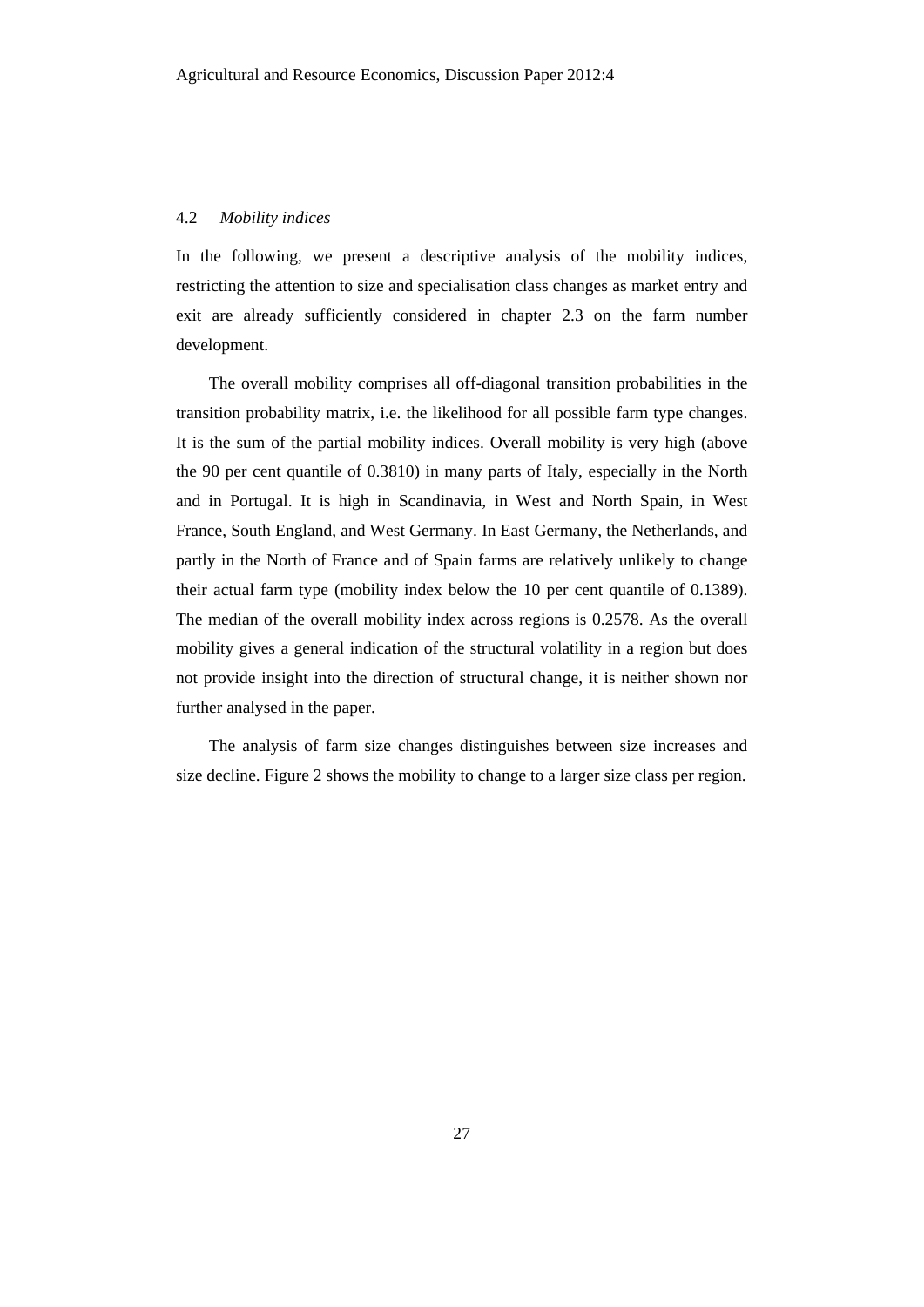### 4.2 *Mobility indices*

In the following, we present a descriptive analysis of the mobility indices, restricting the attention to size and specialisation class changes as market entry and exit are already sufficiently considered in chapter 2.3 on the farm number development.

The overall mobility comprises all off-diagonal transition probabilities in the transition probability matrix, i.e. the likelihood for all possible farm type changes. It is the sum of the partial mobility indices. Overall mobility is very high (above the 90 per cent quantile of 0.3810) in many parts of Italy, especially in the North and in Portugal. It is high in Scandinavia, in West and North Spain, in West France, South England, and West Germany. In East Germany, the Netherlands, and partly in the North of France and of Spain farms are relatively unlikely to change their actual farm type (mobility index below the 10 per cent quantile of 0.1389). The median of the overall mobility index across regions is 0.2578. As the overall mobility gives a general indication of the structural volatility in a region but does not provide insight into the direction of structural change, it is neither shown nor further analysed in the paper.

The analysis of farm size changes distinguishes between size increases and size decline. Figure 2 shows the mobility to change to a larger size class per region.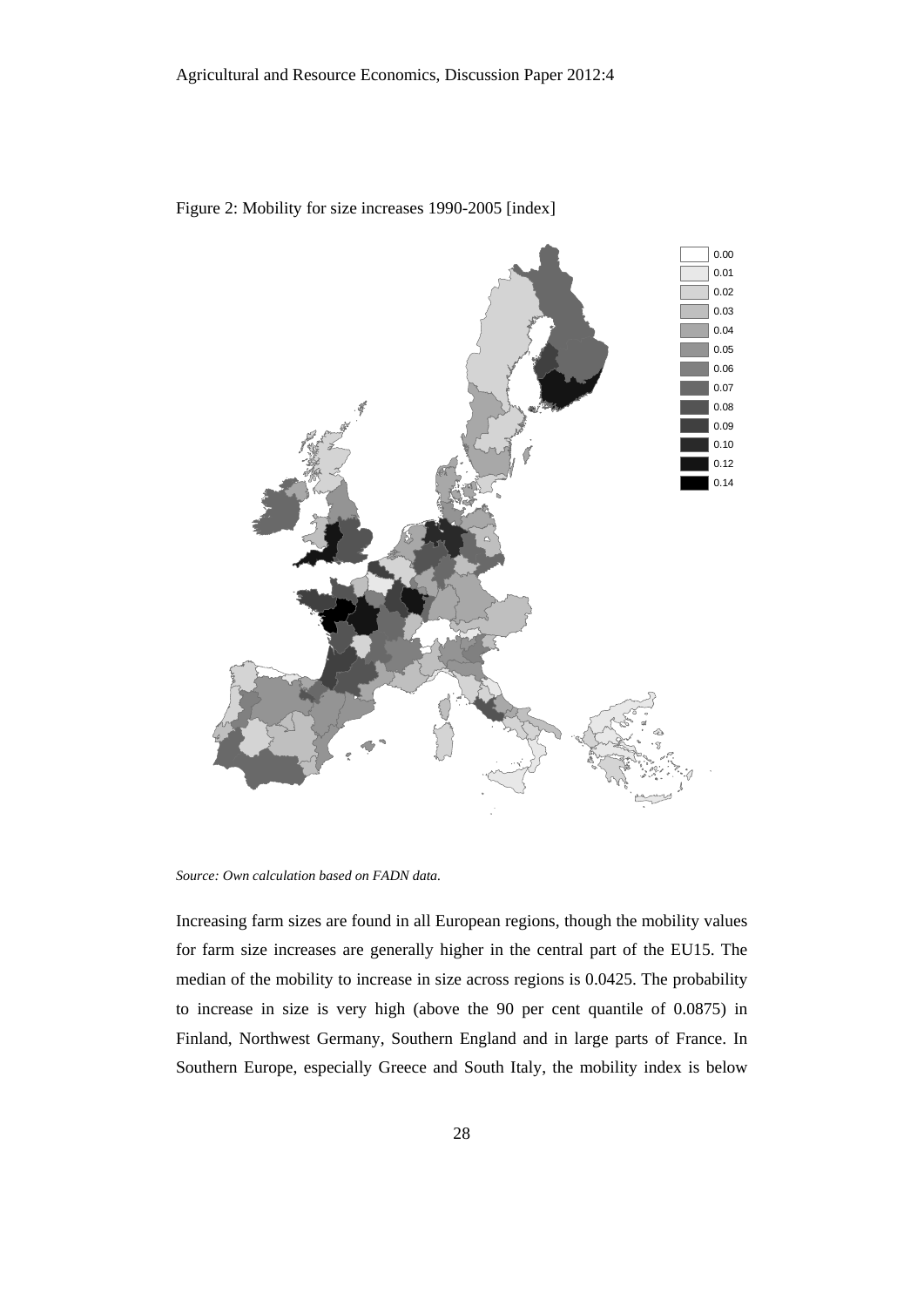Figure 2: Mobility for size increases 1990-2005 [index]

*Source: Own calculation based on FADN data.*

Increasing farm sizes are found in all European regions, though the mobility values for farm size increases are generally higher in the central part of the EU15. The median of the mobility to increase in size across regions is 0.0425. The probability to increase in size is very high (above the 90 per cent quantile of 0.0875) in Finland, Northwest Germany, Southern England and in large parts of France. In Southern Europe, especially Greece and South Italy, the mobility index is below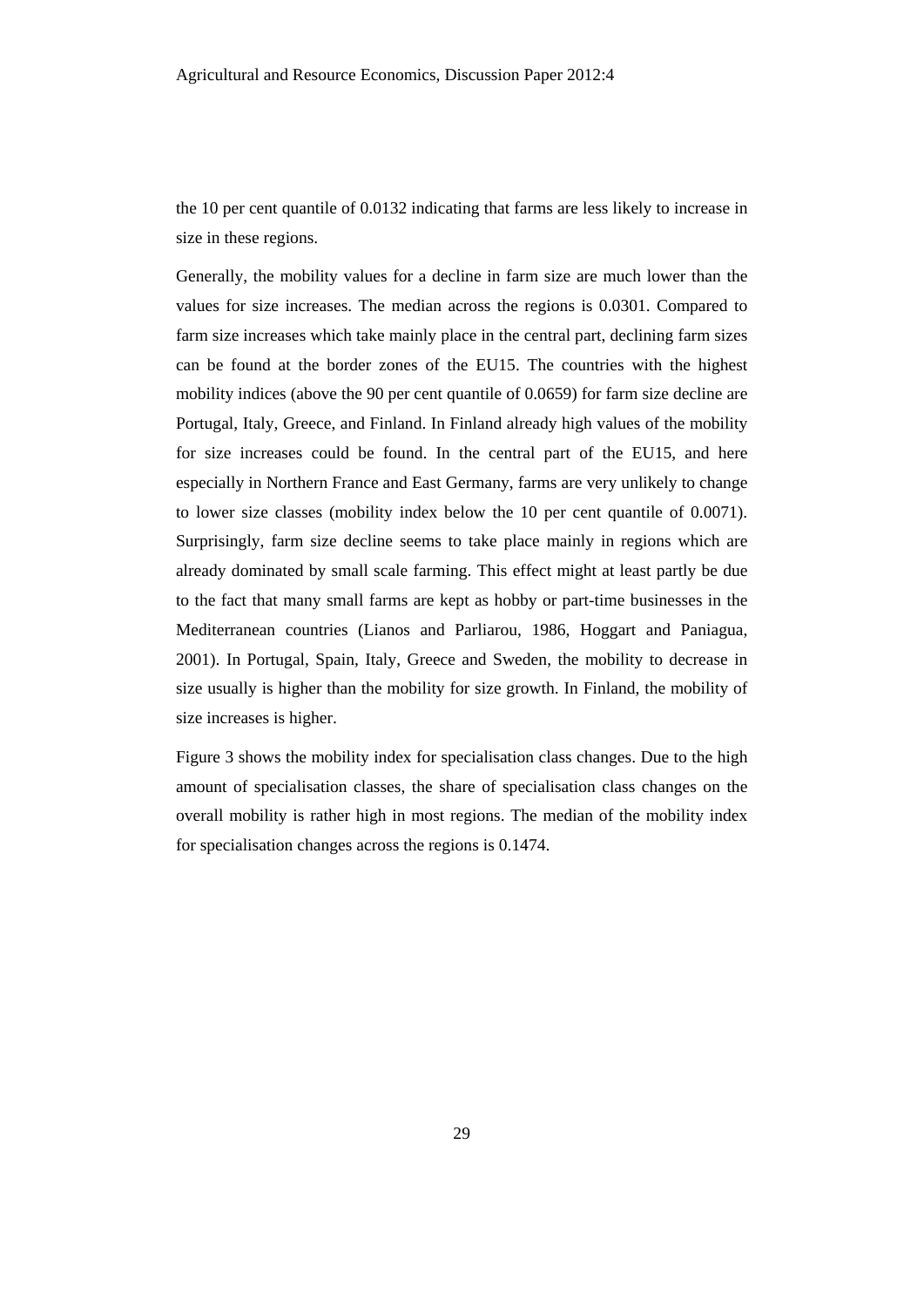the 10 per cent quantile of 0.0132 indicating that farms are less likely to increase in size in these regions.

Generally, the mobility values for a decline in farm size are much lower than the values for size increases. The median across the regions is 0.0301. Compared to farm size increases which take mainly place in the central part, declining farm sizes can be found at the border zones of the EU15. The countries with the highest mobility indices (above the 90 per cent quantile of 0.0659) for farm size decline are Portugal, Italy, Greece, and Finland. In Finland already high values of the mobility for size increases could be found. In the central part of the EU15, and here especially in Northern France and East Germany, farms are very unlikely to change to lower size classes (mobility index below the 10 per cent quantile of 0.0071). Surprisingly, farm size decline seems to take place mainly in regions which are already dominated by small scale farming. This effect might at least partly be due to the fact that many small farms are kept as hobby or part-time businesses in the Mediterranean countries (Lianos and Parliarou, 1986, Hoggart and Paniagua, 2001). In Portugal, Spain, Italy, Greece and Sweden, the mobility to decrease in size usually is higher than the mobility for size growth. In Finland, the mobility of size increases is higher.

Figure 3 shows the mobility index for specialisation class changes. Due to the high amount of specialisation classes, the share of specialisation class changes on the overall mobility is rather high in most regions. The median of the mobility index for specialisation changes across the regions is 0.1474.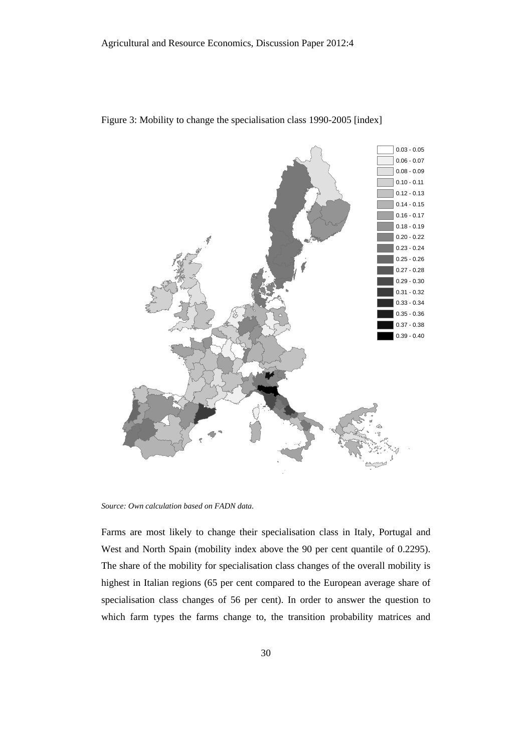Figure 3: Mobility to change the specialisation class 1990-2005 [index]

*Source: Own calculation based on FADN data.*

Farms are most likely to change their specialisation class in Italy, Portugal and West and North Spain (mobility index above the 90 per cent quantile of 0.2295). The share of the mobility for specialisation class changes of the overall mobility is highest in Italian regions (65 per cent compared to the European average share of specialisation class changes of 56 per cent). In order to answer the question to which farm types the farms change to, the transition probability matrices and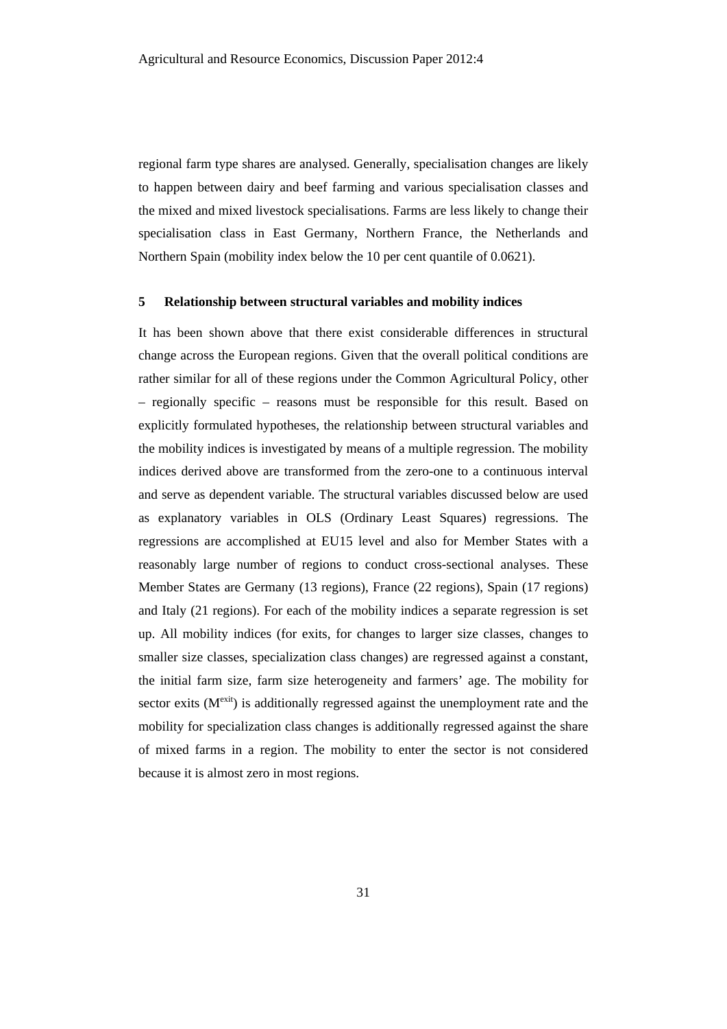regional farm type shares are analysed. Generally, specialisation changes are likely to happen between dairy and beef farming and various specialisation classes and the mixed and mixed livestock specialisations. Farms are less likely to change their specialisation class in East Germany, Northern France, the Netherlands and Northern Spain (mobility index below the 10 per cent quantile of 0.0621).

## 5 Relationship between structural variables and mobility indices

It has been shown above that there exist considerable differences in structural change across the European regions. Given that the overall political conditions are rather similar for all of these regions under the Common Agricultural Policy, other – regionally specific – reasons must be responsible for this result. Based on explicitly formulated hypotheses, the relationship between structural variables and the mobility indices is investigated by means of a multiple regression. The mobility indices derived above are transformed from the zero-one to a continuous interval and serve as dependent variable. The structural variables discussed below are used as explanatory variables in OLS (Ordinary Least Squares) regressions. The regressions are accomplished at EU15 level and also for Member States with a reasonably large number of regions to conduct cross-sectional analyses. These Member States are Germany (13 regions), France (22 regions), Spain (17 regions) and Italy (21 regions). For each of the mobility indices a separate regression is set up. All mobility indices (for exits, for changes to larger size classes, changes to smaller size classes, specialization class changes) are regressed against a constant, the initial farm size, farm size heterogeneity and farmers' age. The mobility for sector exits ($M^{exit}$) is additionally regressed against the unemployment rate and the mobility for specialization class changes is additionally regressed against the share of mixed farms in a region. The mobility to enter the sector is not considered because it is almost zero in most regions.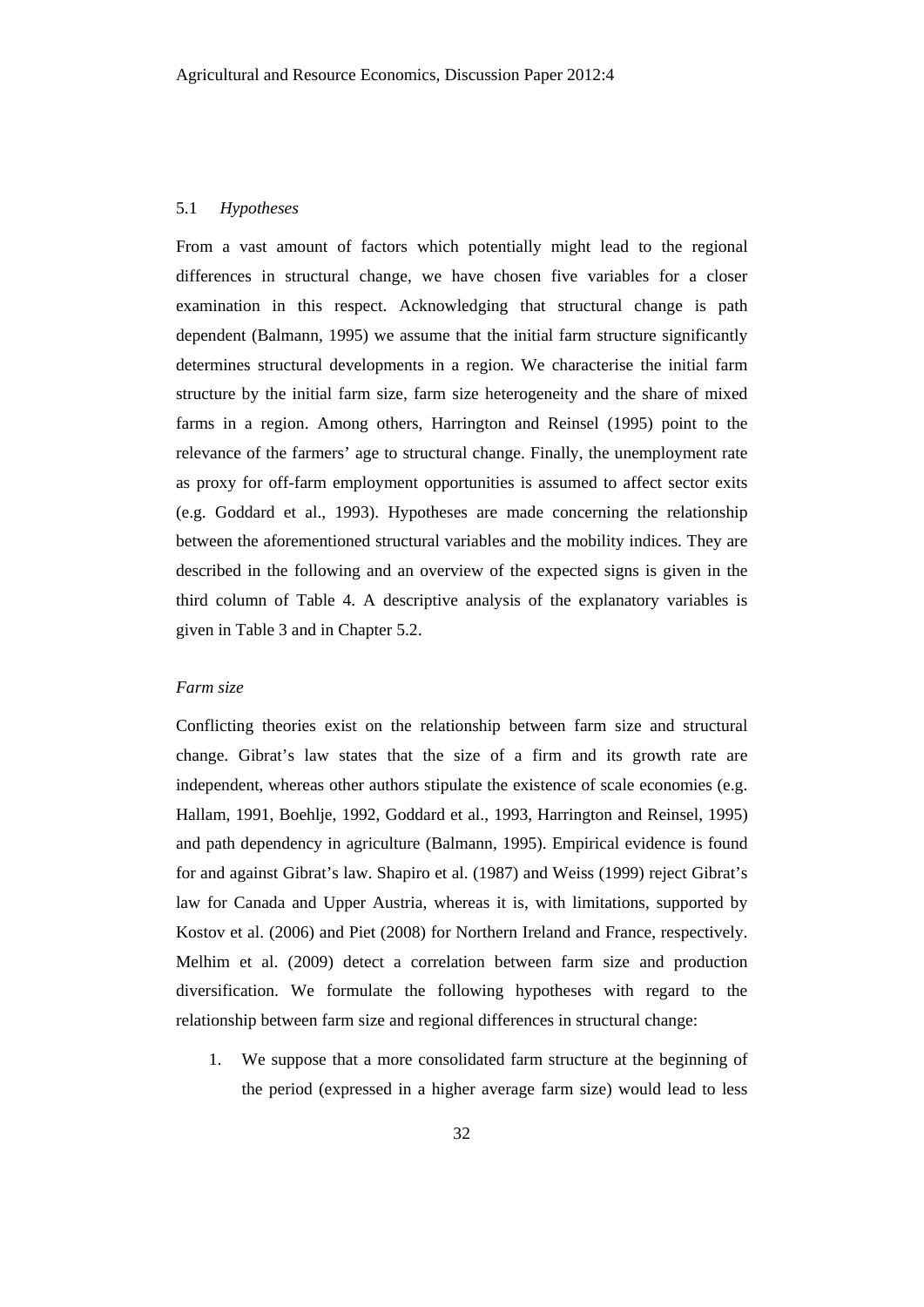### 5.1 *Hypotheses*

From a vast amount of factors which potentially might lead to the regional differences in structural change, we have chosen five variables for a closer examination in this respect. Acknowledging that structural change is path dependent (Balmann, 1995) we assume that the initial farm structure significantly determines structural developments in a region. We characterise the initial farm structure by the initial farm size, farm size heterogeneity and the share of mixed farms in a region. Among others, Harrington and Reinsel (1995) point to the relevance of the farmers' age to structural change. Finally, the unemployment rate as proxy for off-farm employment opportunities is assumed to affect sector exits (e.g. Goddard et al., 1993). Hypotheses are made concerning the relationship between the aforementioned structural variables and the mobility indices. They are described in the following and an overview of the expected signs is given in the third column of Table 4. A descriptive analysis of the explanatory variables is given in Table 3 and in Chapter 5.2.

*Farm size*

Conflicting theories exist on the relationship between farm size and structural change. Gibrat's law states that the size of a firm and its growth rate are independent, whereas other authors stipulate the existence of scale economies (e.g. Hallam, 1991, Boehlje, 1992, Goddard et al., 1993, Harrington and Reinsel, 1995) and path dependency in agriculture (Balmann, 1995). Empirical evidence is found for and against Gibrat's law. Shapiro et al. (1987) and Weiss (1999) reject Gibrat's law for Canada and Upper Austria, whereas it is, with limitations, supported by Kostov et al. (2006) and Piet (2008) for Northern Ireland and France, respectively. Melhim et al. (2009) detect a correlation between farm size and production diversification. We formulate the following hypotheses with regard to the relationship between farm size and regional differences in structural change:

1. We suppose that a more consolidated farm structure at the beginning of the period (expressed in a higher average farm size) would lead to less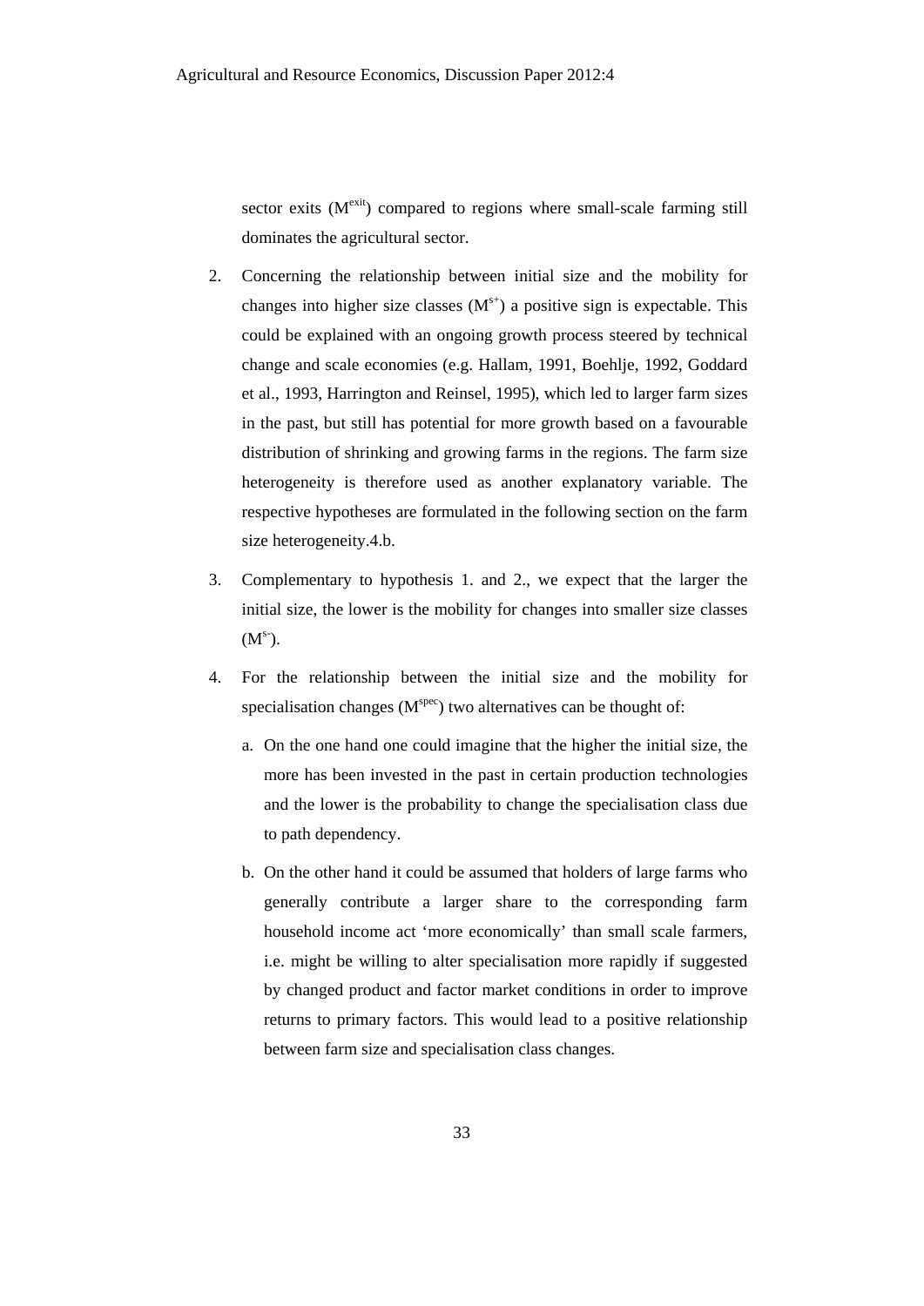sector exits ($M^{exit}$) compared to regions where small-scale farming still dominates the agricultural sector.

2. Concerning the relationship between initial size and the mobility for changes into higher size classes ($M^{s+}$) a positive sign is expectable. This could be explained with an ongoing growth process steered by technical change and scale economies (e.g. Hallam, 1991, Boehlje, 1992, Goddard et al., 1993, Harrington and Reinsel, 1995), which led to larger farm sizes in the past, but still has potential for more growth based on a favourable distribution of shrinking and growing farms in the regions. The farm size heterogeneity is therefore used as another explanatory variable. The respective hypotheses are formulated in the following section on the farm size heterogeneity.4.b.

3. Complementary to hypothesis 1. and 2., we expect that the larger the initial size, the lower is the mobility for changes into smaller size classes ($M^{s-}$).

4. For the relationship between the initial size and the mobility for specialisation changes ($M^{spec}$) two alternatives can be thought of:

   a. On the one hand one could imagine that the higher the initial size, the more has been invested in the past in certain production technologies and the lower is the probability to change the specialisation class due to path dependency.

   b. On the other hand it could be assumed that holders of large farms who generally contribute a larger share to the corresponding farm household income act 'more economically' than small scale farmers, i.e. might be willing to alter specialisation more rapidly if suggested by changed product and factor market conditions in order to improve returns to primary factors. This would lead to a positive relationship between farm size and specialisation class changes.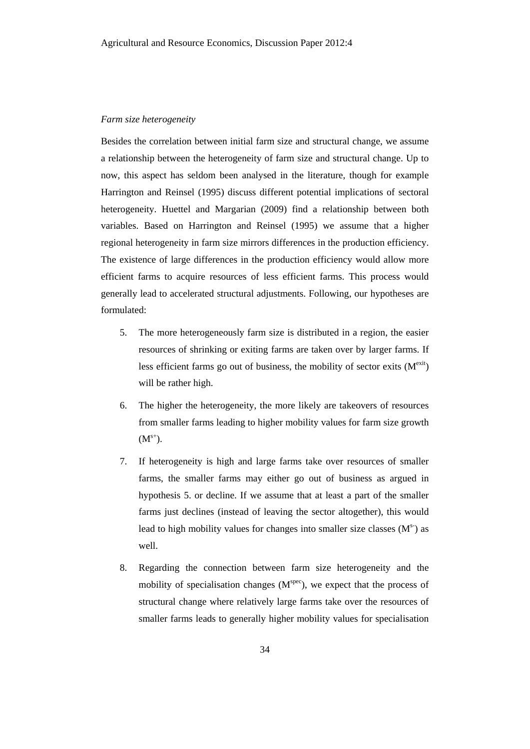*Farm size heterogeneity*

Besides the correlation between initial farm size and structural change, we assume a relationship between the heterogeneity of farm size and structural change. Up to now, this aspect has seldom been analysed in the literature, though for example Harrington and Reinsel (1995) discuss different potential implications of sectoral heterogeneity. Huettel and Margarian (2009) find a relationship between both variables. Based on Harrington and Reinsel (1995) we assume that a higher regional heterogeneity in farm size mirrors differences in the production efficiency. The existence of large differences in the production efficiency would allow more efficient farms to acquire resources of less efficient farms. This process would generally lead to accelerated structural adjustments. Following, our hypotheses are formulated:

5. The more heterogeneously farm size is distributed in a region, the easier resources of shrinking or exiting farms are taken over by larger farms. If less efficient farms go out of business, the mobility of sector exits ($M^{exit}$) will be rather high.

6. The higher the heterogeneity, the more likely are takeovers of resources from smaller farms leading to higher mobility values for farm size growth ($M^{s+}$).

7. If heterogeneity is high and large farms take over resources of smaller farms, the smaller farms may either go out of business as argued in hypothesis 5. or decline. If we assume that at least a part of the smaller farms just declines (instead of leaving the sector altogether), this would lead to high mobility values for changes into smaller size classes ($M^{s-}$) as well.

8. Regarding the connection between farm size heterogeneity and the mobility of specialisation changes ($M^{spec}$), we expect that the process of structural change where relatively large farms take over the resources of smaller farms leads to generally higher mobility values for specialisation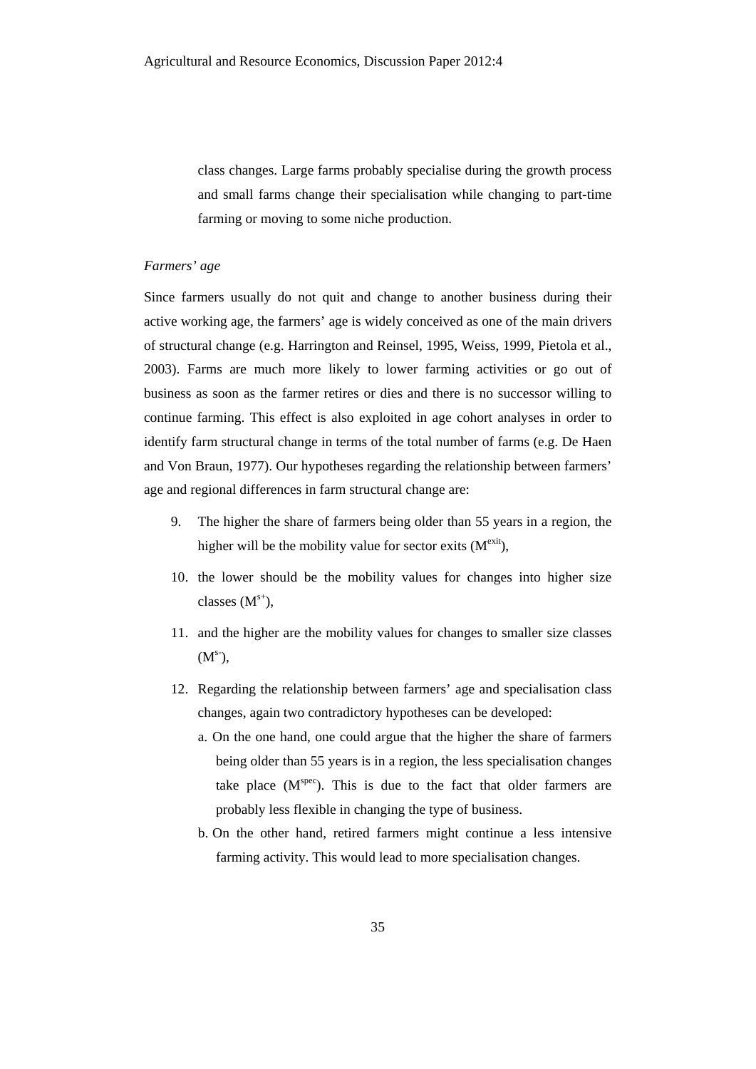class changes. Large farms probably specialise during the growth process and small farms change their specialisation while changing to part-time farming or moving to some niche production.

*Farmers' age*

Since farmers usually do not quit and change to another business during their active working age, the farmers' age is widely conceived as one of the main drivers of structural change (e.g. Harrington and Reinsel, 1995, Weiss, 1999, Pietola et al., 2003). Farms are much more likely to lower farming activities or go out of business as soon as the farmer retires or dies and there is no successor willing to continue farming. This effect is also exploited in age cohort analyses in order to identify farm structural change in terms of the total number of farms (e.g. De Haen and Von Braun, 1977). Our hypotheses regarding the relationship between farmers' age and regional differences in farm structural change are:

9. The higher the share of farmers being older than 55 years in a region, the higher will be the mobility value for sector exits ($M^{exit}$),
10. the lower should be the mobility values for changes into higher size classes ($M^{s+}$),
11. and the higher are the mobility values for changes to smaller size classes ($M^{s-}$),
12. Regarding the relationship between farmers' age and specialisation class changes, again two contradictory hypotheses can be developed:
    a. On the one hand, one could argue that the higher the share of farmers being older than 55 years is in a region, the less specialisation changes take place ($M^{spec}$). This is due to the fact that older farmers are probably less flexible in changing the type of business.
    b. On the other hand, retired farmers might continue a less intensive farming activity. This would lead to more specialisation changes.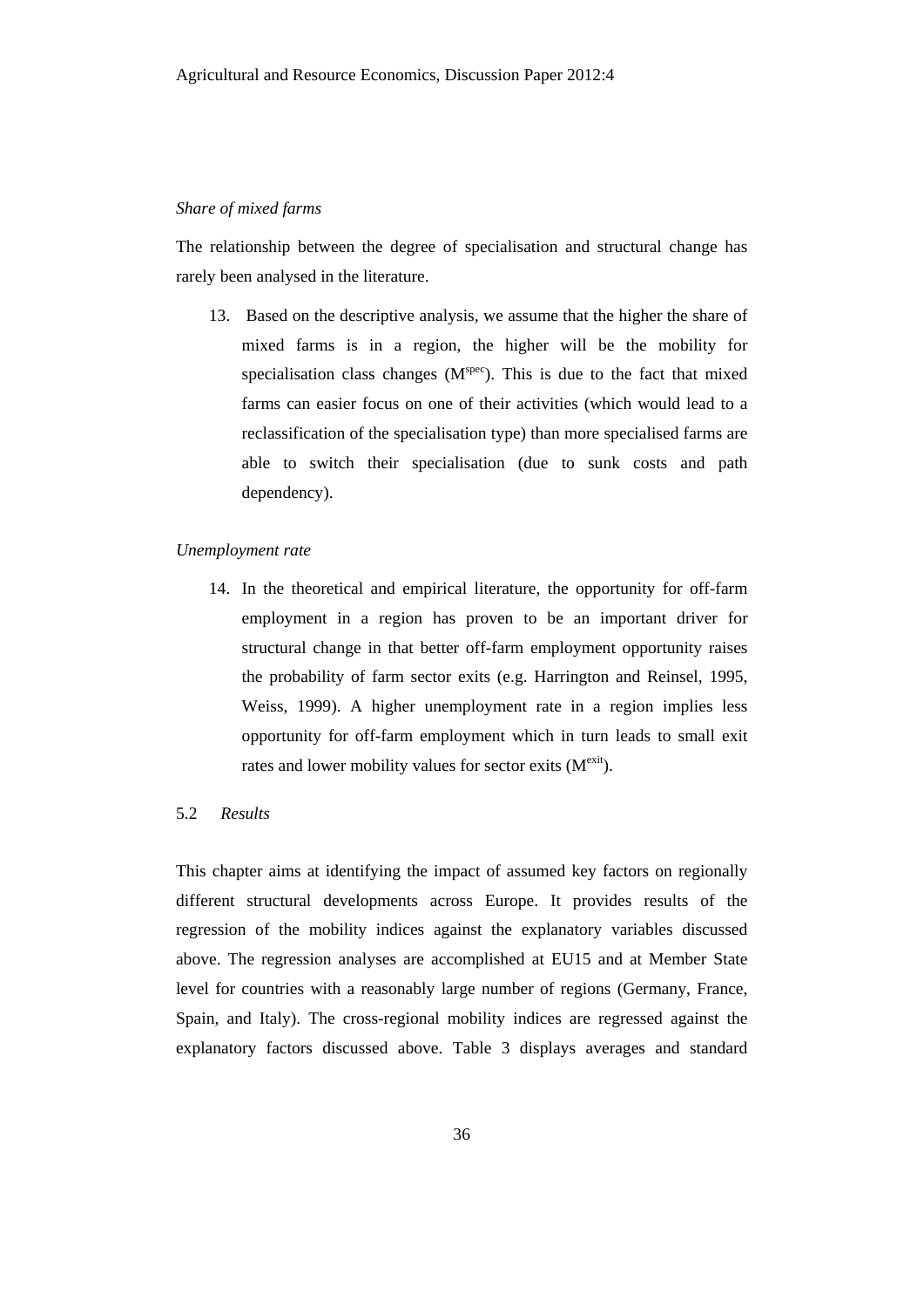*Share of mixed farms*

The relationship between the degree of specialisation and structural change has rarely been analysed in the literature.

13. Based on the descriptive analysis, we assume that the higher the share of mixed farms is in a region, the higher will be the mobility for specialisation class changes ($M^{spec}$). This is due to the fact that mixed farms can easier focus on one of their activities (which would lead to a reclassification of the specialisation type) than more specialised farms are able to switch their specialisation (due to sunk costs and path dependency).

*Unemployment rate*

14. In the theoretical and empirical literature, the opportunity for off-farm employment in a region has proven to be an important driver for structural change in that better off-farm employment opportunity raises the probability of farm sector exits (e.g. Harrington and Reinsel, 1995, Weiss, 1999). A higher unemployment rate in a region implies less opportunity for off-farm employment which in turn leads to small exit rates and lower mobility values for sector exits ($M^{exit}$).

## 5.2 *Results*

This chapter aims at identifying the impact of assumed key factors on regionally different structural developments across Europe. It provides results of the regression of the mobility indices against the explanatory variables discussed above. The regression analyses are accomplished at EU15 and at Member State level for countries with a reasonably large number of regions (Germany, France, Spain, and Italy). The cross-regional mobility indices are regressed against the explanatory factors discussed above. Table 3 displays averages and standard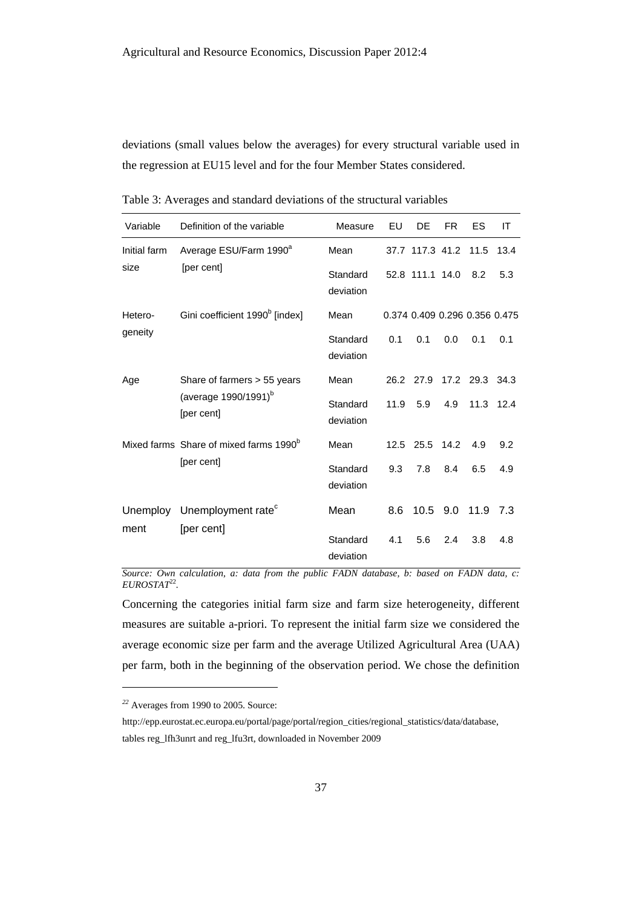deviations (small values below the averages) for every structural variable used in the regression at EU15 level and for the four Member States considered.

Table 3: Averages and standard deviations of the structural variables

| Variable | Definition of the variable | Measure | EU | DE | FR | ES | IT |
|---|---|---|---|---|---|---|---|
| Initial farm size | Average ESU/Farm 1990[a] [per cent] | Mean | 37.7 | 117.3 | 41.2 | 11.5 | 13.4 |
| | | Standard deviation | 52.8 | 111.1 | 14.0 | 8.2 | 5.3 |
| Hetero-geneity | Gini coefficient 1990[b] [index] | Mean | 0.374 | 0.409 | 0.296 | 0.356 | 0.475 |
| | | Standard deviation | 0.1 | 0.1 | 0.0 | 0.1 | 0.1 |
| Age | Share of farmers > 55 years (average 1990/1991)[b] [per cent] | Mean | 26.2 | 27.9 | 17.2 | 29.3 | 34.3 |
| | | Standard deviation | 11.9 | 5.9 | 4.9 | 11.3 | 12.4 |
| Mixed farms | Share of mixed farms 1990[b] [per cent] | Mean | 12.5 | 25.5 | 14.2 | 4.9 | 9.2 |
| | | Standard deviation | 9.3 | 7.8 | 8.4 | 6.5 | 4.9 |
| Unemploy ment | Unemployment rate[c] [per cent] | Mean | 8.6 | 10.5 | 9.0 | 11.9 | 7.3 |
| | | Standard deviation | 4.1 | 5.6 | 2.4 | 3.8 | 4.8 |

*Source: Own calculation, a: data from the public FADN database, b: based on FADN data, c: EUROSTAT[22].*

Concerning the categories initial farm size and farm size heterogeneity, different measures are suitable a-priori. To represent the initial farm size we considered the average economic size per farm and the average Utilized Agricultural Area (UAA) per farm, both in the beginning of the observation period. We chose the definition

[22] Averages from 1990 to 2005. Source: http://epp.eurostat.ec.europa.eu/portal/page/portal/region_cities/regional_statistics/data/database, tables reg_lfh3unrt and reg_lfu3rt, downloaded in November 2009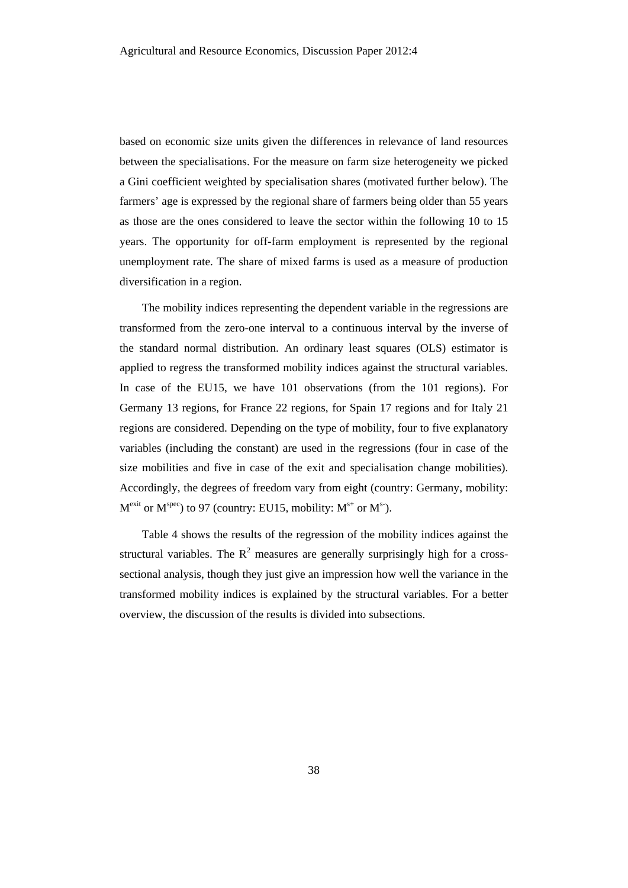based on economic size units given the differences in relevance of land resources between the specialisations. For the measure on farm size heterogeneity we picked a Gini coefficient weighted by specialisation shares (motivated further below). The farmers' age is expressed by the regional share of farmers being older than 55 years as those are the ones considered to leave the sector within the following 10 to 15 years. The opportunity for off-farm employment is represented by the regional unemployment rate. The share of mixed farms is used as a measure of production diversification in a region.

The mobility indices representing the dependent variable in the regressions are transformed from the zero-one interval to a continuous interval by the inverse of the standard normal distribution. An ordinary least squares (OLS) estimator is applied to regress the transformed mobility indices against the structural variables. In case of the EU15, we have 101 observations (from the 101 regions). For Germany 13 regions, for France 22 regions, for Spain 17 regions and for Italy 21 regions are considered. Depending on the type of mobility, four to five explanatory variables (including the constant) are used in the regressions (four in case of the size mobilities and five in case of the exit and specialisation change mobilities). Accordingly, the degrees of freedom vary from eight (country: Germany, mobility: $M^{exit}$ or $M^{spec}$) to 97 (country: EU15, mobility: $M^{s+}$ or $M^{s-}$).

Table 4 shows the results of the regression of the mobility indices against the structural variables. The $R^2$ measures are generally surprisingly high for a cross-sectional analysis, though they just give an impression how well the variance in the transformed mobility indices is explained by the structural variables. For a better overview, the discussion of the results is divided into subsections.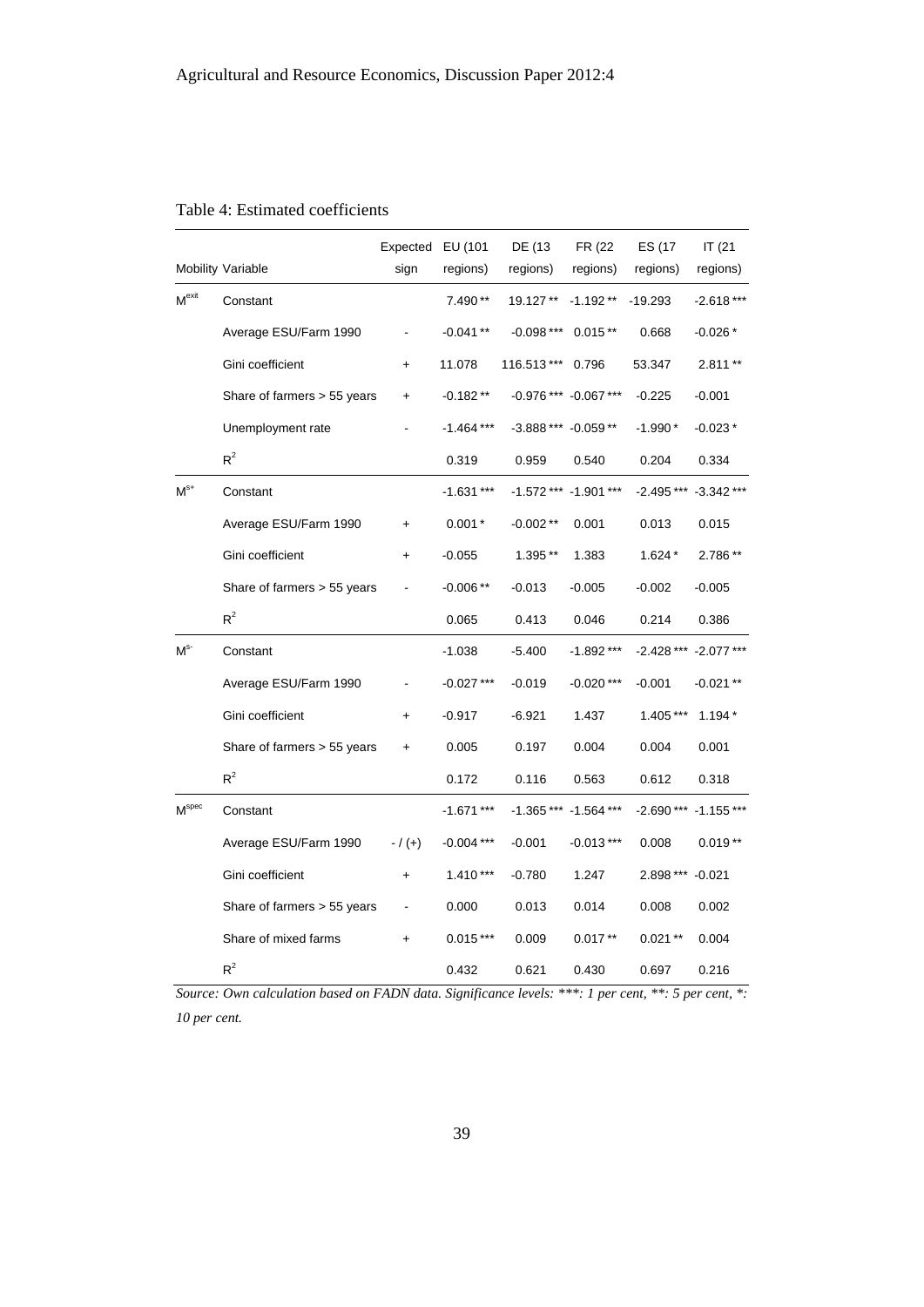Table 4: Estimated coefficients

| Mobility | Variable | Expected sign | EU (101 regions) | DE (13 regions) | FR (22 regions) | ES (17 regions) | IT (21 regions) |
|---|---|---|---|---|---|---|---|
| $M^{exit}$ | Constant | | 7.490 ** | 19.127 ** | -1.192 ** | -19.293 | -2.618 *** |
| | Average ESU/Farm 1990 | - | -0.041 ** | -0.098 *** | 0.015 ** | 0.668 | -0.026 * |
| | Gini coefficient | + | 11.078 | 116.513 *** | 0.796 | 53.347 | 2.811 ** |
| | Share of farmers > 55 years | + | -0.182 ** | -0.976 *** | -0.067 *** | -0.225 | -0.001 |
| | Unemployment rate | - | -1.464 *** | -3.888 *** | -0.059 ** | -1.990 * | -0.023 * |
| | $R^2$ | | 0.319 | 0.959 | 0.540 | 0.204 | 0.334 |
| $M^{s+}$ | Constant | | -1.631 *** | -1.572 *** | -1.901 *** | -2.495 *** | -3.342 *** |
| | Average ESU/Farm 1990 | + | 0.001 * | -0.002 ** | 0.001 | 0.013 | 0.015 |
| | Gini coefficient | + | -0.055 | 1.395 ** | 1.383 | 1.624 * | 2.786 ** |
| | Share of farmers > 55 years | - | -0.006 ** | -0.013 | -0.005 | -0.002 | -0.005 |
| | $R^2$ | | 0.065 | 0.413 | 0.046 | 0.214 | 0.386 |
| $M^{s-}$ | Constant | | -1.038 | -5.400 | -1.892 *** | -2.428 *** | -2.077 *** |
| | Average ESU/Farm 1990 | - | -0.027 *** | -0.019 | -0.020 *** | -0.001 | -0.021 ** |
| | Gini coefficient | + | -0.917 | -6.921 | 1.437 | 1.405 *** | 1.194 * |
| | Share of farmers > 55 years | + | 0.005 | 0.197 | 0.004 | 0.004 | 0.001 |
| | $R^2$ | | 0.172 | 0.116 | 0.563 | 0.612 | 0.318 |
| $M^{spec}$ | Constant | | -1.671 *** | -1.365 *** | -1.564 *** | -2.690 *** | -1.155 *** |
| | Average ESU/Farm 1990 | - / (+) | -0.004 *** | -0.001 | -0.013 *** | 0.008 | 0.019 ** |
| | Gini coefficient | + | 1.410 *** | -0.780 | 1.247 | 2.898 *** | -0.021 |
| | Share of farmers > 55 years | - | 0.000 | 0.013 | 0.014 | 0.008 | 0.002 |
| | Share of mixed farms | + | 0.015 *** | 0.009 | 0.017 ** | 0.021 ** | 0.004 |
| | $R^2$ | | 0.432 | 0.621 | 0.430 | 0.697 | 0.216 |

*Source: Own calculation based on FADN data. Significance levels: ***: 1 per cent, **: 5 per cent, *: 10 per cent.*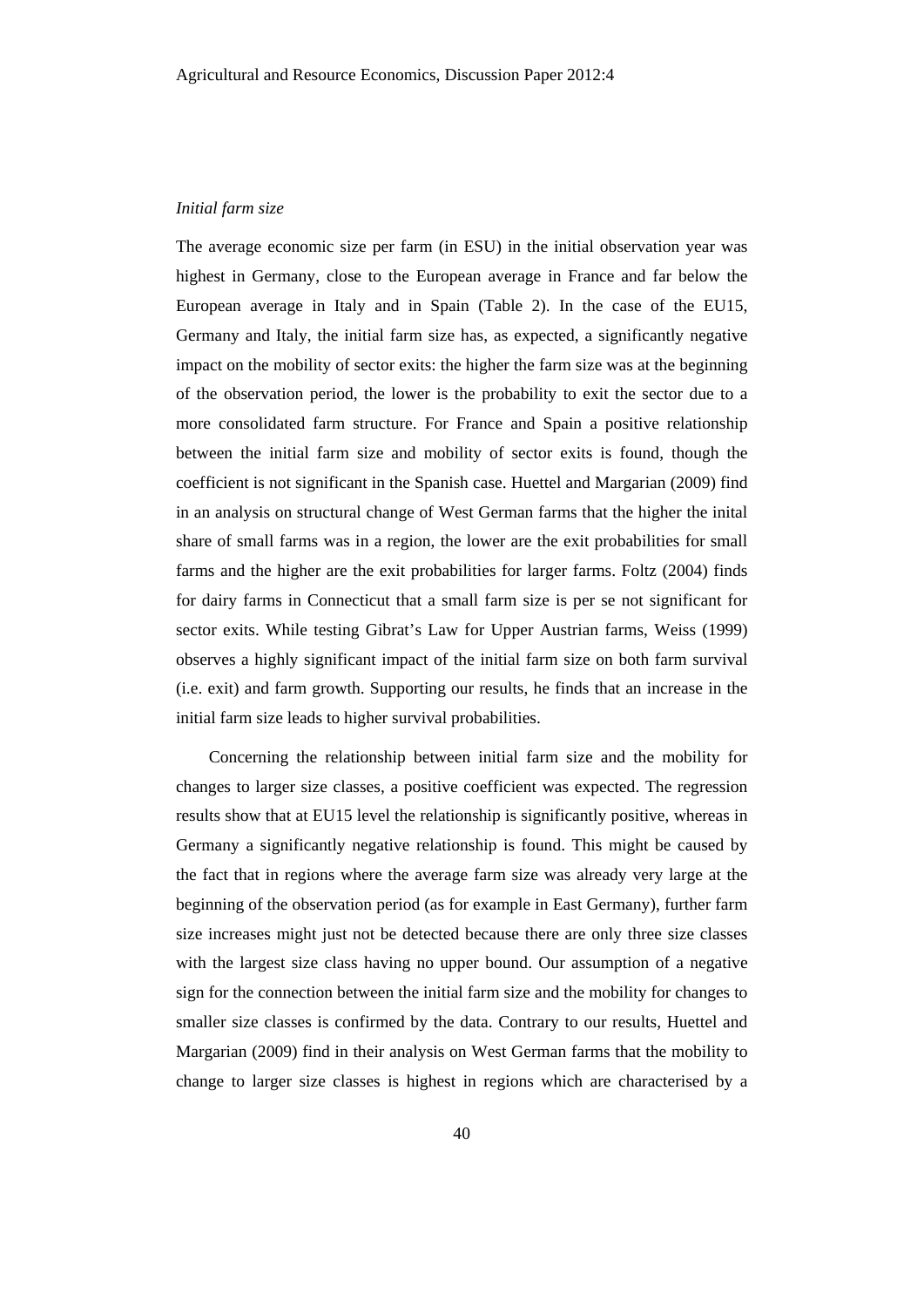*Initial farm size*

The average economic size per farm (in ESU) in the initial observation year was highest in Germany, close to the European average in France and far below the European average in Italy and in Spain (Table 2). In the case of the EU15, Germany and Italy, the initial farm size has, as expected, a significantly negative impact on the mobility of sector exits: the higher the farm size was at the beginning of the observation period, the lower is the probability to exit the sector due to a more consolidated farm structure. For France and Spain a positive relationship between the initial farm size and mobility of sector exits is found, though the coefficient is not significant in the Spanish case. Huettel and Margarian (2009) find in an analysis on structural change of West German farms that the higher the inital share of small farms was in a region, the lower are the exit probabilities for small farms and the higher are the exit probabilities for larger farms. Foltz (2004) finds for dairy farms in Connecticut that a small farm size is per se not significant for sector exits. While testing Gibrat's Law for Upper Austrian farms, Weiss (1999) observes a highly significant impact of the initial farm size on both farm survival (i.e. exit) and farm growth. Supporting our results, he finds that an increase in the initial farm size leads to higher survival probabilities.

Concerning the relationship between initial farm size and the mobility for changes to larger size classes, a positive coefficient was expected. The regression results show that at EU15 level the relationship is significantly positive, whereas in Germany a significantly negative relationship is found. This might be caused by the fact that in regions where the average farm size was already very large at the beginning of the observation period (as for example in East Germany), further farm size increases might just not be detected because there are only three size classes with the largest size class having no upper bound. Our assumption of a negative sign for the connection between the initial farm size and the mobility for changes to smaller size classes is confirmed by the data. Contrary to our results, Huettel and Margarian (2009) find in their analysis on West German farms that the mobility to change to larger size classes is highest in regions which are characterised by a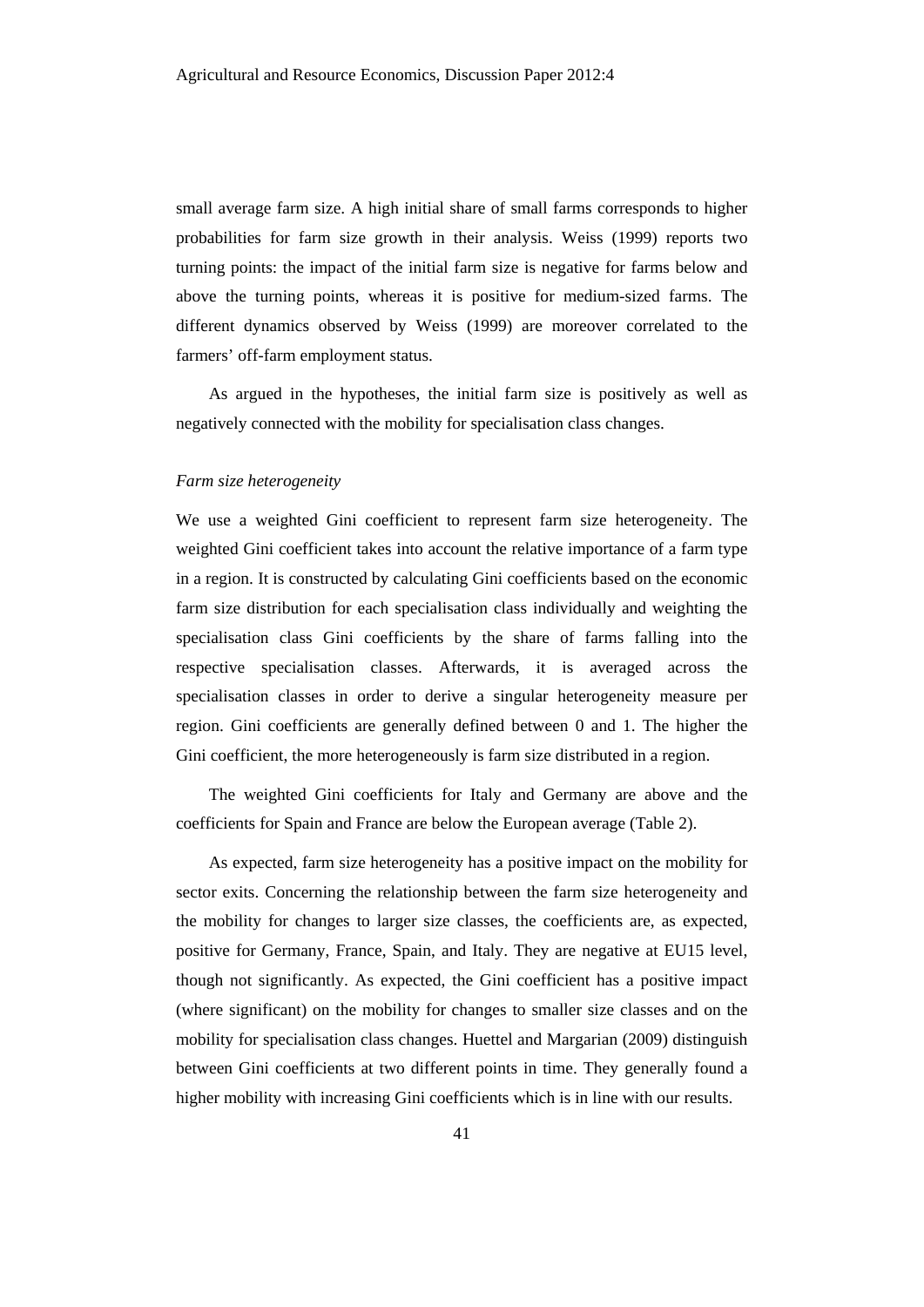small average farm size. A high initial share of small farms corresponds to higher probabilities for farm size growth in their analysis. Weiss (1999) reports two turning points: the impact of the initial farm size is negative for farms below and above the turning points, whereas it is positive for medium-sized farms. The different dynamics observed by Weiss (1999) are moreover correlated to the farmers' off-farm employment status.

As argued in the hypotheses, the initial farm size is positively as well as negatively connected with the mobility for specialisation class changes.

*Farm size heterogeneity*

We use a weighted Gini coefficient to represent farm size heterogeneity. The weighted Gini coefficient takes into account the relative importance of a farm type in a region. It is constructed by calculating Gini coefficients based on the economic farm size distribution for each specialisation class individually and weighting the specialisation class Gini coefficients by the share of farms falling into the respective specialisation classes. Afterwards, it is averaged across the specialisation classes in order to derive a singular heterogeneity measure per region. Gini coefficients are generally defined between 0 and 1. The higher the Gini coefficient, the more heterogeneously is farm size distributed in a region.

The weighted Gini coefficients for Italy and Germany are above and the coefficients for Spain and France are below the European average (Table 2).

As expected, farm size heterogeneity has a positive impact on the mobility for sector exits. Concerning the relationship between the farm size heterogeneity and the mobility for changes to larger size classes, the coefficients are, as expected, positive for Germany, France, Spain, and Italy. They are negative at EU15 level, though not significantly. As expected, the Gini coefficient has a positive impact (where significant) on the mobility for changes to smaller size classes and on the mobility for specialisation class changes. Huettel and Margarian (2009) distinguish between Gini coefficients at two different points in time. They generally found a higher mobility with increasing Gini coefficients which is in line with our results.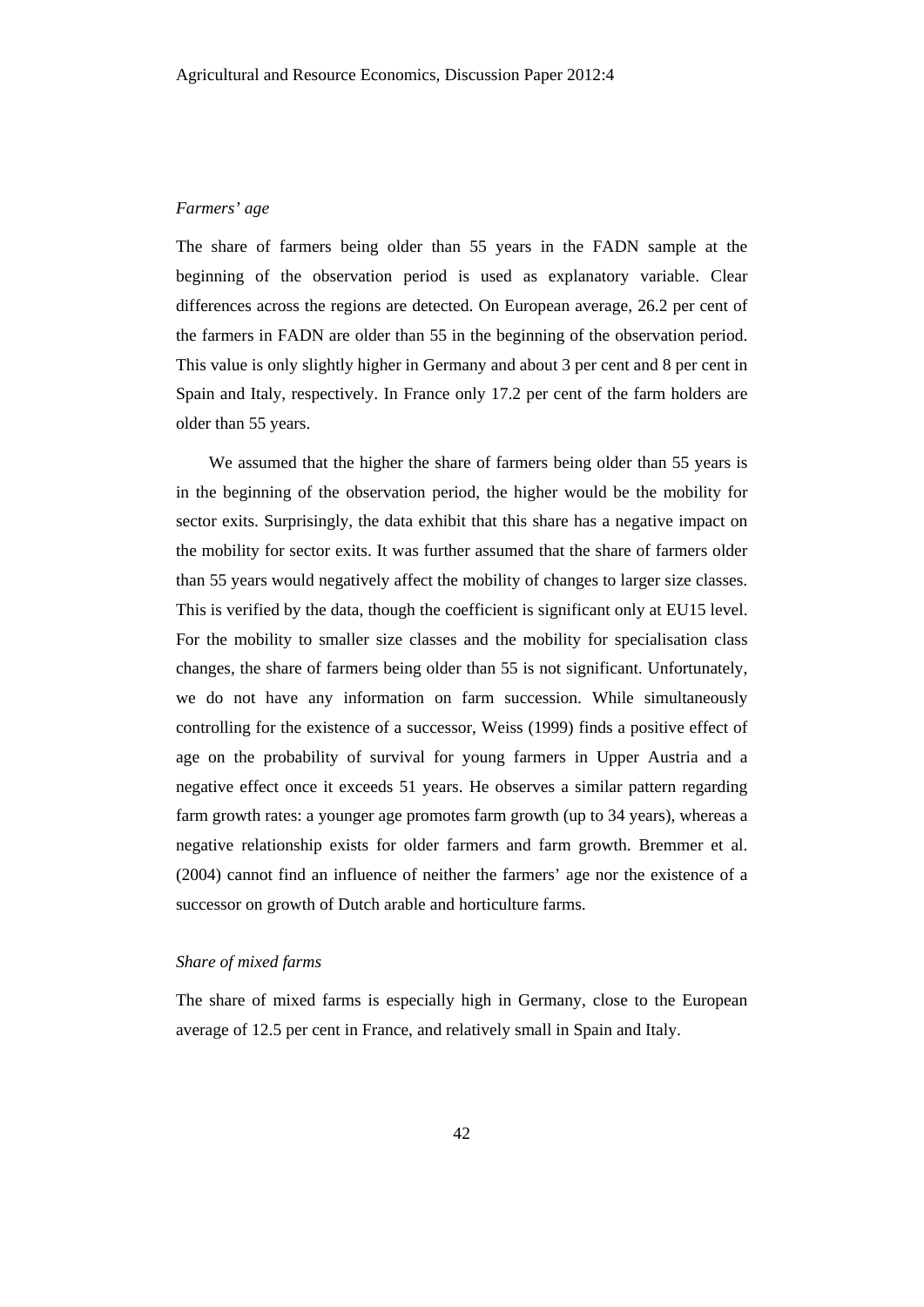*Farmers' age*

The share of farmers being older than 55 years in the FADN sample at the beginning of the observation period is used as explanatory variable. Clear differences across the regions are detected. On European average, 26.2 per cent of the farmers in FADN are older than 55 in the beginning of the observation period. This value is only slightly higher in Germany and about 3 per cent and 8 per cent in Spain and Italy, respectively. In France only 17.2 per cent of the farm holders are older than 55 years.

We assumed that the higher the share of farmers being older than 55 years is in the beginning of the observation period, the higher would be the mobility for sector exits. Surprisingly, the data exhibit that this share has a negative impact on the mobility for sector exits. It was further assumed that the share of farmers older than 55 years would negatively affect the mobility of changes to larger size classes. This is verified by the data, though the coefficient is significant only at EU15 level. For the mobility to smaller size classes and the mobility for specialisation class changes, the share of farmers being older than 55 is not significant. Unfortunately, we do not have any information on farm succession. While simultaneously controlling for the existence of a successor, Weiss (1999) finds a positive effect of age on the probability of survival for young farmers in Upper Austria and a negative effect once it exceeds 51 years. He observes a similar pattern regarding farm growth rates: a younger age promotes farm growth (up to 34 years), whereas a negative relationship exists for older farmers and farm growth. Bremmer et al. (2004) cannot find an influence of neither the farmers' age nor the existence of a successor on growth of Dutch arable and horticulture farms.

*Share of mixed farms*

The share of mixed farms is especially high in Germany, close to the European average of 12.5 per cent in France, and relatively small in Spain and Italy.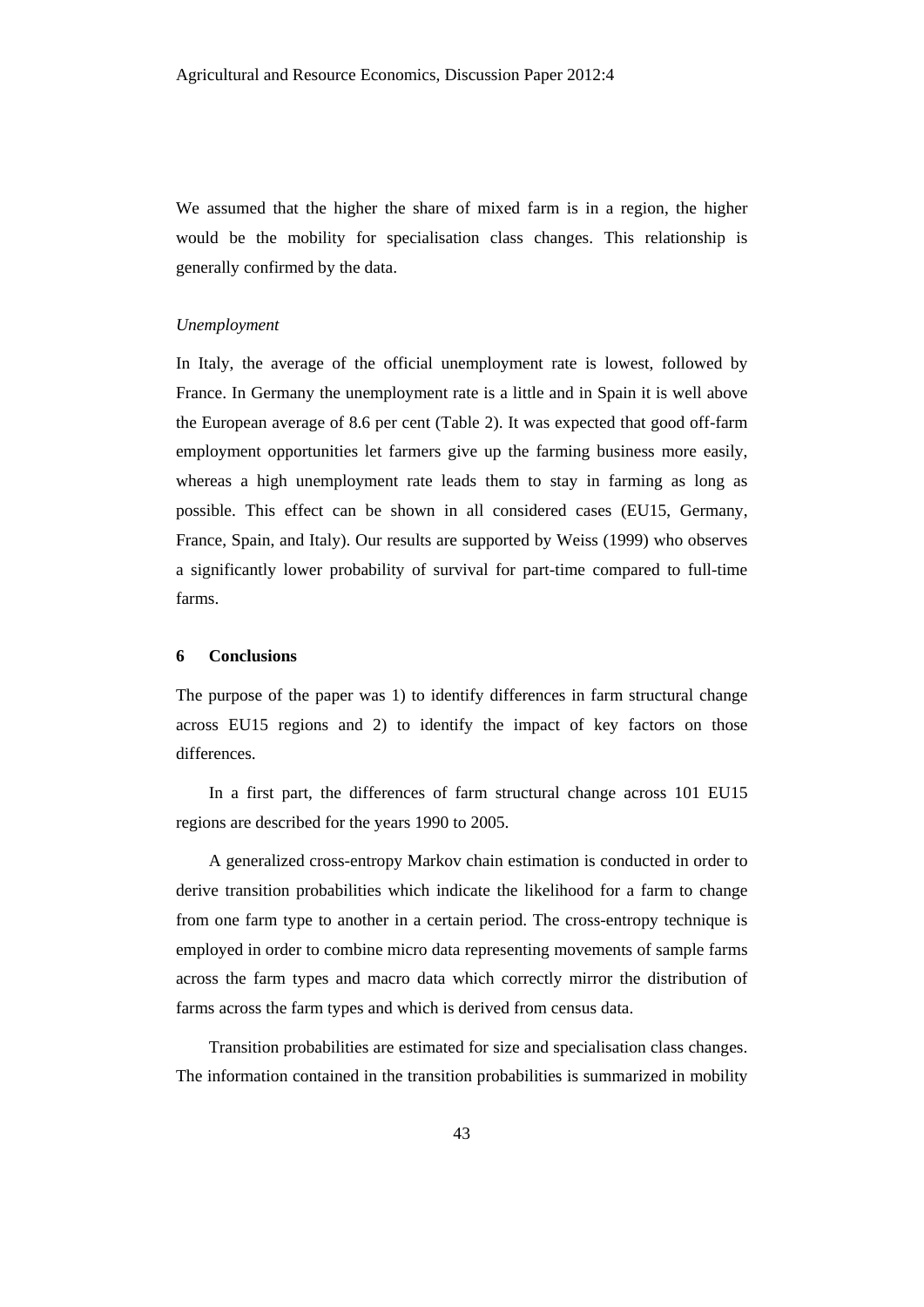We assumed that the higher the share of mixed farm is in a region, the higher would be the mobility for specialisation class changes. This relationship is generally confirmed by the data.

*Unemployment*

In Italy, the average of the official unemployment rate is lowest, followed by France. In Germany the unemployment rate is a little and in Spain it is well above the European average of 8.6 per cent (Table 2). It was expected that good off-farm employment opportunities let farmers give up the farming business more easily, whereas a high unemployment rate leads them to stay in farming as long as possible. This effect can be shown in all considered cases (EU15, Germany, France, Spain, and Italy). Our results are supported by Weiss (1999) who observes a significantly lower probability of survival for part-time compared to full-time farms.

## 6 Conclusions

The purpose of the paper was 1) to identify differences in farm structural change across EU15 regions and 2) to identify the impact of key factors on those differences.

In a first part, the differences of farm structural change across 101 EU15 regions are described for the years 1990 to 2005.

A generalized cross-entropy Markov chain estimation is conducted in order to derive transition probabilities which indicate the likelihood for a farm to change from one farm type to another in a certain period. The cross-entropy technique is employed in order to combine micro data representing movements of sample farms across the farm types and macro data which correctly mirror the distribution of farms across the farm types and which is derived from census data.

Transition probabilities are estimated for size and specialisation class changes. The information contained in the transition probabilities is summarized in mobility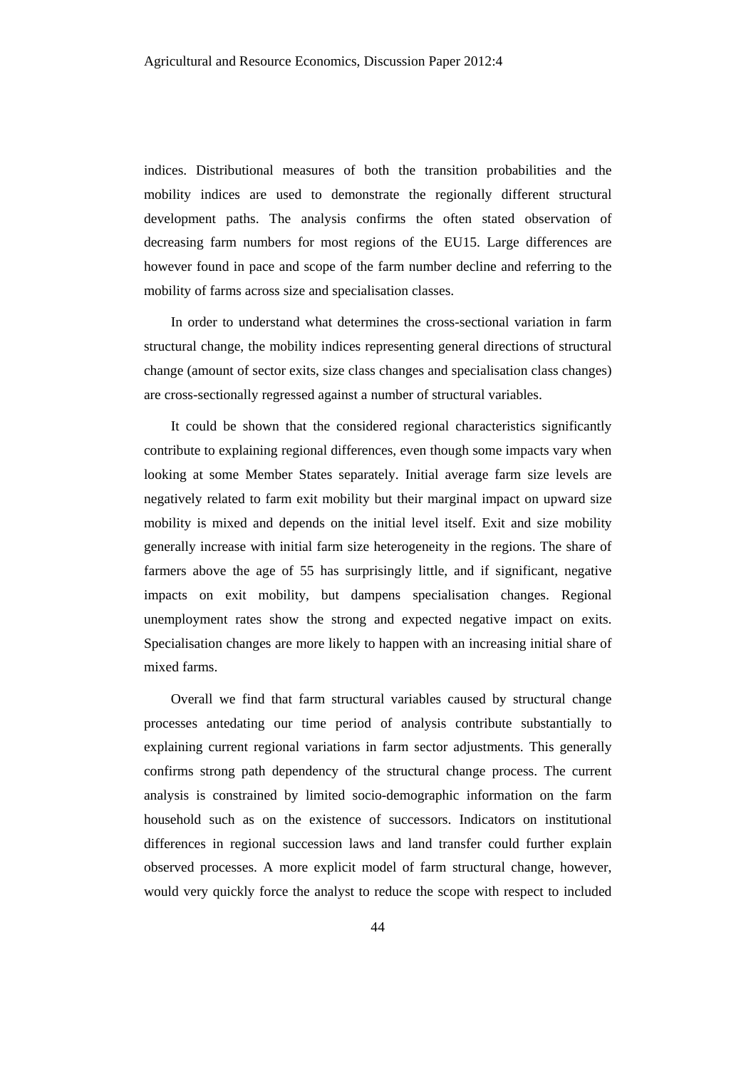indices. Distributional measures of both the transition probabilities and the mobility indices are used to demonstrate the regionally different structural development paths. The analysis confirms the often stated observation of decreasing farm numbers for most regions of the EU15. Large differences are however found in pace and scope of the farm number decline and referring to the mobility of farms across size and specialisation classes.

In order to understand what determines the cross-sectional variation in farm structural change, the mobility indices representing general directions of structural change (amount of sector exits, size class changes and specialisation class changes) are cross-sectionally regressed against a number of structural variables.

It could be shown that the considered regional characteristics significantly contribute to explaining regional differences, even though some impacts vary when looking at some Member States separately. Initial average farm size levels are negatively related to farm exit mobility but their marginal impact on upward size mobility is mixed and depends on the initial level itself. Exit and size mobility generally increase with initial farm size heterogeneity in the regions. The share of farmers above the age of 55 has surprisingly little, and if significant, negative impacts on exit mobility, but dampens specialisation changes. Regional unemployment rates show the strong and expected negative impact on exits. Specialisation changes are more likely to happen with an increasing initial share of mixed farms.

Overall we find that farm structural variables caused by structural change processes antedating our time period of analysis contribute substantially to explaining current regional variations in farm sector adjustments. This generally confirms strong path dependency of the structural change process. The current analysis is constrained by limited socio-demographic information on the farm household such as on the existence of successors. Indicators on institutional differences in regional succession laws and land transfer could further explain observed processes. A more explicit model of farm structural change, however, would very quickly force the analyst to reduce the scope with respect to included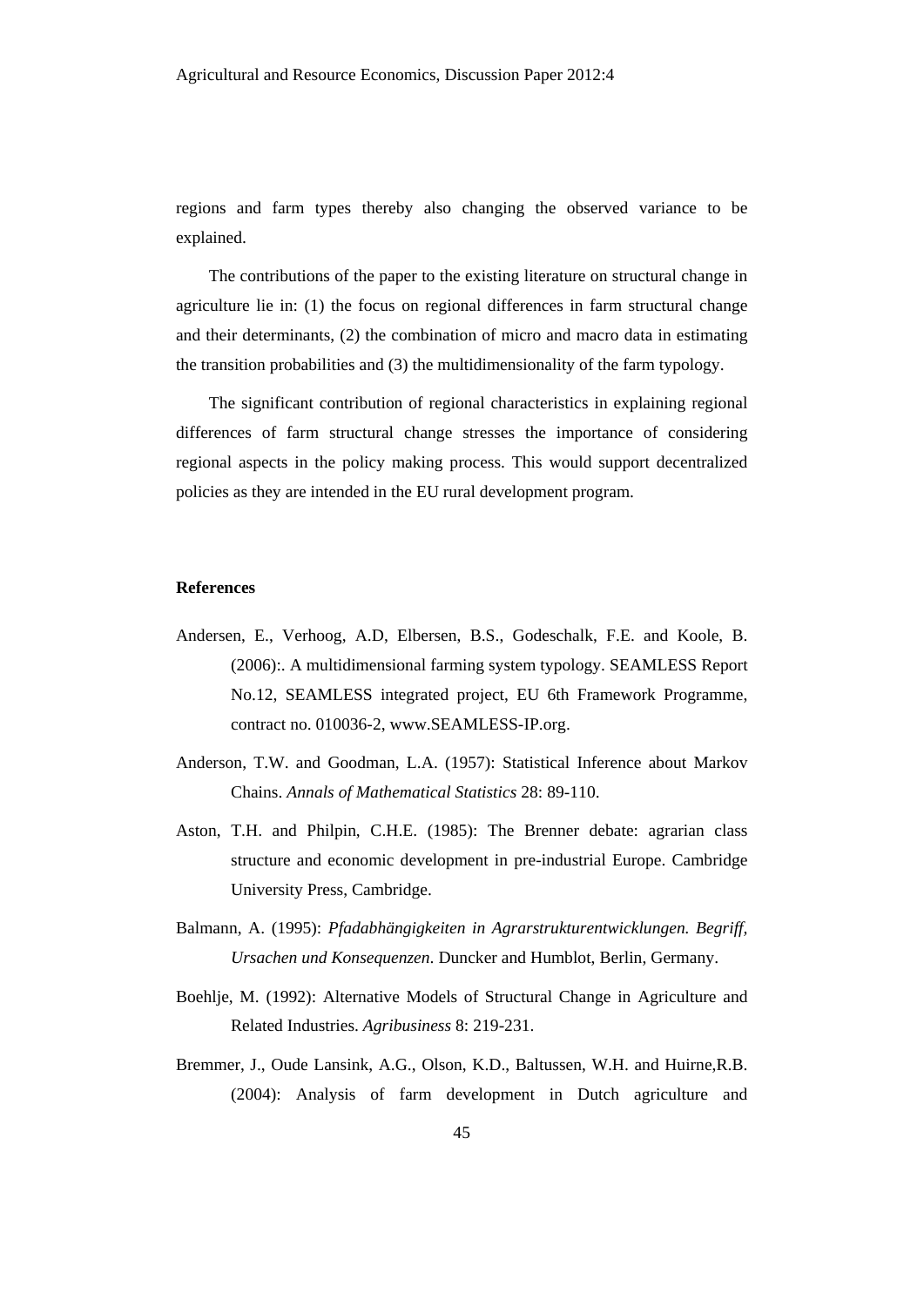regions and farm types thereby also changing the observed variance to be explained.

The contributions of the paper to the existing literature on structural change in agriculture lie in: (1) the focus on regional differences in farm structural change and their determinants, (2) the combination of micro and macro data in estimating the transition probabilities and (3) the multidimensionality of the farm typology.

The significant contribution of regional characteristics in explaining regional differences of farm structural change stresses the importance of considering regional aspects in the policy making process. This would support decentralized policies as they are intended in the EU rural development program.

**References**

Andersen, E., Verhoog, A.D, Elbersen, B.S., Godeschalk, F.E. and Koole, B. (2006):. A multidimensional farming system typology. SEAMLESS Report No.12, SEAMLESS integrated project, EU 6th Framework Programme, contract no. 010036-2, www.SEAMLESS-IP.org.

Anderson, T.W. and Goodman, L.A. (1957): Statistical Inference about Markov Chains. *Annals of Mathematical Statistics* 28: 89-110.

Aston, T.H. and Philpin, C.H.E. (1985): The Brenner debate: agrarian class structure and economic development in pre-industrial Europe. Cambridge University Press, Cambridge.

Balmann, A. (1995): *Pfadabhängigkeiten in Agrarstrukturentwicklungen. Begriff, Ursachen und Konsequenzen*. Duncker and Humblot, Berlin, Germany.

Boehlje, M. (1992): Alternative Models of Structural Change in Agriculture and Related Industries. *Agribusiness* 8: 219-231.

Bremmer, J., Oude Lansink, A.G., Olson, K.D., Baltussen, W.H. and Huirne,R.B. (2004): Analysis of farm development in Dutch agriculture and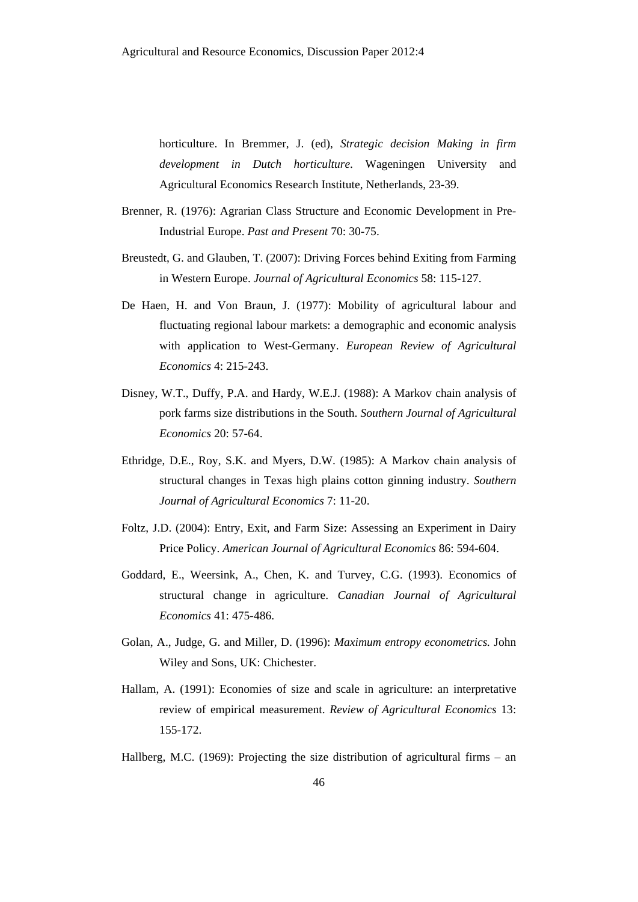horticulture. In Bremmer, J. (ed), *Strategic decision Making in firm development in Dutch horticulture*. Wageningen University and Agricultural Economics Research Institute, Netherlands, 23-39.

Brenner, R. (1976): Agrarian Class Structure and Economic Development in Pre-Industrial Europe. *Past and Present* 70: 30-75.

Breustedt, G. and Glauben, T. (2007): Driving Forces behind Exiting from Farming in Western Europe. *Journal of Agricultural Economics* 58: 115-127.

De Haen, H. and Von Braun, J. (1977): Mobility of agricultural labour and fluctuating regional labour markets: a demographic and economic analysis with application to West-Germany. *European Review of Agricultural Economics* 4: 215-243.

Disney, W.T., Duffy, P.A. and Hardy, W.E.J. (1988): A Markov chain analysis of pork farms size distributions in the South. *Southern Journal of Agricultural Economics* 20: 57-64.

Ethridge, D.E., Roy, S.K. and Myers, D.W. (1985): A Markov chain analysis of structural changes in Texas high plains cotton ginning industry. *Southern Journal of Agricultural Economics* 7: 11-20.

Foltz, J.D. (2004): Entry, Exit, and Farm Size: Assessing an Experiment in Dairy Price Policy. *American Journal of Agricultural Economics* 86: 594-604.

Goddard, E., Weersink, A., Chen, K. and Turvey, C.G. (1993). Economics of structural change in agriculture. *Canadian Journal of Agricultural Economics* 41: 475-486.

Golan, A., Judge, G. and Miller, D. (1996): *Maximum entropy econometrics.* John Wiley and Sons, UK: Chichester.

Hallam, A. (1991): Economies of size and scale in agriculture: an interpretative review of empirical measurement. *Review of Agricultural Economics* 13: 155-172.

Hallberg, M.C. (1969): Projecting the size distribution of agricultural firms – an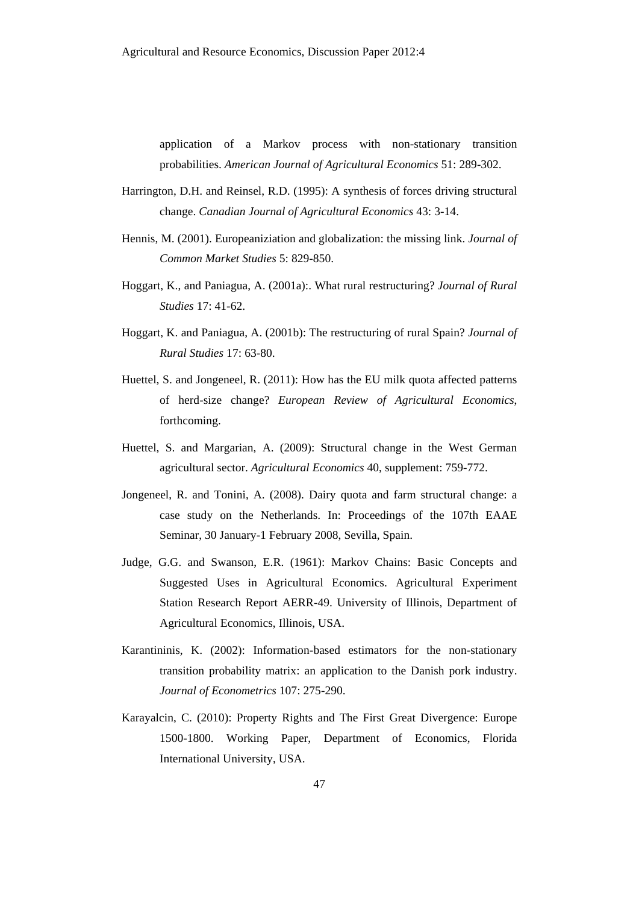application of a Markov process with non-stationary transition probabilities. *American Journal of Agricultural Economics* 51: 289-302.

Harrington, D.H. and Reinsel, R.D. (1995): A synthesis of forces driving structural change. *Canadian Journal of Agricultural Economics* 43: 3-14.

Hennis, M. (2001). Europeaniziation and globalization: the missing link. *Journal of Common Market Studies* 5: 829-850.

Hoggart, K., and Paniagua, A. (2001a):. What rural restructuring? *Journal of Rural Studies* 17: 41-62.

Hoggart, K. and Paniagua, A. (2001b): The restructuring of rural Spain? *Journal of Rural Studies* 17: 63-80.

Huettel, S. and Jongeneel, R. (2011): How has the EU milk quota affected patterns of herd-size change? *European Review of Agricultural Economics*, forthcoming.

Huettel, S. and Margarian, A. (2009): Structural change in the West German agricultural sector. *Agricultural Economics* 40, supplement: 759-772.

Jongeneel, R. and Tonini, A. (2008). Dairy quota and farm structural change: a case study on the Netherlands. In: Proceedings of the 107th EAAE Seminar, 30 January-1 February 2008, Sevilla, Spain.

Judge, G.G. and Swanson, E.R. (1961): Markov Chains: Basic Concepts and Suggested Uses in Agricultural Economics. Agricultural Experiment Station Research Report AERR-49. University of Illinois, Department of Agricultural Economics, Illinois, USA.

Karantininis, K. (2002): Information-based estimators for the non-stationary transition probability matrix: an application to the Danish pork industry. *Journal of Econometrics* 107: 275-290.

Karayalcin, C. (2010): Property Rights and The First Great Divergence: Europe 1500-1800. Working Paper, Department of Economics, Florida International University, USA.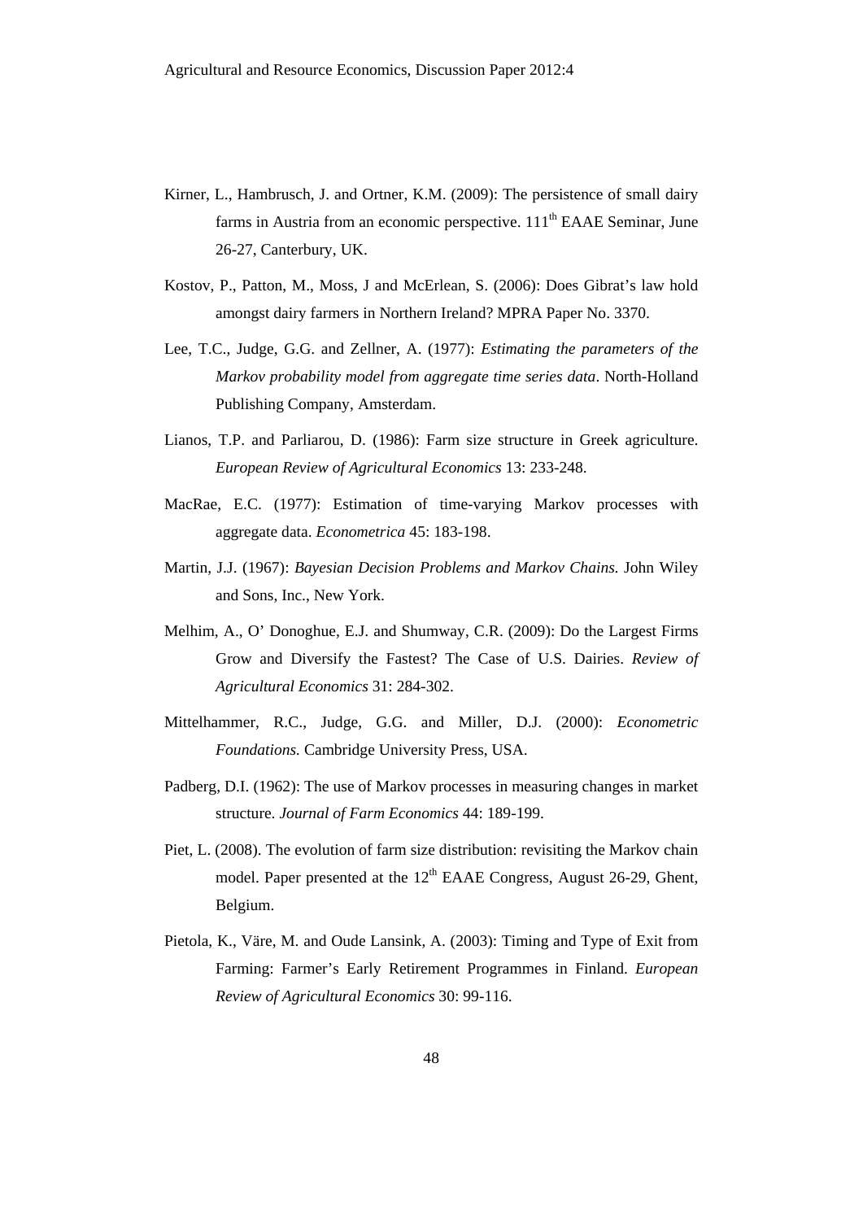Kirner, L., Hambrusch, J. and Ortner, K.M. (2009): The persistence of small dairy farms in Austria from an economic perspective. 111th EAAE Seminar, June 26-27, Canterbury, UK.

Kostov, P., Patton, M., Moss, J and McErlean, S. (2006): Does Gibrat's law hold amongst dairy farmers in Northern Ireland? MPRA Paper No. 3370.

Lee, T.C., Judge, G.G. and Zellner, A. (1977): *Estimating the parameters of the Markov probability model from aggregate time series data*. North-Holland Publishing Company, Amsterdam.

Lianos, T.P. and Parliarou, D. (1986): Farm size structure in Greek agriculture. *European Review of Agricultural Economics* 13: 233-248.

MacRae, E.C. (1977): Estimation of time-varying Markov processes with aggregate data. *Econometrica* 45: 183-198.

Martin, J.J. (1967): *Bayesian Decision Problems and Markov Chains.* John Wiley and Sons, Inc., New York.

Melhim, A., O' Donoghue, E.J. and Shumway, C.R. (2009): Do the Largest Firms Grow and Diversify the Fastest? The Case of U.S. Dairies. *Review of Agricultural Economics* 31: 284-302.

Mittelhammer, R.C., Judge, G.G. and Miller, D.J. (2000): *Econometric Foundations.* Cambridge University Press, USA.

Padberg, D.I. (1962): The use of Markov processes in measuring changes in market structure. *Journal of Farm Economics* 44: 189-199.

Piet, L. (2008). The evolution of farm size distribution: revisiting the Markov chain model. Paper presented at the 12th EAAE Congress, August 26-29, Ghent, Belgium.

Pietola, K., Väre, M. and Oude Lansink, A. (2003): Timing and Type of Exit from Farming: Farmer's Early Retirement Programmes in Finland. *European Review of Agricultural Economics* 30: 99-116.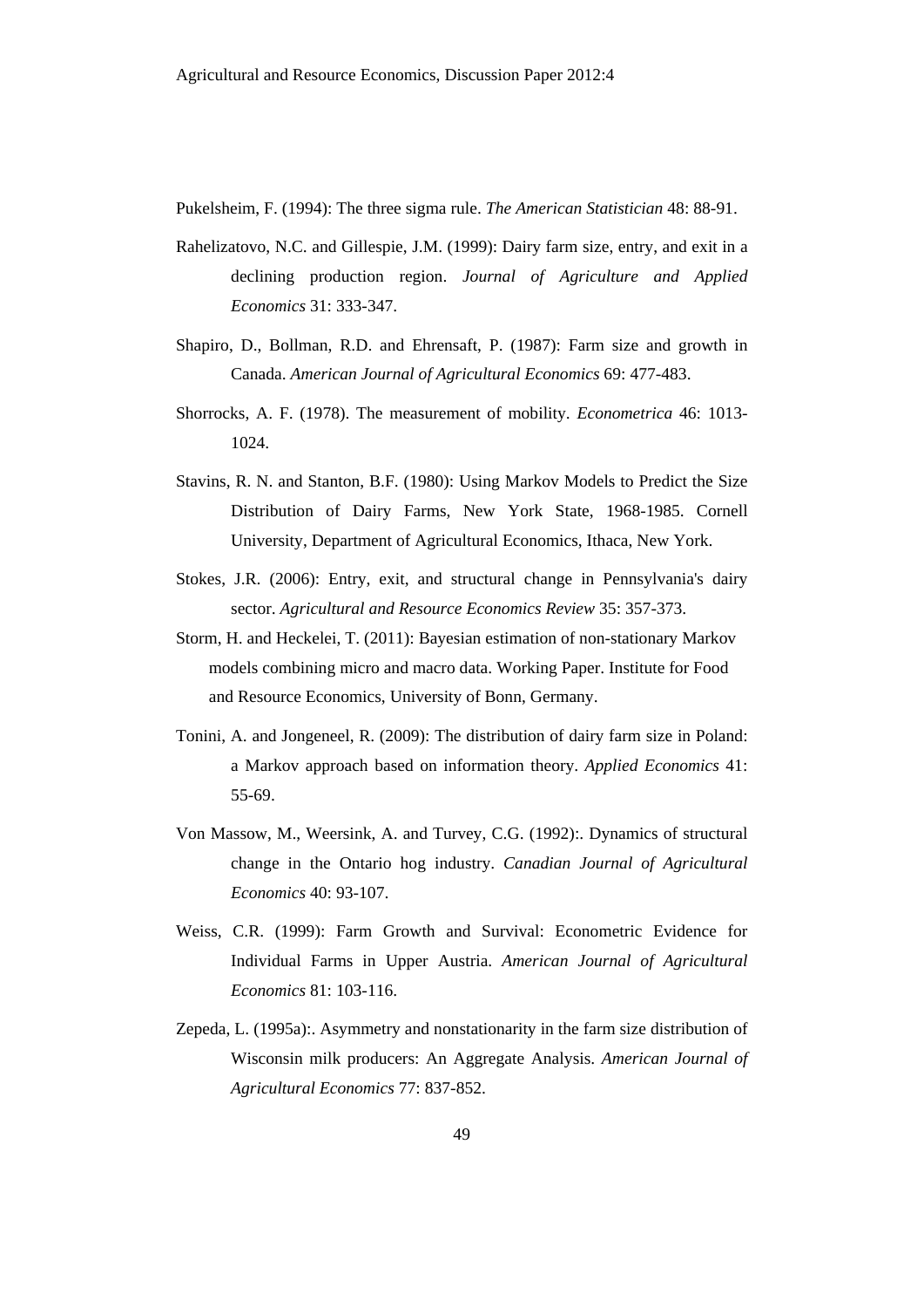Pukelsheim, F. (1994): The three sigma rule. *The American Statistician* 48: 88-91.

Rahelizatovo, N.C. and Gillespie, J.M. (1999): Dairy farm size, entry, and exit in a declining production region. *Journal of Agriculture and Applied Economics* 31: 333-347.

Shapiro, D., Bollman, R.D. and Ehrensaft, P. (1987): Farm size and growth in Canada. *American Journal of Agricultural Economics* 69: 477-483.

Shorrocks, A. F. (1978). The measurement of mobility. *Econometrica* 46: 1013-1024.

Stavins, R. N. and Stanton, B.F. (1980): Using Markov Models to Predict the Size Distribution of Dairy Farms, New York State, 1968-1985. Cornell University, Department of Agricultural Economics, Ithaca, New York.

Stokes, J.R. (2006): Entry, exit, and structural change in Pennsylvania's dairy sector. *Agricultural and Resource Economics Review* 35: 357-373.

Storm, H. and Heckelei, T. (2011): Bayesian estimation of non-stationary Markov models combining micro and macro data. Working Paper. Institute for Food and Resource Economics, University of Bonn, Germany.

Tonini, A. and Jongeneel, R. (2009): The distribution of dairy farm size in Poland: a Markov approach based on information theory. *Applied Economics* 41: 55-69.

Von Massow, M., Weersink, A. and Turvey, C.G. (1992):. Dynamics of structural change in the Ontario hog industry. *Canadian Journal of Agricultural Economics* 40: 93-107.

Weiss, C.R. (1999): Farm Growth and Survival: Econometric Evidence for Individual Farms in Upper Austria. *American Journal of Agricultural Economics* 81: 103-116.

Zepeda, L. (1995a):. Asymmetry and nonstationarity in the farm size distribution of Wisconsin milk producers: An Aggregate Analysis. *American Journal of Agricultural Economics* 77: 837-852.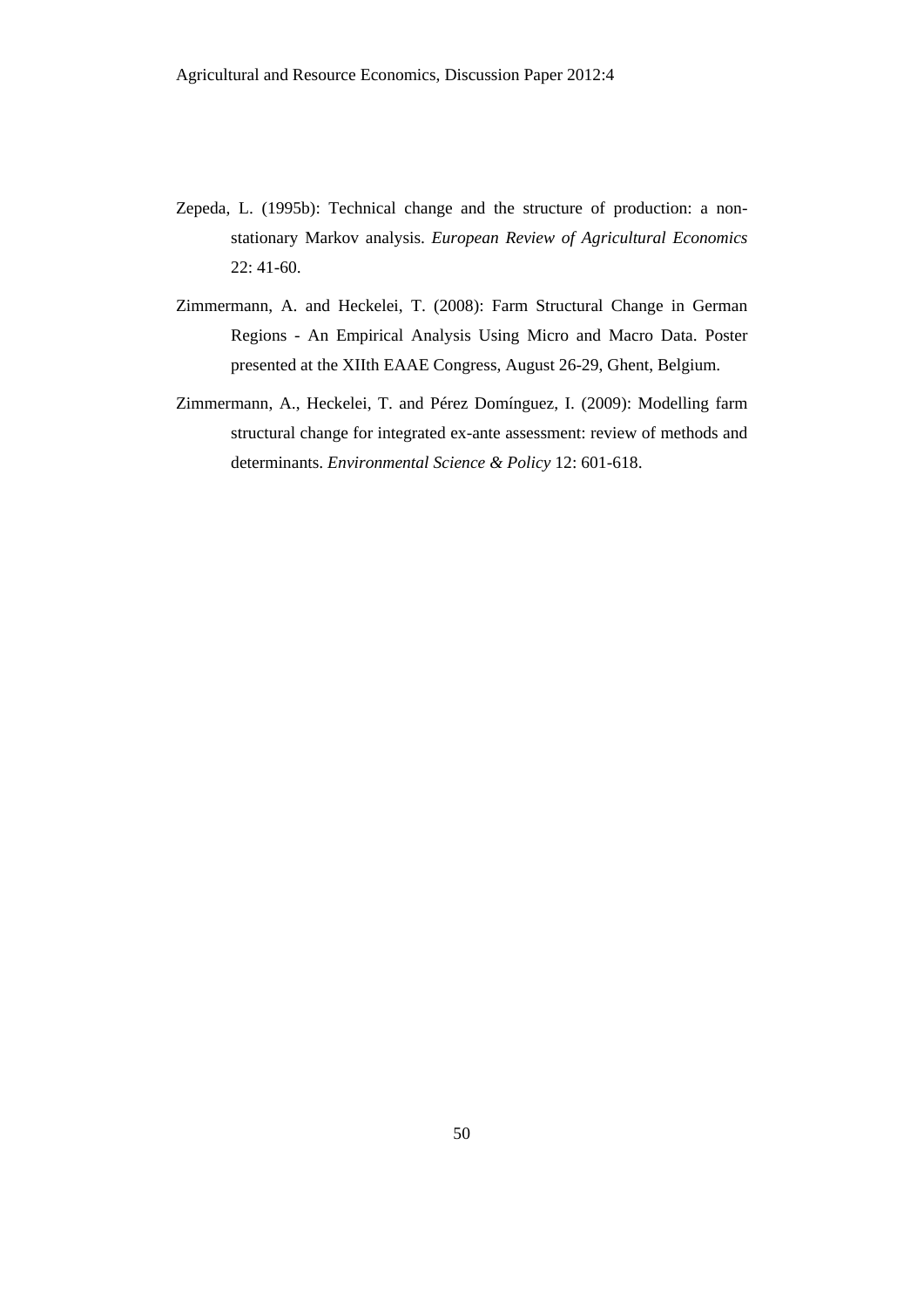Zepeda, L. (1995b): Technical change and the structure of production: a non-stationary Markov analysis. *European Review of Agricultural Economics* 22: 41-60.

Zimmermann, A. and Heckelei, T. (2008): Farm Structural Change in German Regions - An Empirical Analysis Using Micro and Macro Data. Poster presented at the XIIth EAAE Congress, August 26-29, Ghent, Belgium.

Zimmermann, A., Heckelei, T. and Pérez Domínguez, I. (2009): Modelling farm structural change for integrated ex-ante assessment: review of methods and determinants. *Environmental Science & Policy* 12: 601-618.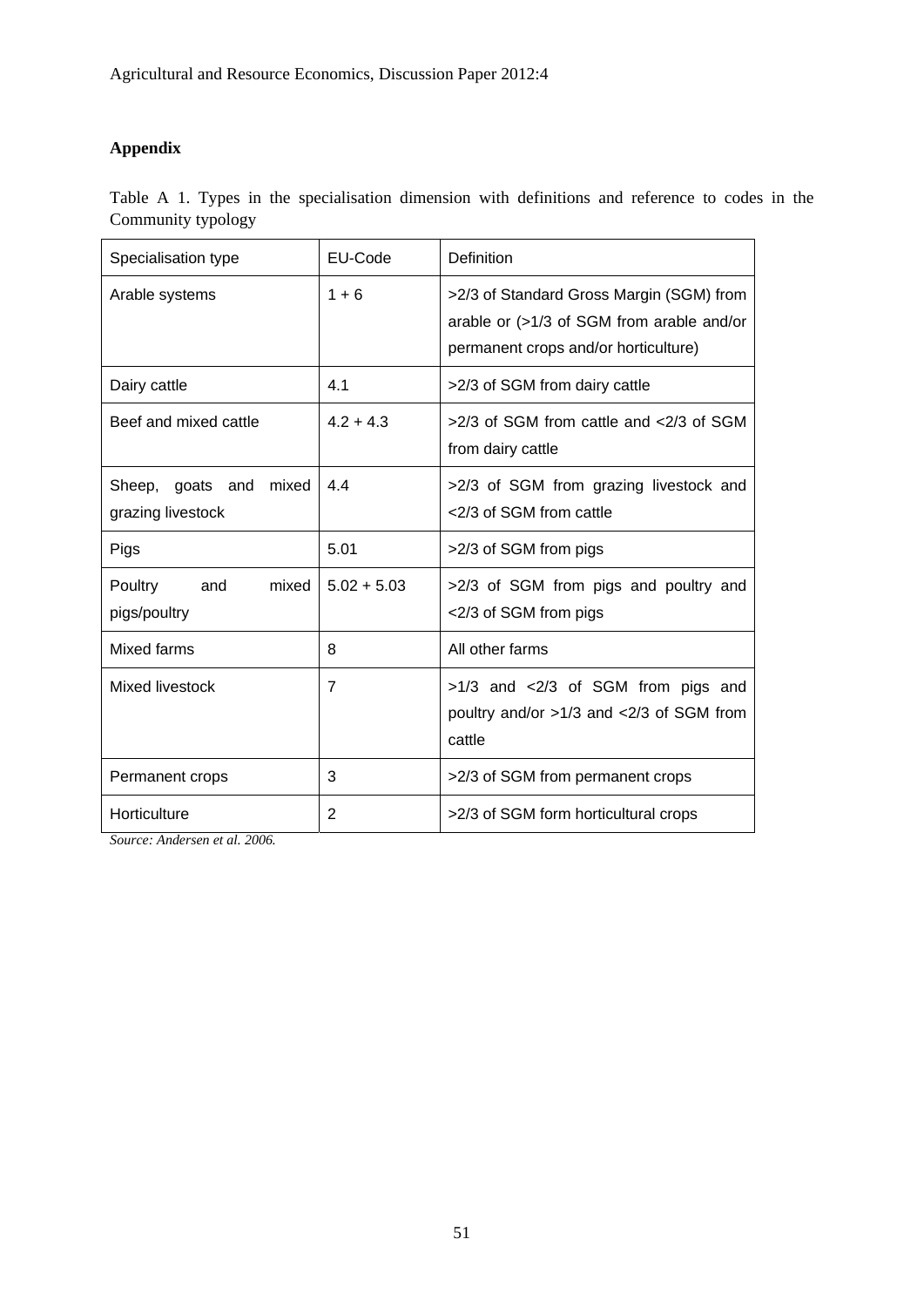## Appendix

Table A 1. Types in the specialisation dimension with definitions and reference to codes in the Community typology

| Specialisation type | EU-Code | Definition |
|---|---|---|
| Arable systems | 1 + 6 | >2/3 of Standard Gross Margin (SGM) from arable or (>1/3 of SGM from arable and/or permanent crops and/or horticulture) |
| Dairy cattle | 4.1 | >2/3 of SGM from dairy cattle |
| Beef and mixed cattle | 4.2 + 4.3 | >2/3 of SGM from cattle and <2/3 of SGM from dairy cattle |
| Sheep, goats and mixed grazing livestock | 4.4 | >2/3 of SGM from grazing livestock and <2/3 of SGM from cattle |
| Pigs | 5.01 | >2/3 of SGM from pigs |
| Poultry and mixed pigs/poultry | 5.02 + 5.03 | >2/3 of SGM from pigs and poultry and <2/3 of SGM from pigs |
| Mixed farms | 8 | All other farms |
| Mixed livestock | 7 | >1/3 and <2/3 of SGM from pigs and poultry and/or >1/3 and <2/3 of SGM from cattle |
| Permanent crops | 3 | >2/3 of SGM from permanent crops |
| Horticulture | 2 | >2/3 of SGM form horticultural crops |

*Source: Andersen et al. 2006.*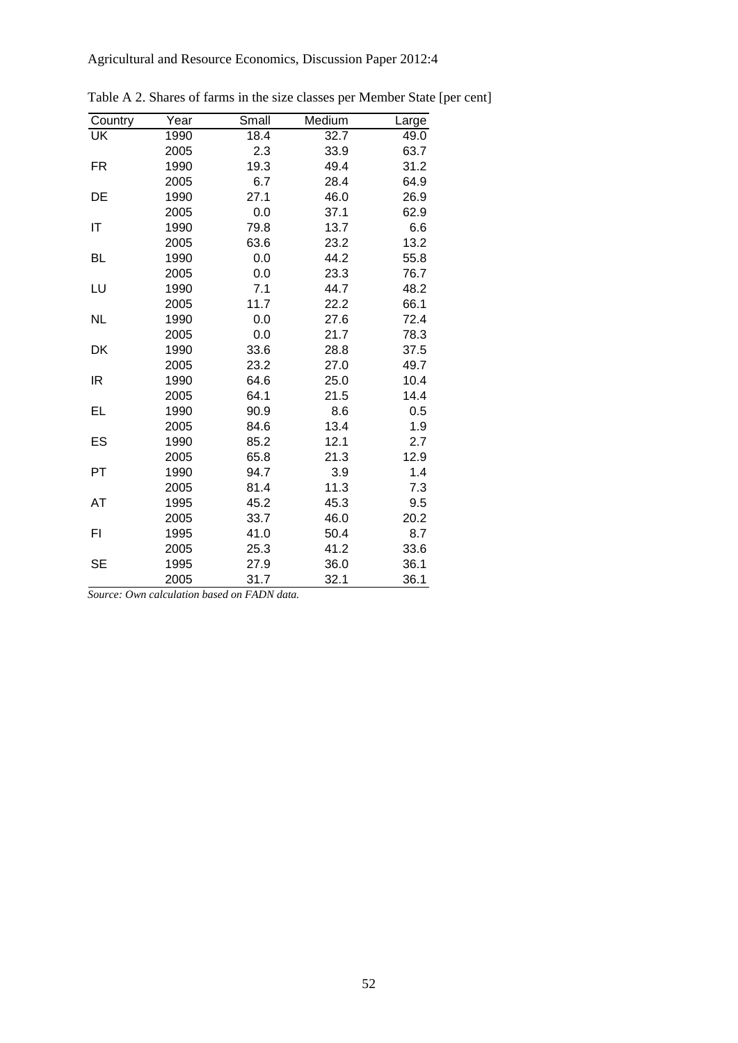Table A 2. Shares of farms in the size classes per Member State [per cent]

| Country | Year | Small | Medium | Large |
|---|---|---|---|---|
| UK | 1990 | 18.4 | 32.7 | 49.0 |
| | 2005 | 2.3 | 33.9 | 63.7 |
| FR | 1990 | 19.3 | 49.4 | 31.2 |
| | 2005 | 6.7 | 28.4 | 64.9 |
| DE | 1990 | 27.1 | 46.0 | 26.9 |
| | 2005 | 0.0 | 37.1 | 62.9 |
| IT | 1990 | 79.8 | 13.7 | 6.6 |
| | 2005 | 63.6 | 23.2 | 13.2 |
| BL | 1990 | 0.0 | 44.2 | 55.8 |
| | 2005 | 0.0 | 23.3 | 76.7 |
| LU | 1990 | 7.1 | 44.7 | 48.2 |
| | 2005 | 11.7 | 22.2 | 66.1 |
| NL | 1990 | 0.0 | 27.6 | 72.4 |
| | 2005 | 0.0 | 21.7 | 78.3 |
| DK | 1990 | 33.6 | 28.8 | 37.5 |
| | 2005 | 23.2 | 27.0 | 49.7 |
| IR | 1990 | 64.6 | 25.0 | 10.4 |
| | 2005 | 64.1 | 21.5 | 14.4 |
| EL | 1990 | 90.9 | 8.6 | 0.5 |
| | 2005 | 84.6 | 13.4 | 1.9 |
| ES | 1990 | 85.2 | 12.1 | 2.7 |
| | 2005 | 65.8 | 21.3 | 12.9 |
| PT | 1990 | 94.7 | 3.9 | 1.4 |
| | 2005 | 81.4 | 11.3 | 7.3 |
| AT | 1995 | 45.2 | 45.3 | 9.5 |
| | 2005 | 33.7 | 46.0 | 20.2 |
| FI | 1995 | 41.0 | 50.4 | 8.7 |
| | 2005 | 25.3 | 41.2 | 33.6 |
| SE | 1995 | 27.9 | 36.0 | 36.1 |
| | 2005 | 31.7 | 32.1 | 36.1 |

*Source: Own calculation based on FADN data.*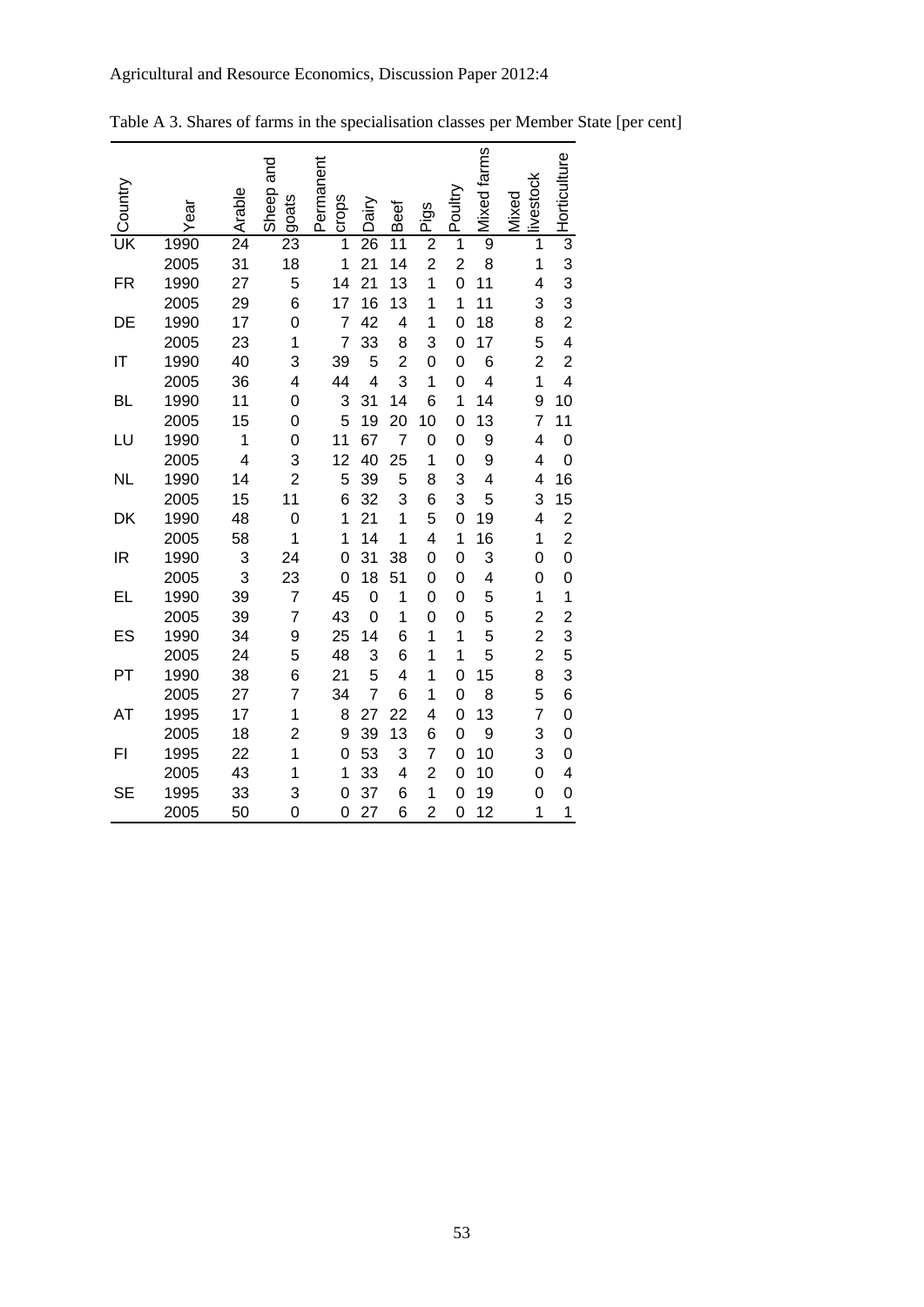Table A 3. Shares of farms in the specialisation classes per Member State [per cent]

| Country | Year | Arable | Sheep and goats | Permanent crops | Dairy | Beef | Pigs | Poultry | Mixed farms | Mixed livestock | Horticulture |
|---|---|---|---|---|---|---|---|---|---|---|---|
| UK | 1990 | 24 | 23 | 1 | 26 | 11 | 2 | 1 | 9 | 1 | 3 |
| | 2005 | 31 | 18 | 1 | 21 | 14 | 2 | 2 | 8 | 1 | 3 |
| FR | 1990 | 27 | 5 | 14 | 21 | 13 | 1 | 0 | 11 | 4 | 3 |
| | 2005 | 29 | 6 | 17 | 16 | 13 | 1 | 1 | 11 | 3 | 3 |
| DE | 1990 | 17 | 0 | 7 | 42 | 4 | 1 | 0 | 18 | 8 | 2 |
| | 2005 | 23 | 1 | 7 | 33 | 8 | 3 | 0 | 17 | 5 | 4 |
| IT | 1990 | 40 | 3 | 39 | 5 | 2 | 0 | 0 | 6 | 2 | 2 |
| | 2005 | 36 | 4 | 44 | 4 | 3 | 1 | 0 | 4 | 1 | 4 |
| BL | 1990 | 11 | 0 | 3 | 31 | 14 | 6 | 1 | 14 | 9 | 10 |
| | 2005 | 15 | 0 | 5 | 19 | 20 | 10 | 0 | 13 | 7 | 11 |
| LU | 1990 | 1 | 0 | 11 | 67 | 7 | 0 | 0 | 9 | 4 | 0 |
| | 2005 | 4 | 3 | 12 | 40 | 25 | 1 | 0 | 9 | 4 | 0 |
| NL | 1990 | 14 | 2 | 5 | 39 | 5 | 8 | 3 | 4 | 4 | 16 |
| | 2005 | 15 | 11 | 6 | 32 | 3 | 6 | 3 | 5 | 3 | 15 |
| DK | 1990 | 48 | 0 | 1 | 21 | 1 | 5 | 0 | 19 | 4 | 2 |
| | 2005 | 58 | 1 | 1 | 14 | 1 | 4 | 1 | 16 | 1 | 2 |
| IR | 1990 | 3 | 24 | 0 | 31 | 38 | 0 | 0 | 3 | 0 | 0 |
| | 2005 | 3 | 23 | 0 | 18 | 51 | 0 | 0 | 4 | 0 | 0 |
| EL | 1990 | 39 | 7 | 45 | 0 | 1 | 0 | 0 | 5 | 1 | 1 |
| | 2005 | 39 | 7 | 43 | 0 | 1 | 0 | 0 | 5 | 2 | 2 |
| ES | 1990 | 34 | 9 | 25 | 14 | 6 | 1 | 1 | 5 | 2 | 3 |
| | 2005 | 24 | 5 | 48 | 3 | 6 | 1 | 1 | 5 | 2 | 5 |
| PT | 1990 | 38 | 6 | 21 | 5 | 4 | 1 | 0 | 15 | 8 | 3 |
| | 2005 | 27 | 7 | 34 | 7 | 6 | 1 | 0 | 8 | 5 | 6 |
| AT | 1995 | 17 | 1 | 8 | 27 | 22 | 4 | 0 | 13 | 7 | 0 |
| | 2005 | 18 | 2 | 9 | 39 | 13 | 6 | 0 | 9 | 3 | 0 |
| FI | 1995 | 22 | 1 | 0 | 53 | 3 | 7 | 0 | 10 | 3 | 0 |
| | 2005 | 43 | 1 | 1 | 33 | 4 | 2 | 0 | 10 | 0 | 4 |
| SE | 1995 | 33 | 3 | 0 | 37 | 6 | 1 | 0 | 19 | 0 | 0 |
| | 2005 | 50 | 0 | 0 | 27 | 6 | 2 | 0 | 12 | 1 | 1 |